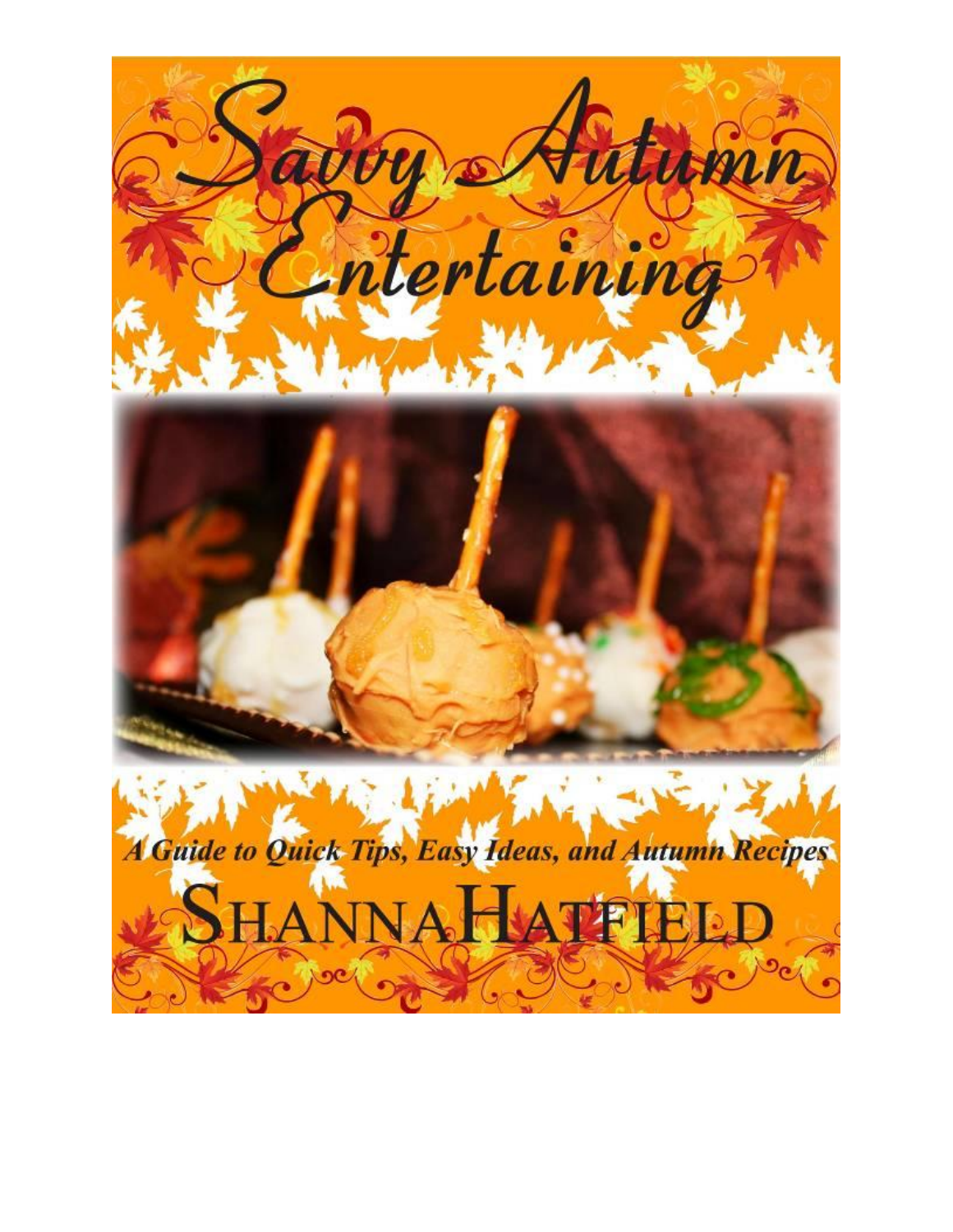# Savvy Autumn Entertaining

*A Guide to Quick Tips, Easy Ideas, and Autumn Recipes*

SHANNA HATFIELD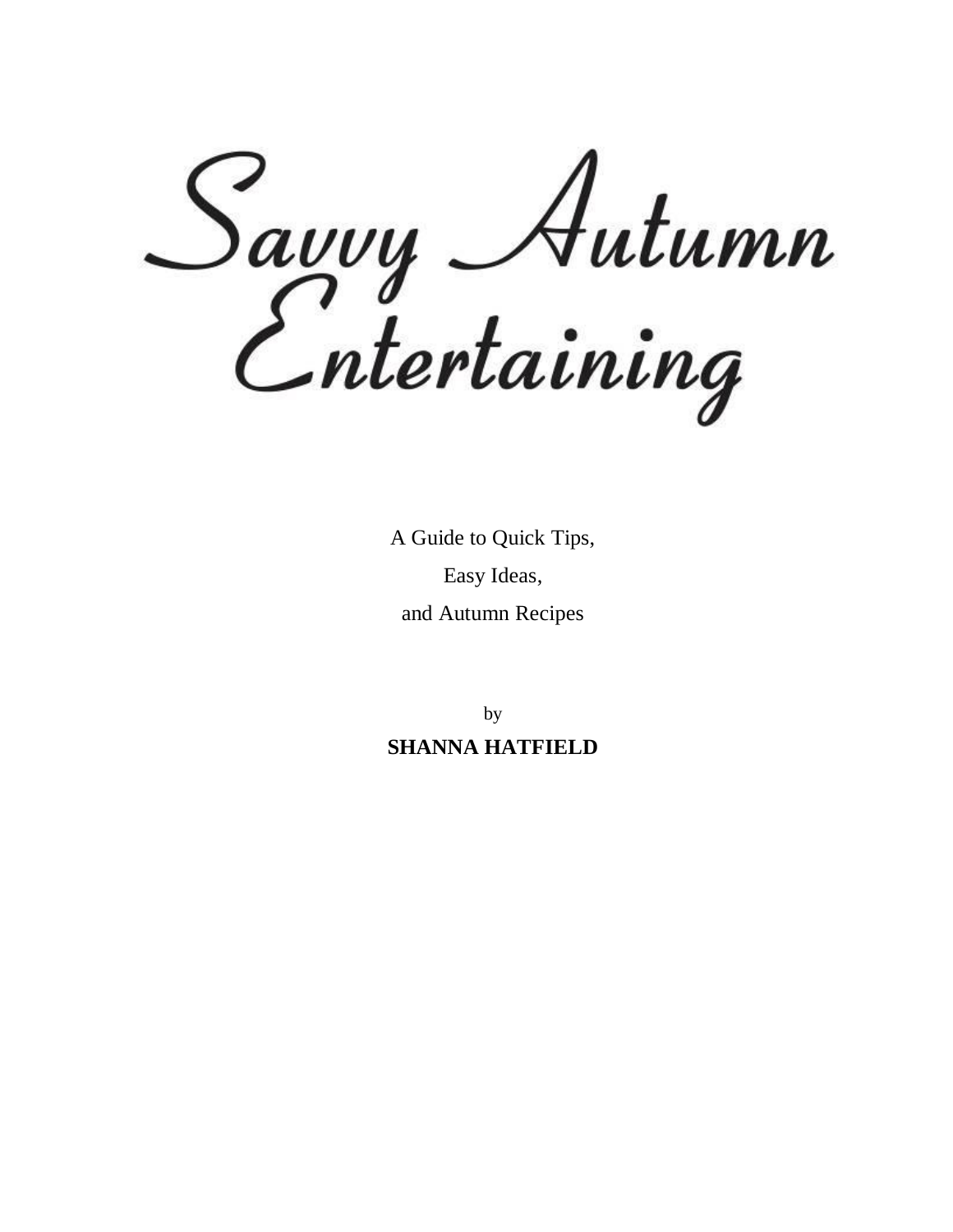# Savvy Autumn Entertaining

A Guide to Quick Tips,

Easy Ideas,

and Autumn Recipes

by

**SHANNA HATFIELD**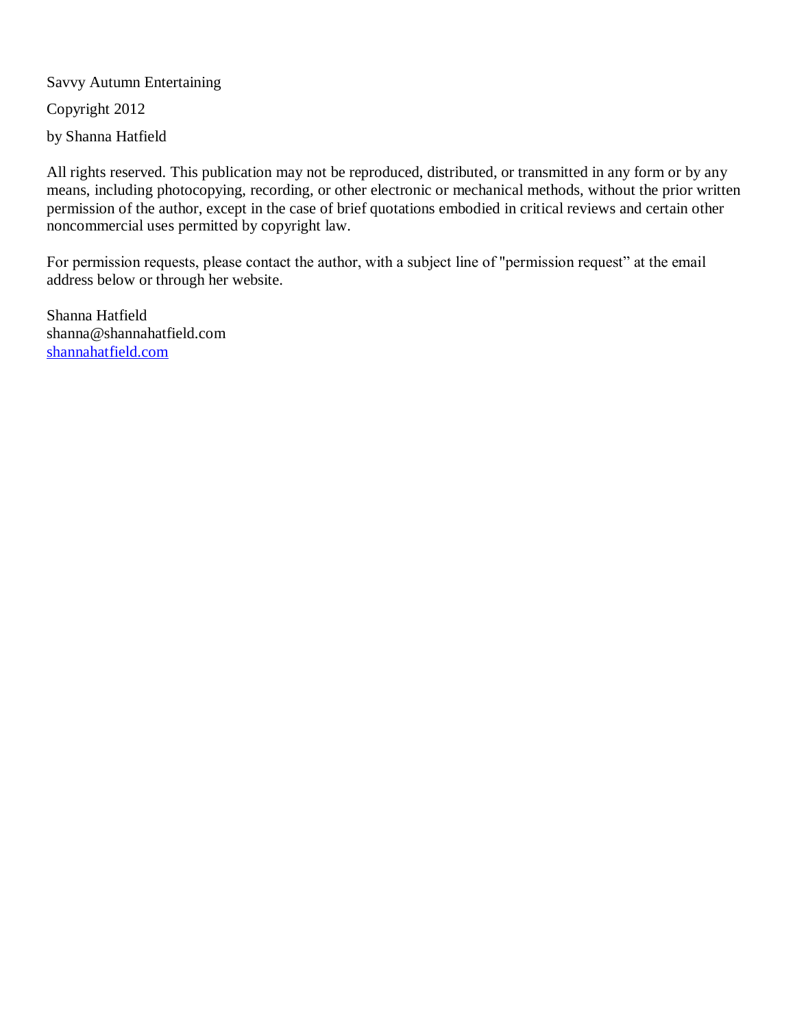Savvy Autumn Entertaining

Copyright 2012

by Shanna Hatfield

All rights reserved. This publication may not be reproduced, distributed, or transmitted in any form or by any means, including photocopying, recording, or other electronic or mechanical methods, without the prior written permission of the author, except in the case of brief quotations embodied in critical reviews and certain other noncommercial uses permitted by copyright law.

For permission requests, please contact the author, with a subject line of "permission request" at the email address below or through her website.

Shanna Hatfield  
shanna@shannahatfield.com  
[shannahatfield.com](http://shannahatfield.com)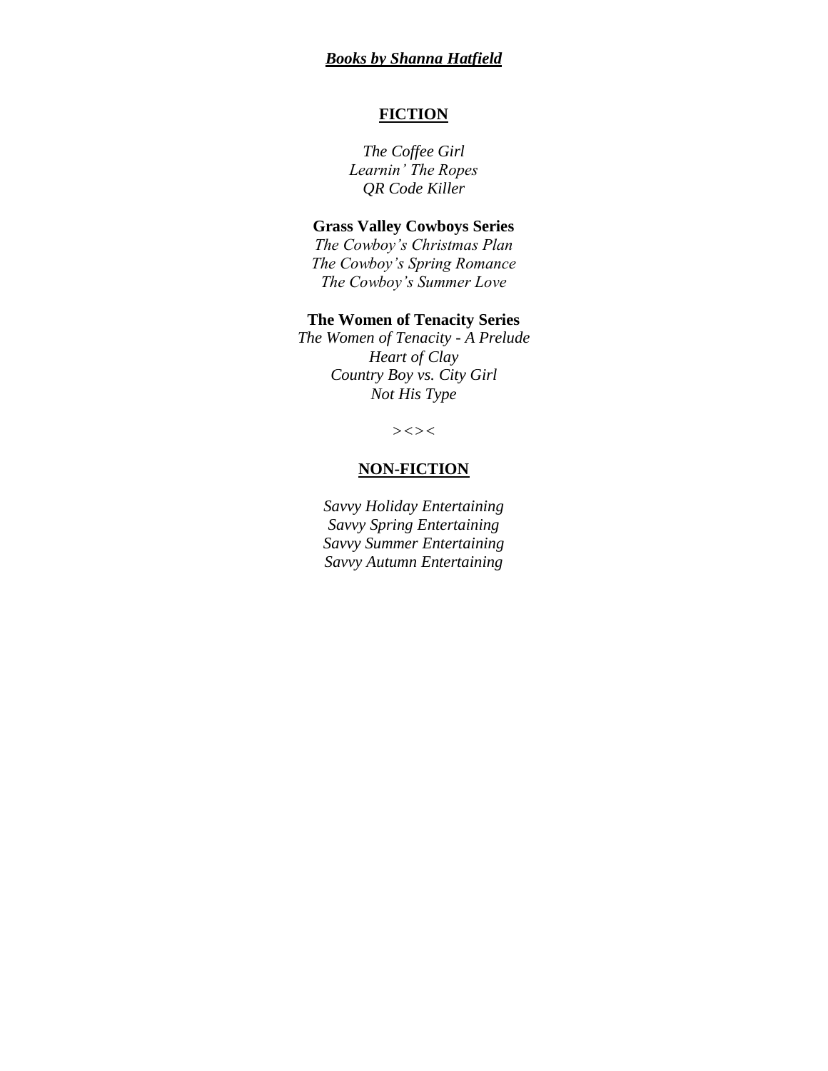***Books by Shanna Hatfield***

## FICTION

*The Coffee Girl*
*Learnin' The Ropes*
*QR Code Killer*

**Grass Valley Cowboys Series**

*The Cowboy's Christmas Plan*
*The Cowboy's Spring Romance*
*The Cowboy's Summer Love*

**The Women of Tenacity Series**

*The Women of Tenacity - A Prelude*
*Heart of Clay*
*Country Boy vs. City Girl*
*Not His Type*

><><

## NON-FICTION

*Savvy Holiday Entertaining*
*Savvy Spring Entertaining*
*Savvy Summer Entertaining*
*Savvy Autumn Entertaining*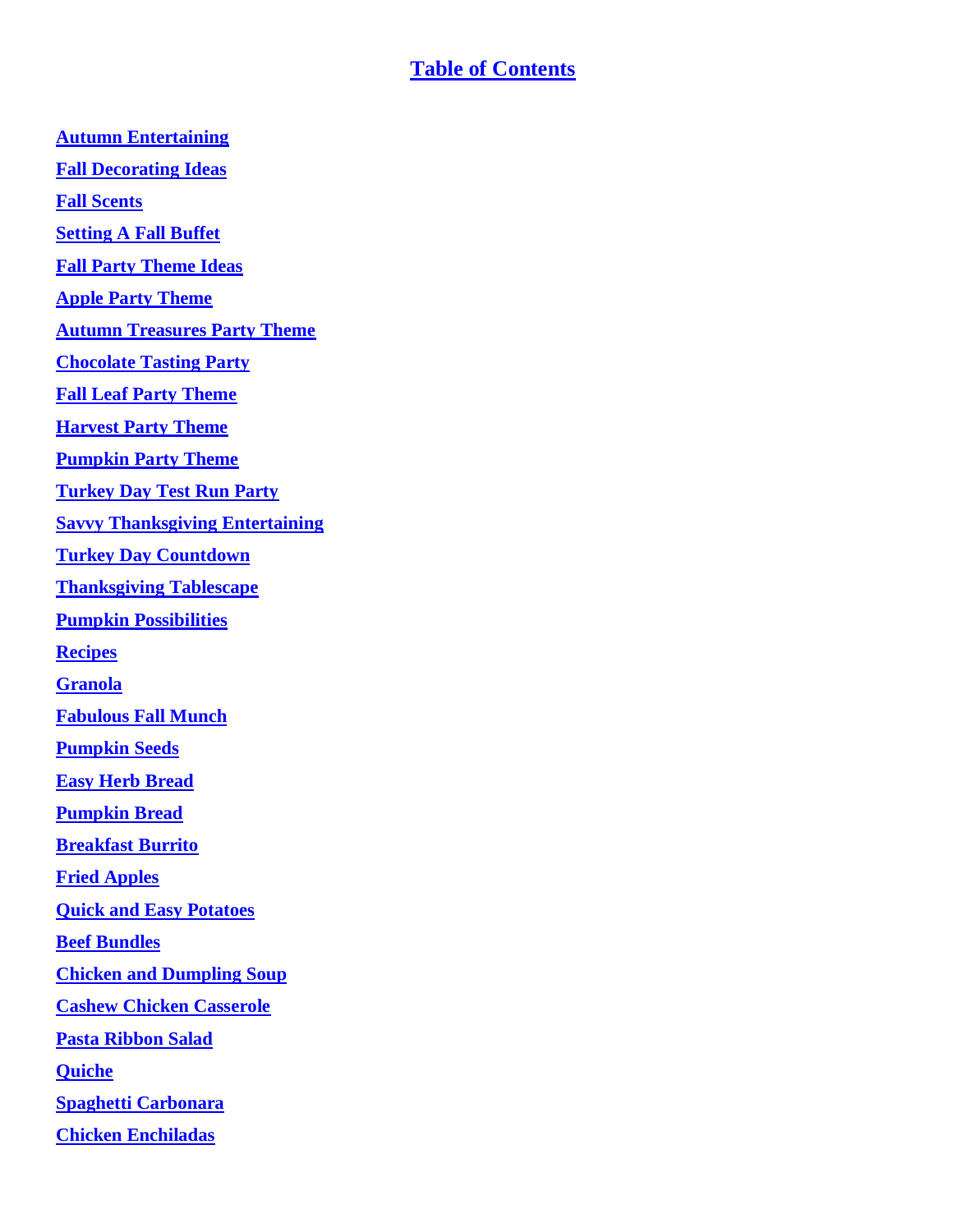# Table of Contents

Autumn Entertaining

Fall Decorating Ideas

Fall Scents

Setting A Fall Buffet

Fall Party Theme Ideas

Apple Party Theme

Autumn Treasures Party Theme

Chocolate Tasting Party

Fall Leaf Party Theme

Harvest Party Theme

Pumpkin Party Theme

Turkey Day Test Run Party

Savvy Thanksgiving Entertaining

Turkey Day Countdown

Thanksgiving Tablescape

Pumpkin Possibilities

Recipes

Granola

Fabulous Fall Munch

Pumpkin Seeds

Easy Herb Bread

Pumpkin Bread

Breakfast Burrito

Fried Apples

Quick and Easy Potatoes

Beef Bundles

Chicken and Dumpling Soup

Cashew Chicken Casserole

Pasta Ribbon Salad

Quiche

Spaghetti Carbonara

Chicken Enchiladas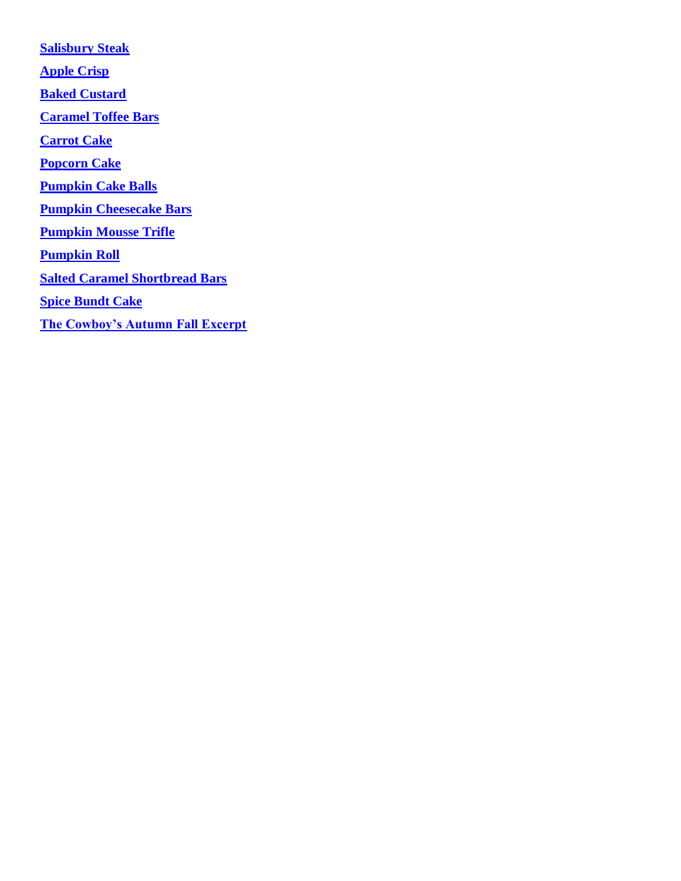**Salisbury Steak**

**Apple Crisp**

**Baked Custard**

**Caramel Toffee Bars**

**Carrot Cake**

**Popcorn Cake**

**Pumpkin Cake Balls**

**Pumpkin Cheesecake Bars**

**Pumpkin Mousse Trifle**

**Pumpkin Roll**

**Salted Caramel Shortbread Bars**

**Spice Bundt Cake**

**The Cowboy's Autumn Fall Excerpt**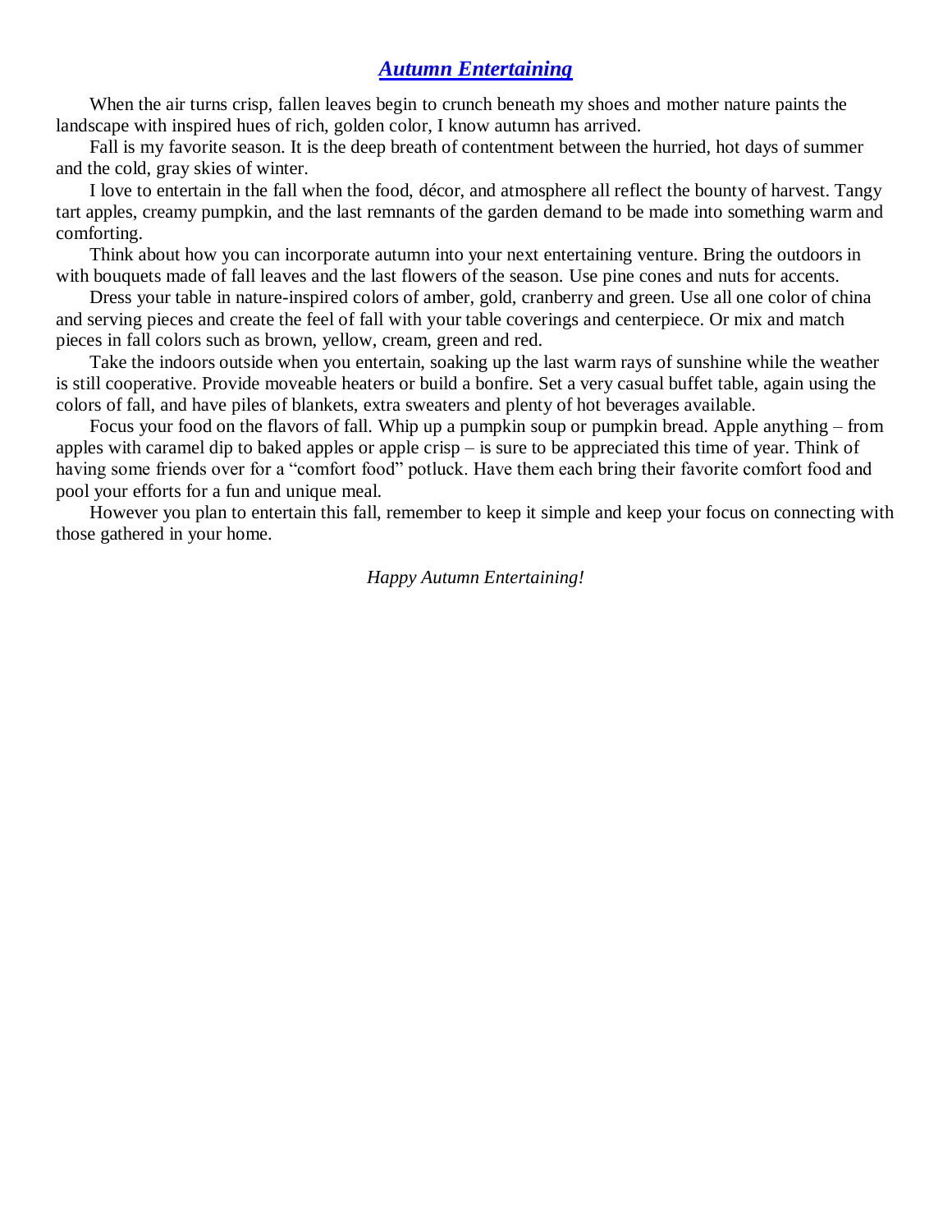## [Autumn Entertaining]

When the air turns crisp, fallen leaves begin to crunch beneath my shoes and mother nature paints the landscape with inspired hues of rich, golden color, I know autumn has arrived.

Fall is my favorite season. It is the deep breath of contentment between the hurried, hot days of summer and the cold, gray skies of winter.

I love to entertain in the fall when the food, décor, and atmosphere all reflect the bounty of harvest. Tangy tart apples, creamy pumpkin, and the last remnants of the garden demand to be made into something warm and comforting.

Think about how you can incorporate autumn into your next entertaining venture. Bring the outdoors in with bouquets made of fall leaves and the last flowers of the season. Use pine cones and nuts for accents.

Dress your table in nature-inspired colors of amber, gold, cranberry and green. Use all one color of china and serving pieces and create the feel of fall with your table coverings and centerpiece. Or mix and match pieces in fall colors such as brown, yellow, cream, green and red.

Take the indoors outside when you entertain, soaking up the last warm rays of sunshine while the weather is still cooperative. Provide moveable heaters or build a bonfire. Set a very casual buffet table, again using the colors of fall, and have piles of blankets, extra sweaters and plenty of hot beverages available.

Focus your food on the flavors of fall. Whip up a pumpkin soup or pumpkin bread. Apple anything – from apples with caramel dip to baked apples or apple crisp – is sure to be appreciated this time of year. Think of having some friends over for a "comfort food" potluck. Have them each bring their favorite comfort food and pool your efforts for a fun and unique meal.

However you plan to entertain this fall, remember to keep it simple and keep your focus on connecting with those gathered in your home.

*Happy Autumn Entertaining!*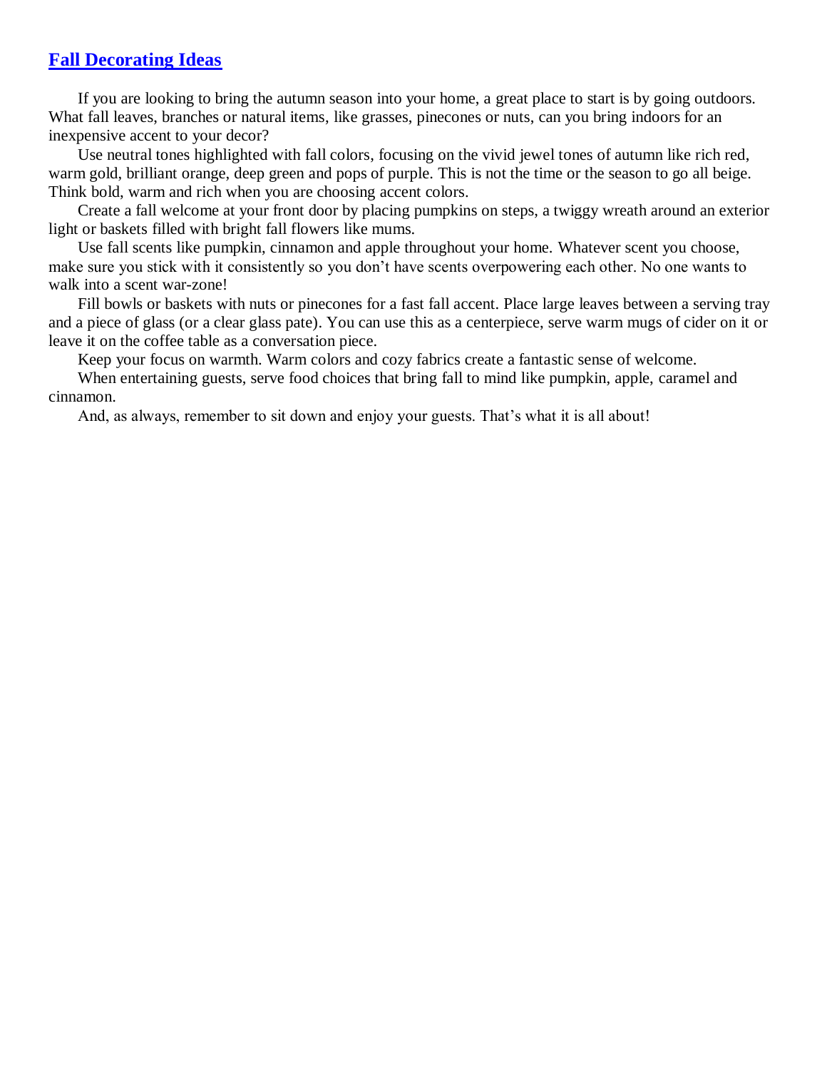## Fall Decorating Ideas

If you are looking to bring the autumn season into your home, a great place to start is by going outdoors. What fall leaves, branches or natural items, like grasses, pinecones or nuts, can you bring indoors for an inexpensive accent to your decor?

Use neutral tones highlighted with fall colors, focusing on the vivid jewel tones of autumn like rich red, warm gold, brilliant orange, deep green and pops of purple. This is not the time or the season to go all beige. Think bold, warm and rich when you are choosing accent colors.

Create a fall welcome at your front door by placing pumpkins on steps, a twiggy wreath around an exterior light or baskets filled with bright fall flowers like mums.

Use fall scents like pumpkin, cinnamon and apple throughout your home. Whatever scent you choose, make sure you stick with it consistently so you don't have scents overpowering each other. No one wants to walk into a scent war-zone!

Fill bowls or baskets with nuts or pinecones for a fast fall accent. Place large leaves between a serving tray and a piece of glass (or a clear glass pate). You can use this as a centerpiece, serve warm mugs of cider on it or leave it on the coffee table as a conversation piece.

Keep your focus on warmth. Warm colors and cozy fabrics create a fantastic sense of welcome.

When entertaining guests, serve food choices that bring fall to mind like pumpkin, apple, caramel and cinnamon.

And, as always, remember to sit down and enjoy your guests. That's what it is all about!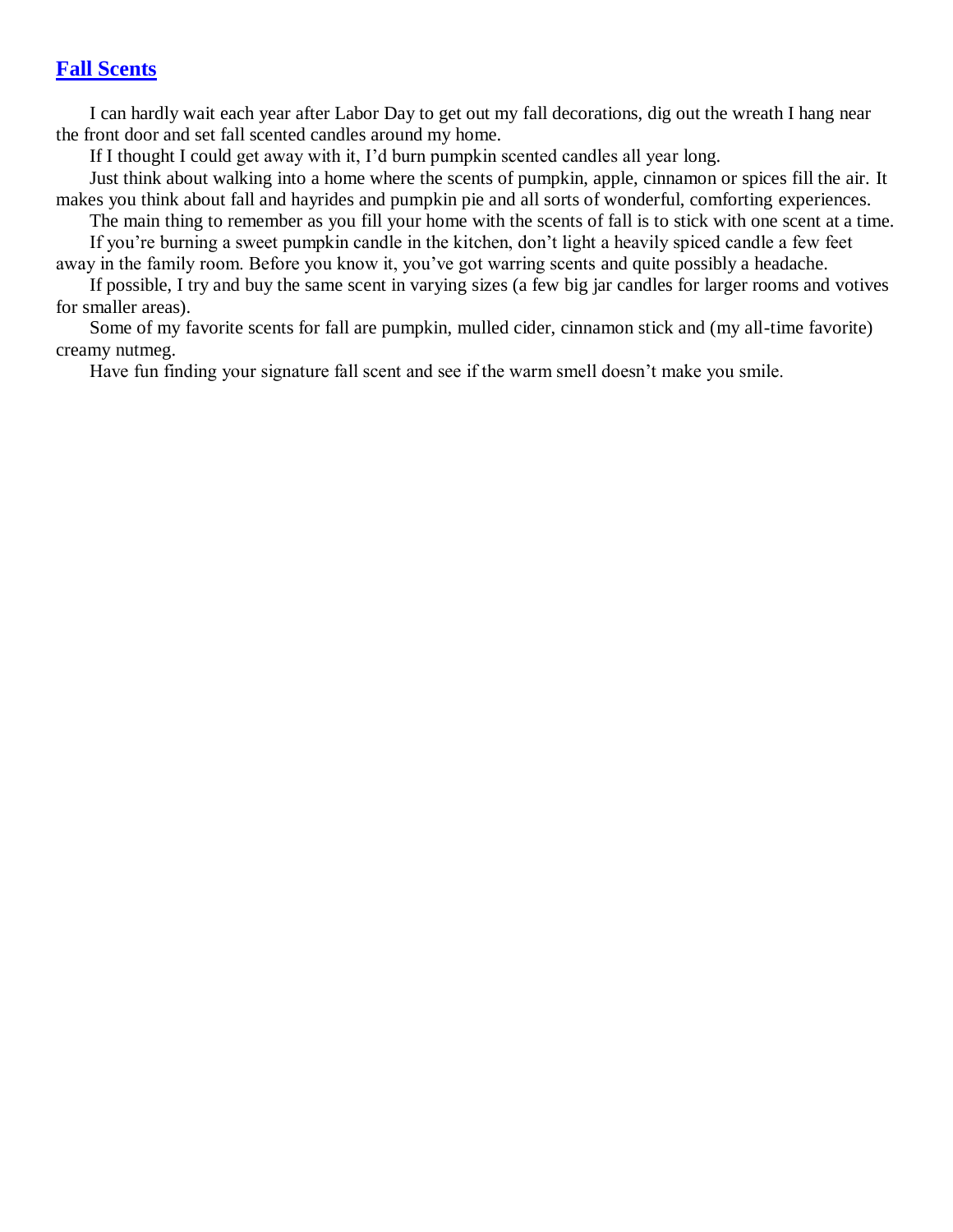## Fall Scents

I can hardly wait each year after Labor Day to get out my fall decorations, dig out the wreath I hang near the front door and set fall scented candles around my home.

If I thought I could get away with it, I'd burn pumpkin scented candles all year long.

Just think about walking into a home where the scents of pumpkin, apple, cinnamon or spices fill the air. It makes you think about fall and hayrides and pumpkin pie and all sorts of wonderful, comforting experiences.

The main thing to remember as you fill your home with the scents of fall is to stick with one scent at a time.

If you're burning a sweet pumpkin candle in the kitchen, don't light a heavily spiced candle a few feet away in the family room. Before you know it, you've got warring scents and quite possibly a headache.

If possible, I try and buy the same scent in varying sizes (a few big jar candles for larger rooms and votives for smaller areas).

Some of my favorite scents for fall are pumpkin, mulled cider, cinnamon stick and (my all-time favorite) creamy nutmeg.

Have fun finding your signature fall scent and see if the warm smell doesn't make you smile.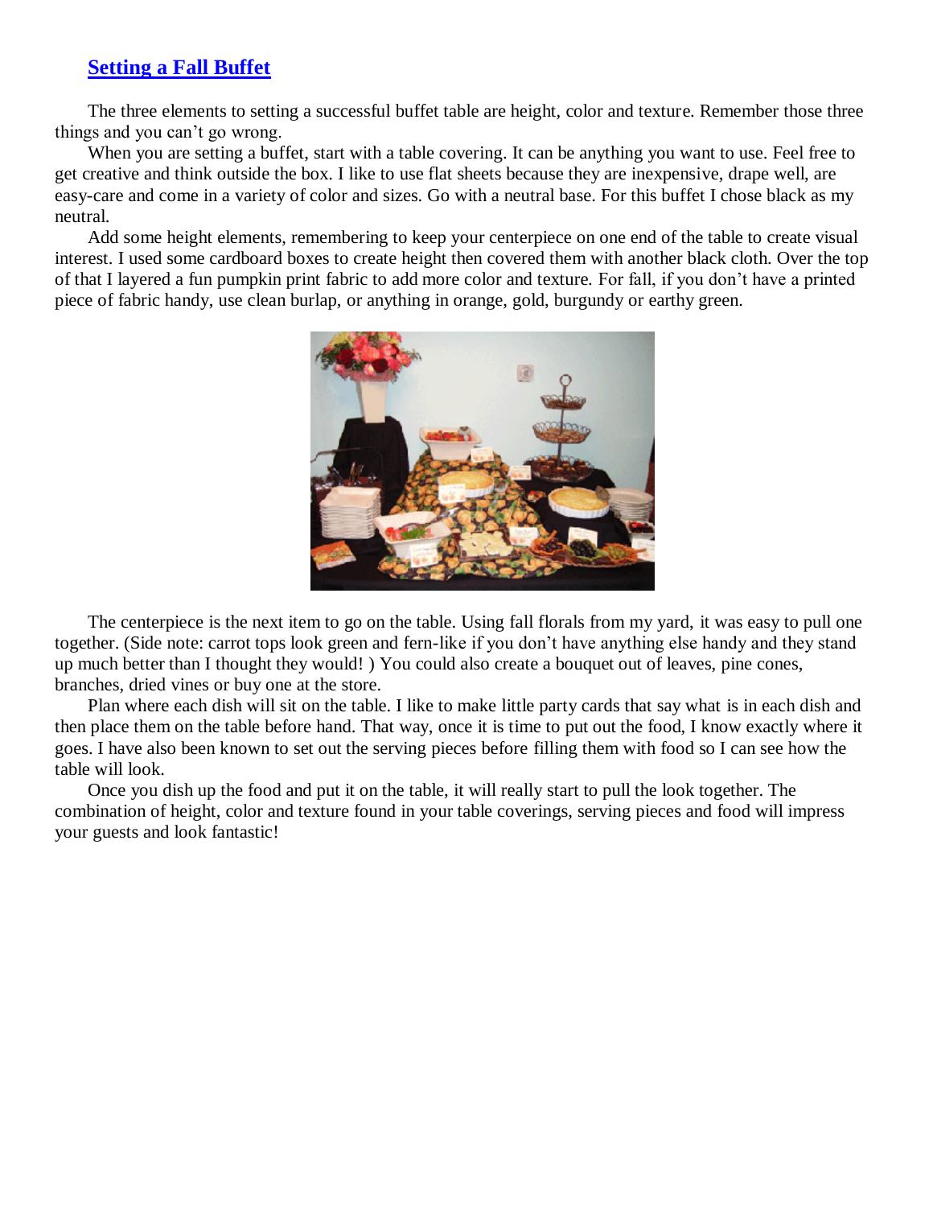## Setting a Fall Buffet

The three elements to setting a successful buffet table are height, color and texture. Remember those three things and you can't go wrong.

When you are setting a buffet, start with a table covering. It can be anything you want to use. Feel free to get creative and think outside the box. I like to use flat sheets because they are inexpensive, drape well, are easy-care and come in a variety of color and sizes. Go with a neutral base. For this buffet I chose black as my neutral.

Add some height elements, remembering to keep your centerpiece on one end of the table to create visual interest. I used some cardboard boxes to create height then covered them with another black cloth. Over the top of that I layered a fun pumpkin print fabric to add more color and texture. For fall, if you don't have a printed piece of fabric handy, use clean burlap, or anything in orange, gold, burgundy or earthy green.

The centerpiece is the next item to go on the table. Using fall florals from my yard, it was easy to pull one together. (Side note: carrot tops look green and fern-like if you don't have anything else handy and they stand up much better than I thought they would! ) You could also create a bouquet out of leaves, pine cones, branches, dried vines or buy one at the store.

Plan where each dish will sit on the table. I like to make little party cards that say what is in each dish and then place them on the table before hand. That way, once it is time to put out the food, I know exactly where it goes. I have also been known to set out the serving pieces before filling them with food so I can see how the table will look.

Once you dish up the food and put it on the table, it will really start to pull the look together. The combination of height, color and texture found in your table coverings, serving pieces and food will impress your guests and look fantastic!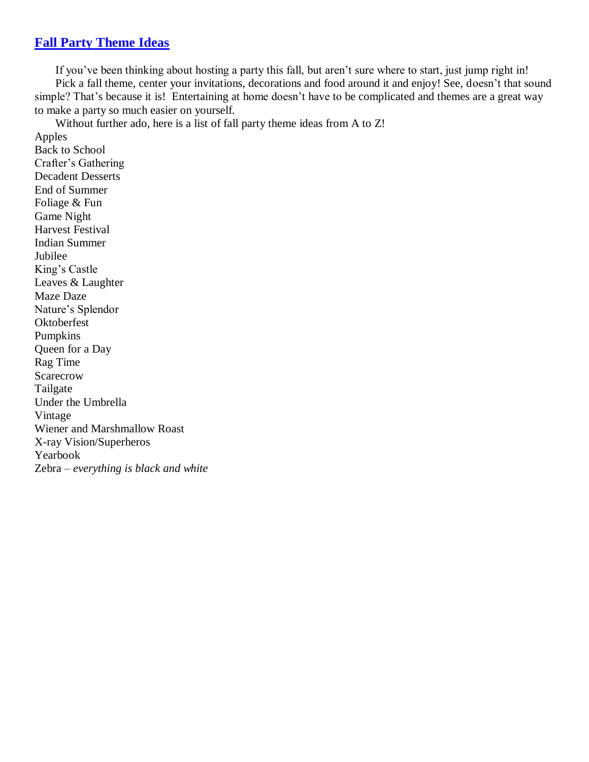## [Fall Party Theme Ideas]

If you've been thinking about hosting a party this fall, but aren't sure where to start, just jump right in!

Pick a fall theme, center your invitations, decorations and food around it and enjoy! See, doesn't that sound simple? That's because it is! Entertaining at home doesn't have to be complicated and themes are a great way to make a party so much easier on yourself.

Without further ado, here is a list of fall party theme ideas from A to Z!

Apples  
Back to School  
Crafter's Gathering  
Decadent Desserts  
End of Summer  
Foliage & Fun  
Game Night  
Harvest Festival  
Indian Summer  
Jubilee  
King's Castle  
Leaves & Laughter  
Maze Daze  
Nature's Splendor  
Oktoberfest  
Pumpkins  
Queen for a Day  
Rag Time  
Scarecrow  
Tailgate  
Under the Umbrella  
Vintage  
Wiener and Marshmallow Roast  
X-ray Vision/Superheros  
Yearbook  
Zebra – *everything is black and white*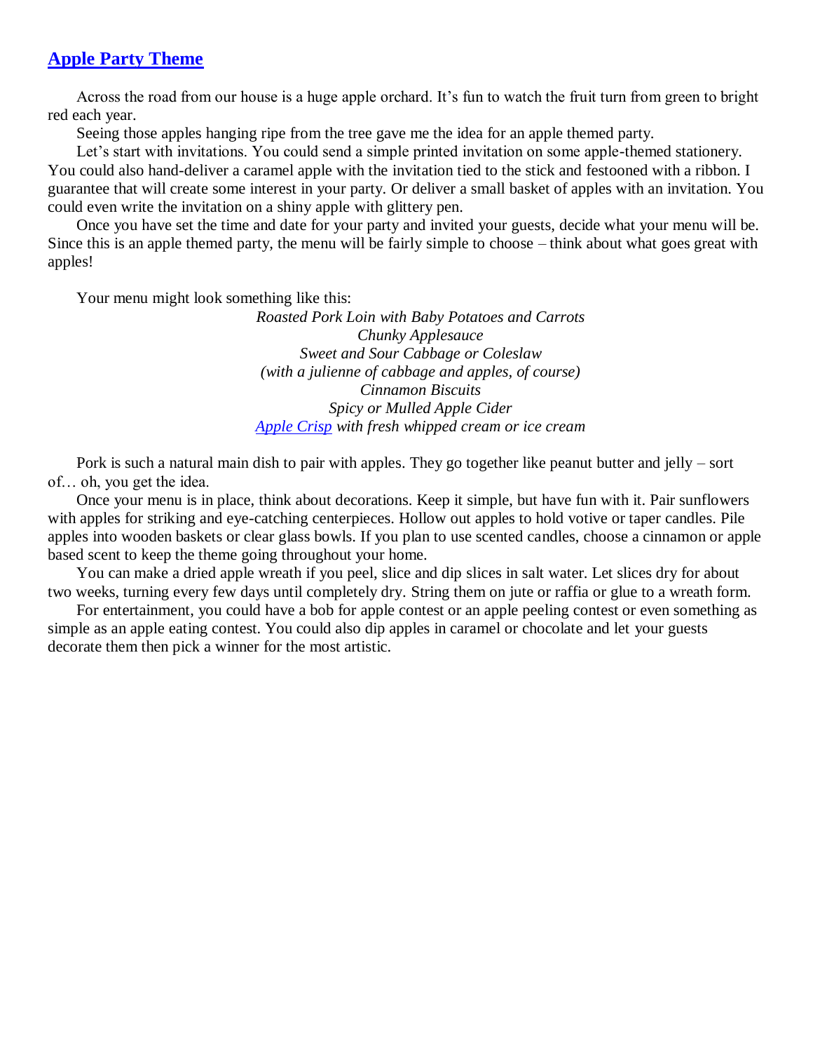## [Apple Party Theme]

Across the road from our house is a huge apple orchard. It's fun to watch the fruit turn from green to bright red each year.

Seeing those apples hanging ripe from the tree gave me the idea for an apple themed party.

Let's start with invitations. You could send a simple printed invitation on some apple-themed stationery. You could also hand-deliver a caramel apple with the invitation tied to the stick and festooned with a ribbon. I guarantee that will create some interest in your party. Or deliver a small basket of apples with an invitation. You could even write the invitation on a shiny apple with glittery pen.

Once you have set the time and date for your party and invited your guests, decide what your menu will be. Since this is an apple themed party, the menu will be fairly simple to choose – think about what goes great with apples!

Your menu might look something like this:

*Roasted Pork Loin with Baby Potatoes and Carrots*
*Chunky Applesauce*
*Sweet and Sour Cabbage or Coleslaw*
*(with a julienne of cabbage and apples, of course)*
*Cinnamon Biscuits*
*Spicy or Mulled Apple Cider*
*[Apple Crisp] with fresh whipped cream or ice cream*

Pork is such a natural main dish to pair with apples. They go together like peanut butter and jelly – sort of… oh, you get the idea.

Once your menu is in place, think about decorations. Keep it simple, but have fun with it. Pair sunflowers with apples for striking and eye-catching centerpieces. Hollow out apples to hold votive or taper candles. Pile apples into wooden baskets or clear glass bowls. If you plan to use scented candles, choose a cinnamon or apple based scent to keep the theme going throughout your home.

You can make a dried apple wreath if you peel, slice and dip slices in salt water. Let slices dry for about two weeks, turning every few days until completely dry. String them on jute or raffia or glue to a wreath form.

For entertainment, you could have a bob for apple contest or an apple peeling contest or even something as simple as an apple eating contest. You could also dip apples in caramel or chocolate and let your guests decorate them then pick a winner for the most artistic.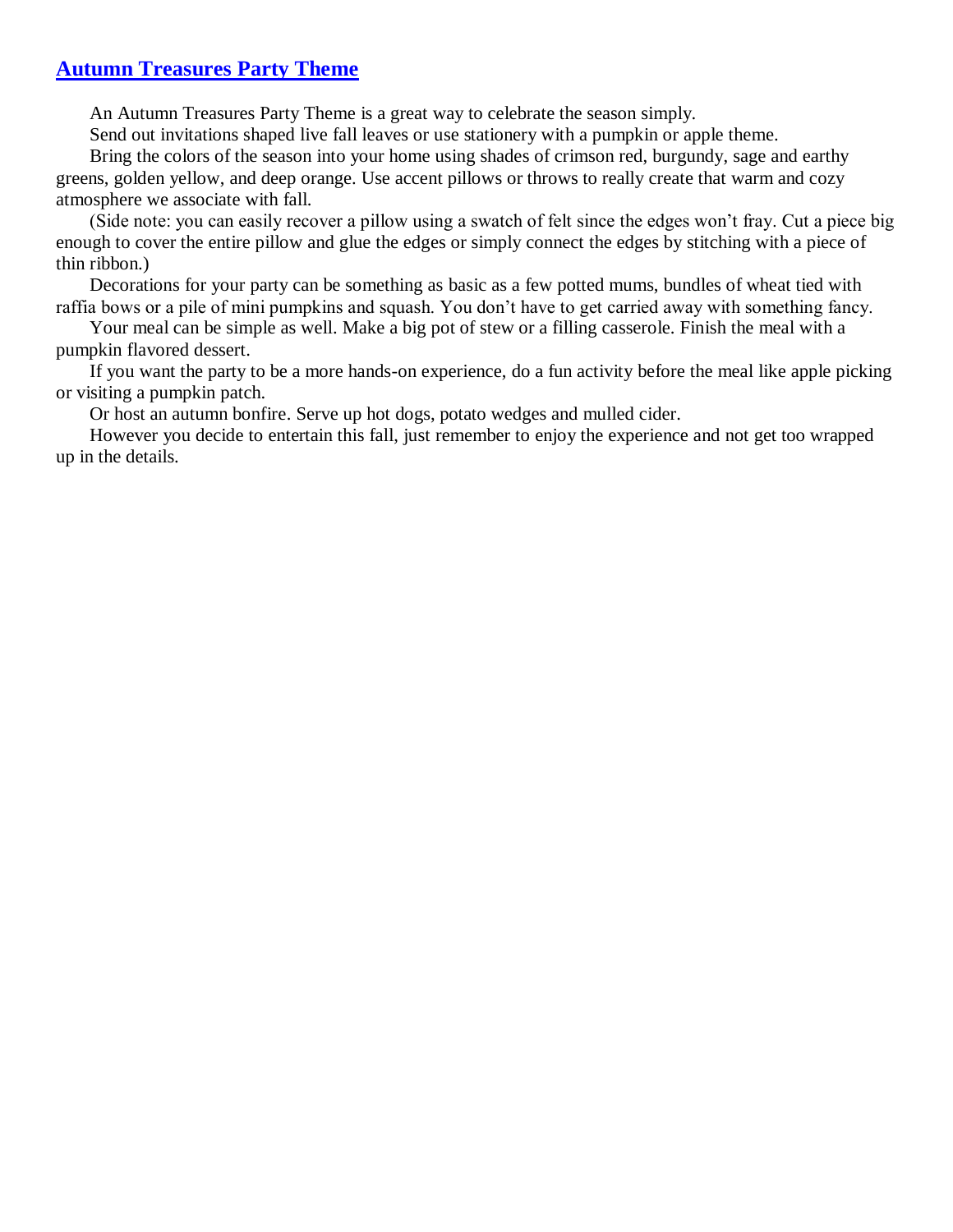## Autumn Treasures Party Theme

An Autumn Treasures Party Theme is a great way to celebrate the season simply.

Send out invitations shaped live fall leaves or use stationery with a pumpkin or apple theme.

Bring the colors of the season into your home using shades of crimson red, burgundy, sage and earthy greens, golden yellow, and deep orange. Use accent pillows or throws to really create that warm and cozy atmosphere we associate with fall.

(Side note: you can easily recover a pillow using a swatch of felt since the edges won't fray. Cut a piece big enough to cover the entire pillow and glue the edges or simply connect the edges by stitching with a piece of thin ribbon.)

Decorations for your party can be something as basic as a few potted mums, bundles of wheat tied with raffia bows or a pile of mini pumpkins and squash. You don't have to get carried away with something fancy.

Your meal can be simple as well. Make a big pot of stew or a filling casserole. Finish the meal with a pumpkin flavored dessert.

If you want the party to be a more hands-on experience, do a fun activity before the meal like apple picking or visiting a pumpkin patch.

Or host an autumn bonfire. Serve up hot dogs, potato wedges and mulled cider.

However you decide to entertain this fall, just remember to enjoy the experience and not get too wrapped up in the details.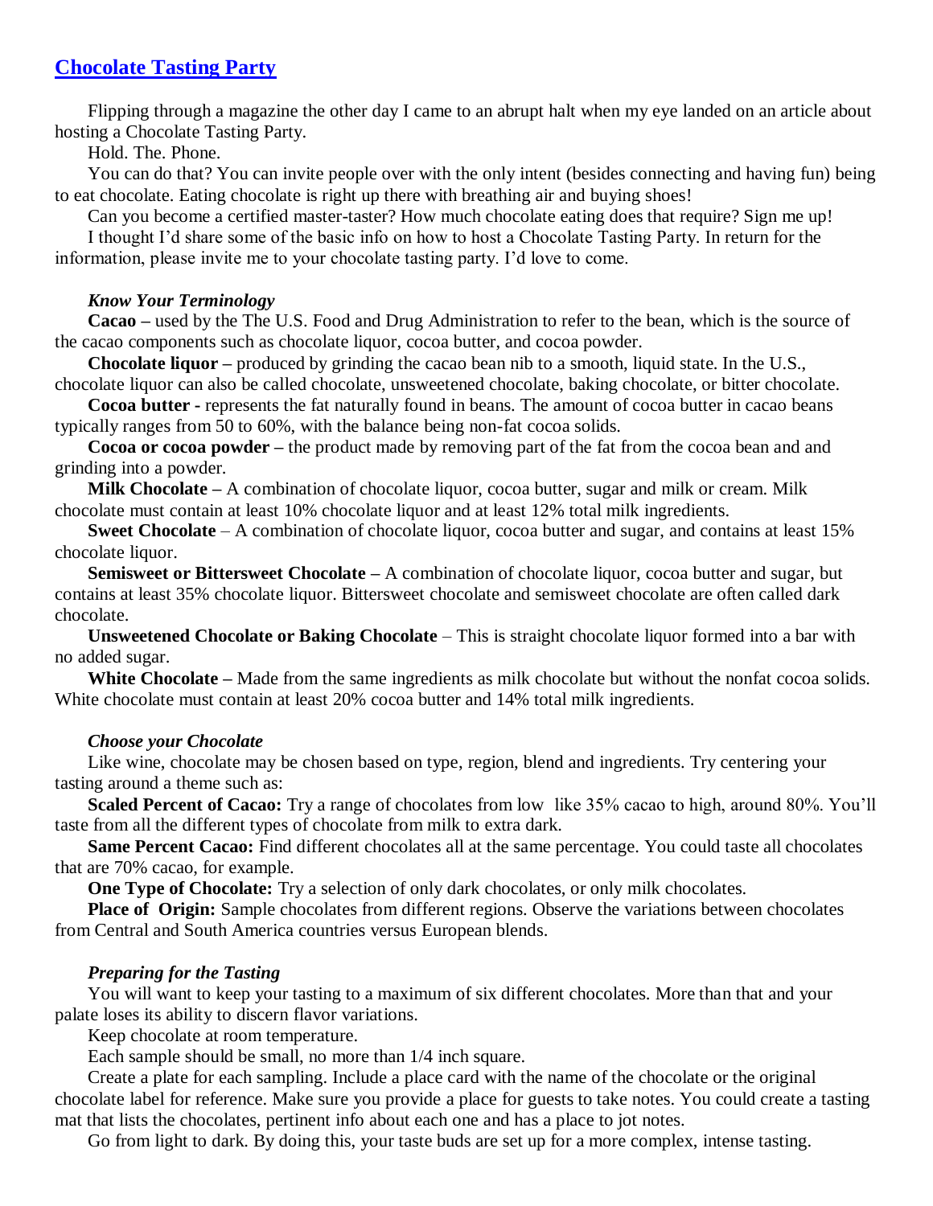## Chocolate Tasting Party

Flipping through a magazine the other day I came to an abrupt halt when my eye landed on an article about hosting a Chocolate Tasting Party.

Hold. The. Phone.

You can do that? You can invite people over with the only intent (besides connecting and having fun) being to eat chocolate. Eating chocolate is right up there with breathing air and buying shoes!

Can you become a certified master-taster? How much chocolate eating does that require? Sign me up!

I thought I'd share some of the basic info on how to host a Chocolate Tasting Party. In return for the information, please invite me to your chocolate tasting party. I'd love to come.

### *Know Your Terminology*

**Cacao –** used by the The U.S. Food and Drug Administration to refer to the bean, which is the source of the cacao components such as chocolate liquor, cocoa butter, and cocoa powder.

**Chocolate liquor –** produced by grinding the cacao bean nib to a smooth, liquid state. In the U.S., chocolate liquor can also be called chocolate, unsweetened chocolate, baking chocolate, or bitter chocolate.

**Cocoa butter -** represents the fat naturally found in beans. The amount of cocoa butter in cacao beans typically ranges from 50 to 60%, with the balance being non-fat cocoa solids.

**Cocoa or cocoa powder –** the product made by removing part of the fat from the cocoa bean and and grinding into a powder.

**Milk Chocolate –** A combination of chocolate liquor, cocoa butter, sugar and milk or cream. Milk chocolate must contain at least 10% chocolate liquor and at least 12% total milk ingredients.

**Sweet Chocolate** – A combination of chocolate liquor, cocoa butter and sugar, and contains at least 15% chocolate liquor.

**Semisweet or Bittersweet Chocolate –** A combination of chocolate liquor, cocoa butter and sugar, but contains at least 35% chocolate liquor. Bittersweet chocolate and semisweet chocolate are often called dark chocolate.

**Unsweetened Chocolate or Baking Chocolate** – This is straight chocolate liquor formed into a bar with no added sugar.

**White Chocolate –** Made from the same ingredients as milk chocolate but without the nonfat cocoa solids. White chocolate must contain at least 20% cocoa butter and 14% total milk ingredients.

### *Choose your Chocolate*

Like wine, chocolate may be chosen based on type, region, blend and ingredients. Try centering your tasting around a theme such as:

**Scaled Percent of Cacao:** Try a range of chocolates from low like 35% cacao to high, around 80%. You'll taste from all the different types of chocolate from milk to extra dark.

**Same Percent Cacao:** Find different chocolates all at the same percentage. You could taste all chocolates that are 70% cacao, for example.

**One Type of Chocolate:** Try a selection of only dark chocolates, or only milk chocolates.

**Place of Origin:** Sample chocolates from different regions. Observe the variations between chocolates from Central and South America countries versus European blends.

### *Preparing for the Tasting*

You will want to keep your tasting to a maximum of six different chocolates. More than that and your palate loses its ability to discern flavor variations.

Keep chocolate at room temperature.

Each sample should be small, no more than 1/4 inch square.

Create a plate for each sampling. Include a place card with the name of the chocolate or the original chocolate label for reference. Make sure you provide a place for guests to take notes. You could create a tasting mat that lists the chocolates, pertinent info about each one and has a place to jot notes.

Go from light to dark. By doing this, your taste buds are set up for a more complex, intense tasting.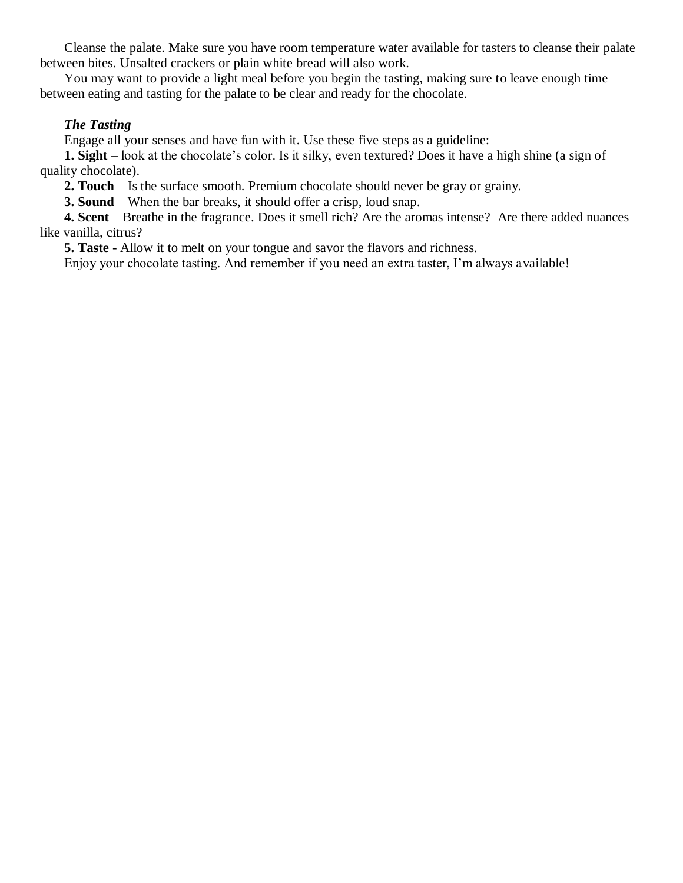Cleanse the palate. Make sure you have room temperature water available for tasters to cleanse their palate between bites. Unsalted crackers or plain white bread will also work.

You may want to provide a light meal before you begin the tasting, making sure to leave enough time between eating and tasting for the palate to be clear and ready for the chocolate.

***The Tasting***

Engage all your senses and have fun with it. Use these five steps as a guideline:

**1. Sight** – look at the chocolate's color. Is it silky, even textured? Does it have a high shine (a sign of quality chocolate).

**2. Touch** – Is the surface smooth. Premium chocolate should never be gray or grainy.

**3. Sound** – When the bar breaks, it should offer a crisp, loud snap.

**4. Scent** – Breathe in the fragrance. Does it smell rich? Are the aromas intense? Are there added nuances like vanilla, citrus?

**5. Taste** - Allow it to melt on your tongue and savor the flavors and richness.

Enjoy your chocolate tasting. And remember if you need an extra taster, I'm always available!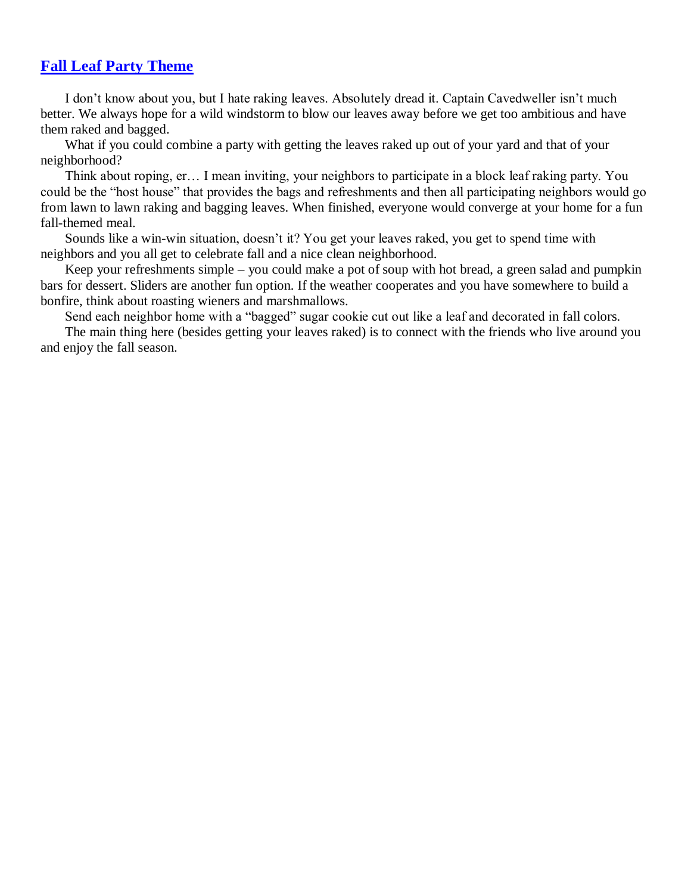## Fall Leaf Party Theme

I don't know about you, but I hate raking leaves. Absolutely dread it. Captain Cavedweller isn't much better. We always hope for a wild windstorm to blow our leaves away before we get too ambitious and have them raked and bagged.

What if you could combine a party with getting the leaves raked up out of your yard and that of your neighborhood?

Think about roping, er… I mean inviting, your neighbors to participate in a block leaf raking party. You could be the "host house" that provides the bags and refreshments and then all participating neighbors would go from lawn to lawn raking and bagging leaves. When finished, everyone would converge at your home for a fun fall-themed meal.

Sounds like a win-win situation, doesn't it? You get your leaves raked, you get to spend time with neighbors and you all get to celebrate fall and a nice clean neighborhood.

Keep your refreshments simple – you could make a pot of soup with hot bread, a green salad and pumpkin bars for dessert. Sliders are another fun option. If the weather cooperates and you have somewhere to build a bonfire, think about roasting wieners and marshmallows.

Send each neighbor home with a "bagged" sugar cookie cut out like a leaf and decorated in fall colors.

The main thing here (besides getting your leaves raked) is to connect with the friends who live around you and enjoy the fall season.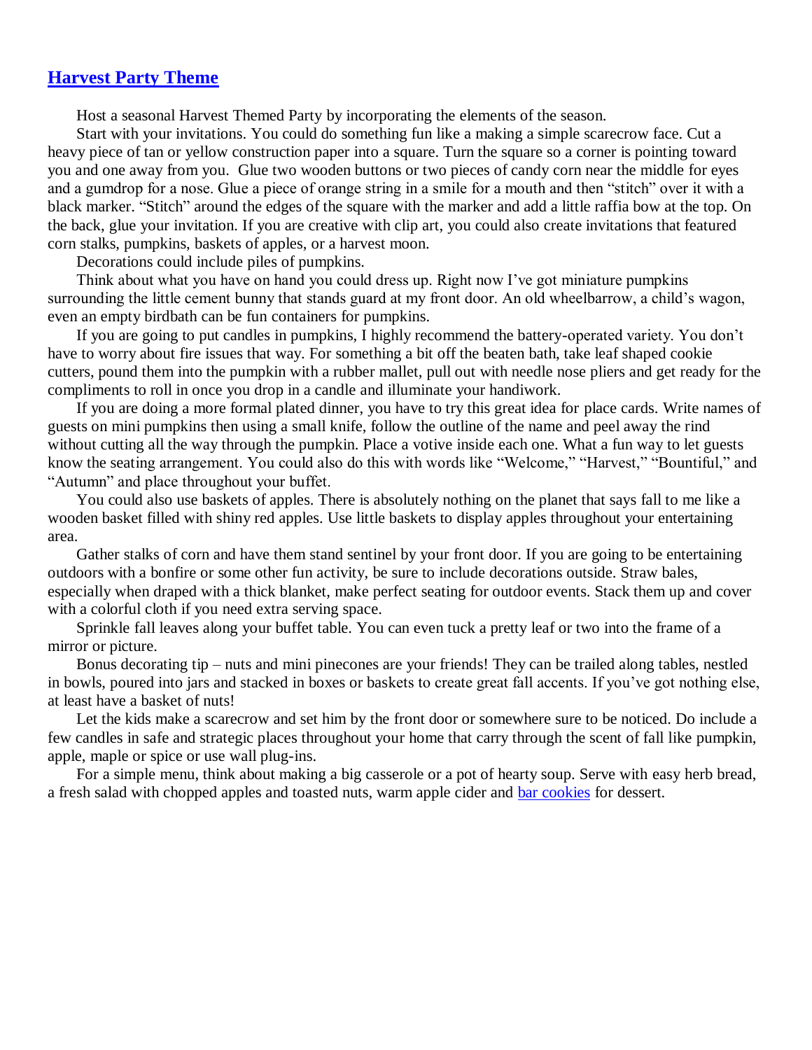## [Harvest Party Theme]()

Host a seasonal Harvest Themed Party by incorporating the elements of the season.

Start with your invitations. You could do something fun like a making a simple scarecrow face. Cut a heavy piece of tan or yellow construction paper into a square. Turn the square so a corner is pointing toward you and one away from you.  Glue two wooden buttons or two pieces of candy corn near the middle for eyes and a gumdrop for a nose. Glue a piece of orange string in a smile for a mouth and then "stitch" over it with a black marker. "Stitch" around the edges of the square with the marker and add a little raffia bow at the top. On the back, glue your invitation. If you are creative with clip art, you could also create invitations that featured corn stalks, pumpkins, baskets of apples, or a harvest moon.

Decorations could include piles of pumpkins.

Think about what you have on hand you could dress up. Right now I've got miniature pumpkins surrounding the little cement bunny that stands guard at my front door. An old wheelbarrow, a child's wagon, even an empty birdbath can be fun containers for pumpkins.

If you are going to put candles in pumpkins, I highly recommend the battery-operated variety. You don't have to worry about fire issues that way. For something a bit off the beaten bath, take leaf shaped cookie cutters, pound them into the pumpkin with a rubber mallet, pull out with needle nose pliers and get ready for the compliments to roll in once you drop in a candle and illuminate your handiwork.

If you are doing a more formal plated dinner, you have to try this great idea for place cards. Write names of guests on mini pumpkins then using a small knife, follow the outline of the name and peel away the rind without cutting all the way through the pumpkin. Place a votive inside each one. What a fun way to let guests know the seating arrangement. You could also do this with words like "Welcome," "Harvest," "Bountiful," and "Autumn" and place throughout your buffet.

You could also use baskets of apples. There is absolutely nothing on the planet that says fall to me like a wooden basket filled with shiny red apples. Use little baskets to display apples throughout your entertaining area.

Gather stalks of corn and have them stand sentinel by your front door. If you are going to be entertaining outdoors with a bonfire or some other fun activity, be sure to include decorations outside. Straw bales, especially when draped with a thick blanket, make perfect seating for outdoor events. Stack them up and cover with a colorful cloth if you need extra serving space.

Sprinkle fall leaves along your buffet table. You can even tuck a pretty leaf or two into the frame of a mirror or picture.

Bonus decorating tip – nuts and mini pinecones are your friends! They can be trailed along tables, nestled in bowls, poured into jars and stacked in boxes or baskets to create great fall accents. If you've got nothing else, at least have a basket of nuts!

Let the kids make a scarecrow and set him by the front door or somewhere sure to be noticed. Do include a few candles in safe and strategic places throughout your home that carry through the scent of fall like pumpkin, apple, maple or spice or use wall plug-ins.

For a simple menu, think about making a big casserole or a pot of hearty soup. Serve with easy herb bread, a fresh salad with chopped apples and toasted nuts, warm apple cider and [bar cookies]() for dessert.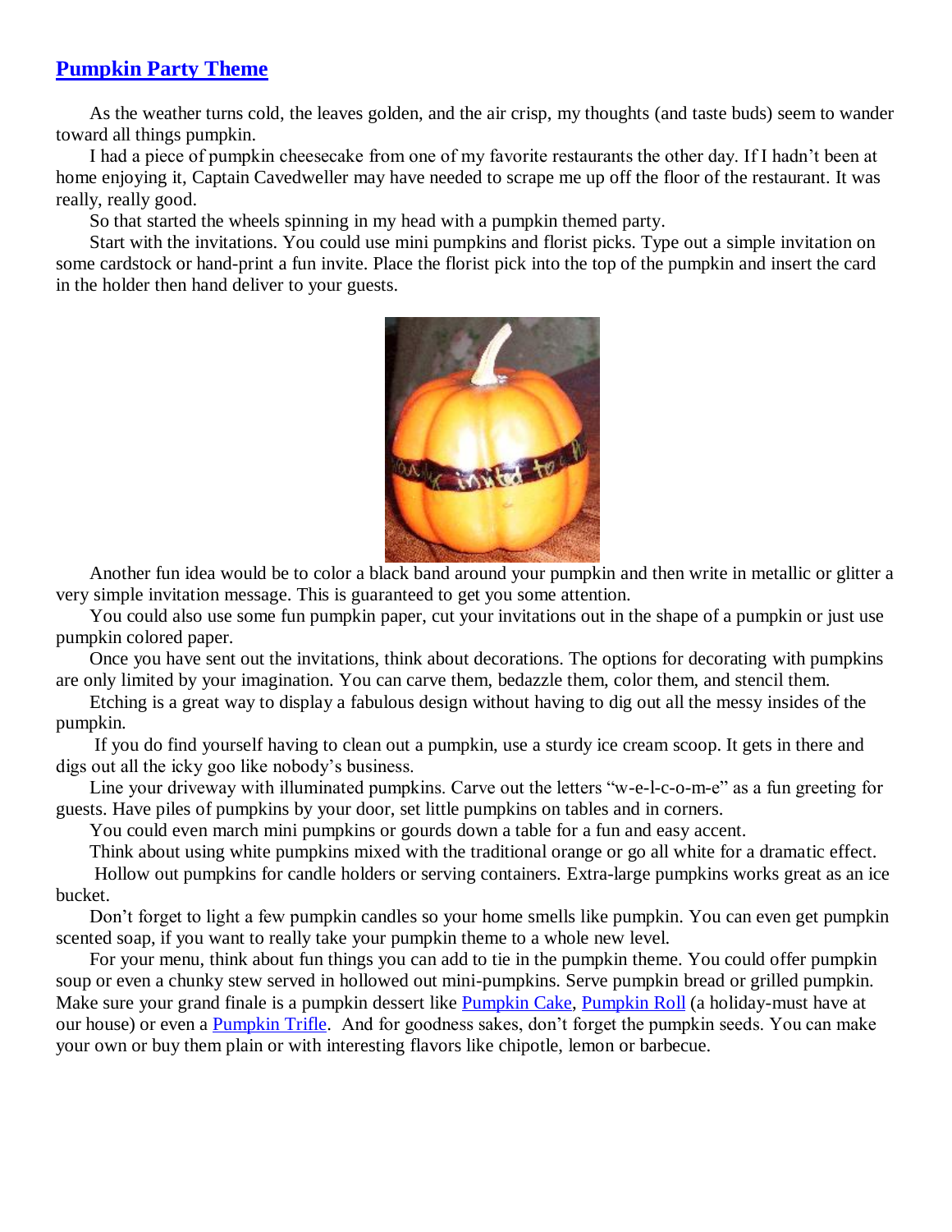## Pumpkin Party Theme

As the weather turns cold, the leaves golden, and the air crisp, my thoughts (and taste buds) seem to wander toward all things pumpkin.

I had a piece of pumpkin cheesecake from one of my favorite restaurants the other day. If I hadn't been at home enjoying it, Captain Cavedweller may have needed to scrape me up off the floor of the restaurant. It was really, really good.

So that started the wheels spinning in my head with a pumpkin themed party.

Start with the invitations. You could use mini pumpkins and florist picks. Type out a simple invitation on some cardstock or hand-print a fun invite. Place the florist pick into the top of the pumpkin and insert the card in the holder then hand deliver to your guests.

Another fun idea would be to color a black band around your pumpkin and then write in metallic or glitter a very simple invitation message. This is guaranteed to get you some attention.

You could also use some fun pumpkin paper, cut your invitations out in the shape of a pumpkin or just use pumpkin colored paper.

Once you have sent out the invitations, think about decorations. The options for decorating with pumpkins are only limited by your imagination. You can carve them, bedazzle them, color them, and stencil them.

Etching is a great way to display a fabulous design without having to dig out all the messy insides of the pumpkin.

If you do find yourself having to clean out a pumpkin, use a sturdy ice cream scoop. It gets in there and digs out all the icky goo like nobody's business.

Line your driveway with illuminated pumpkins. Carve out the letters "w-e-l-c-o-m-e" as a fun greeting for guests. Have piles of pumpkins by your door, set little pumpkins on tables and in corners.

You could even march mini pumpkins or gourds down a table for a fun and easy accent.

Think about using white pumpkins mixed with the traditional orange or go all white for a dramatic effect.

Hollow out pumpkins for candle holders or serving containers. Extra-large pumpkins works great as an ice bucket.

Don't forget to light a few pumpkin candles so your home smells like pumpkin. You can even get pumpkin scented soap, if you want to really take your pumpkin theme to a whole new level.

For your menu, think about fun things you can add to tie in the pumpkin theme. You could offer pumpkin soup or even a chunky stew served in hollowed out mini-pumpkins. Serve pumpkin bread or grilled pumpkin. Make sure your grand finale is a pumpkin dessert like Pumpkin Cake, Pumpkin Roll (a holiday-must have at our house) or even a Pumpkin Trifle. And for goodness sakes, don't forget the pumpkin seeds. You can make your own or buy them plain or with interesting flavors like chipotle, lemon or barbecue.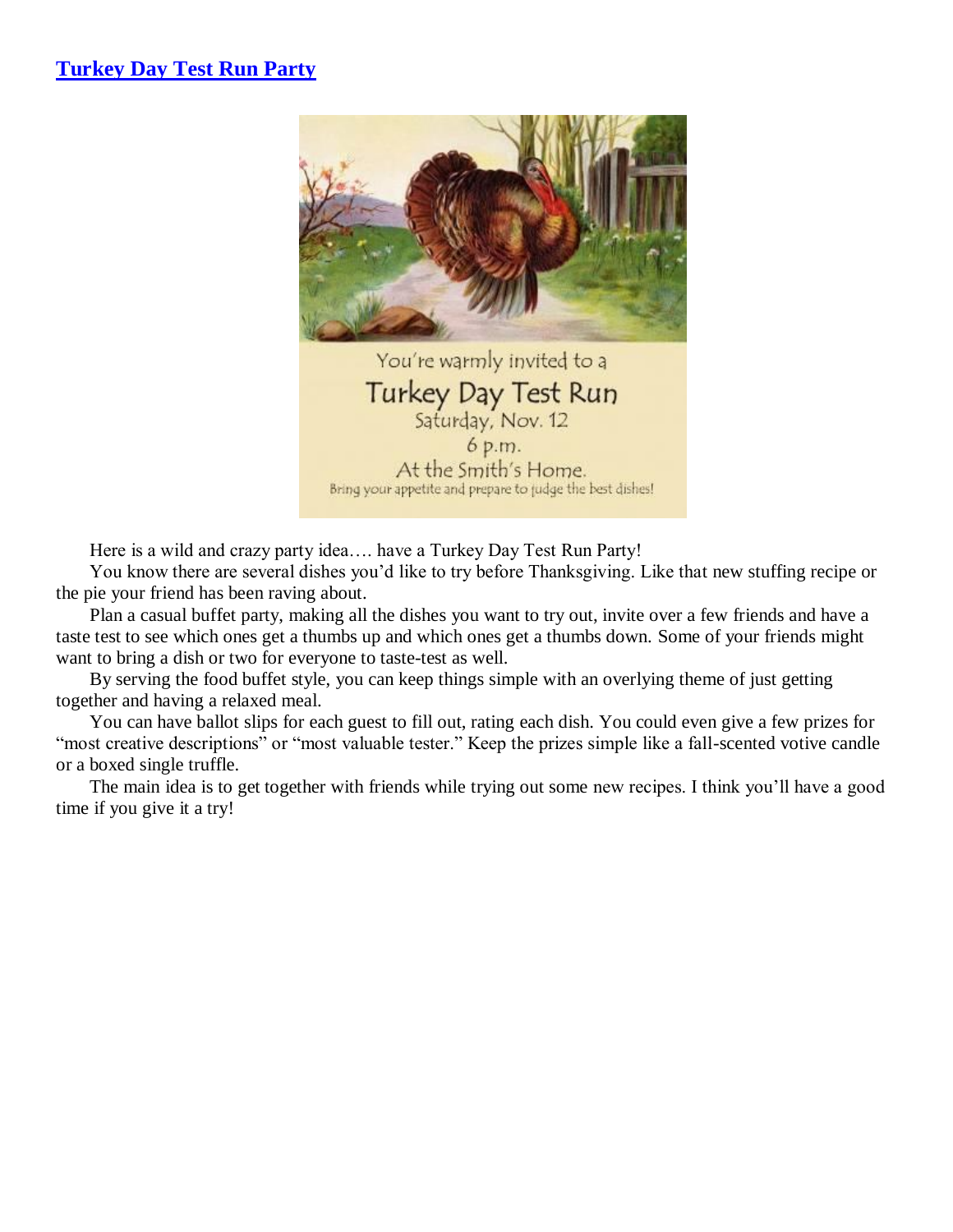## Turkey Day Test Run Party

Here is a wild and crazy party idea…. have a Turkey Day Test Run Party!

You know there are several dishes you'd like to try before Thanksgiving. Like that new stuffing recipe or the pie your friend has been raving about.

Plan a casual buffet party, making all the dishes you want to try out, invite over a few friends and have a taste test to see which ones get a thumbs up and which ones get a thumbs down. Some of your friends might want to bring a dish or two for everyone to taste-test as well.

By serving the food buffet style, you can keep things simple with an overlying theme of just getting together and having a relaxed meal.

You can have ballot slips for each guest to fill out, rating each dish. You could even give a few prizes for "most creative descriptions" or "most valuable tester." Keep the prizes simple like a fall-scented votive candle or a boxed single truffle.

The main idea is to get together with friends while trying out some new recipes. I think you'll have a good time if you give it a try!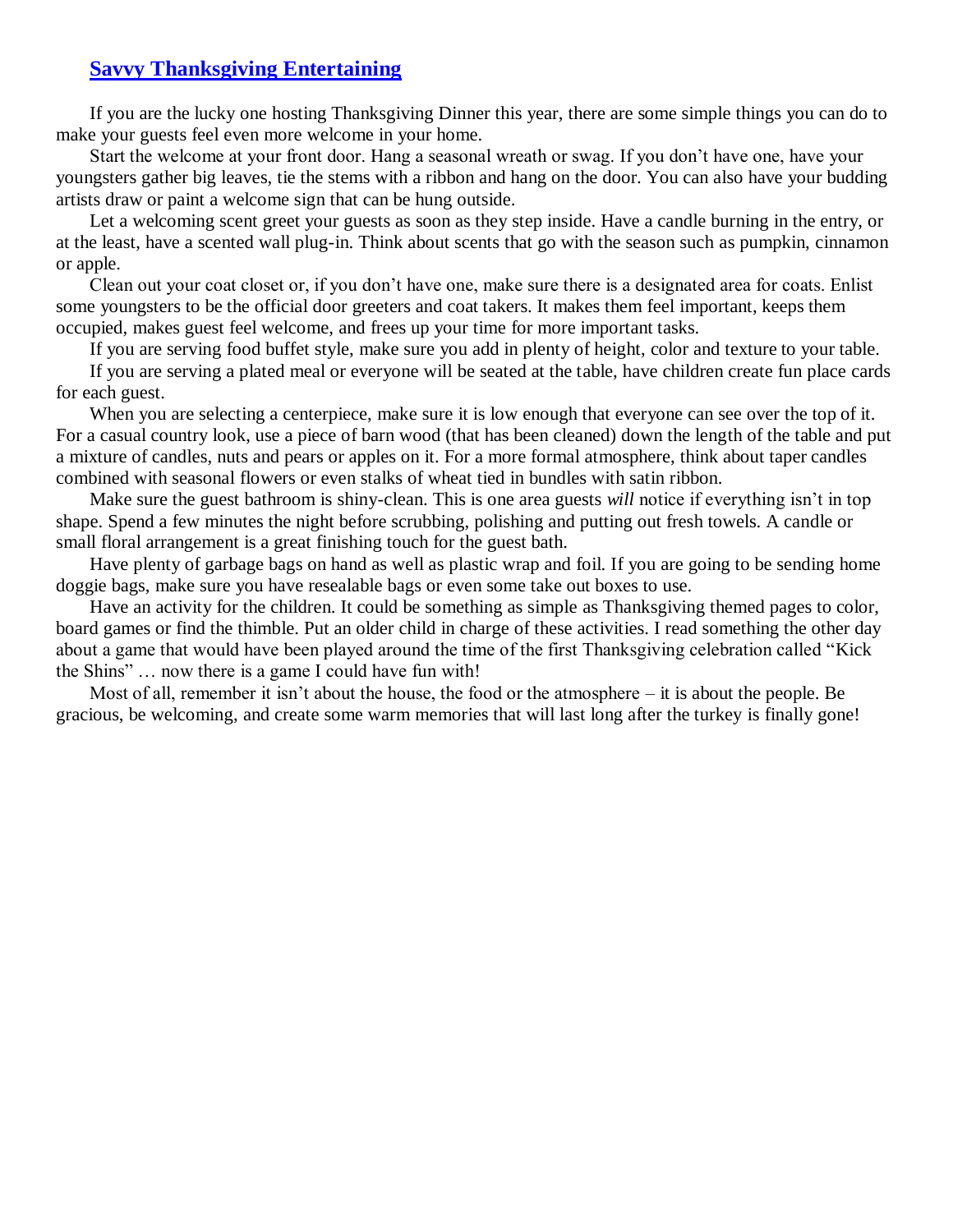## Savvy Thanksgiving Entertaining

If you are the lucky one hosting Thanksgiving Dinner this year, there are some simple things you can do to make your guests feel even more welcome in your home.

Start the welcome at your front door. Hang a seasonal wreath or swag. If you don’t have one, have your youngsters gather big leaves, tie the stems with a ribbon and hang on the door. You can also have your budding artists draw or paint a welcome sign that can be hung outside.

Let a welcoming scent greet your guests as soon as they step inside. Have a candle burning in the entry, or at the least, have a scented wall plug-in. Think about scents that go with the season such as pumpkin, cinnamon or apple.

Clean out your coat closet or, if you don’t have one, make sure there is a designated area for coats. Enlist some youngsters to be the official door greeters and coat takers. It makes them feel important, keeps them occupied, makes guest feel welcome, and frees up your time for more important tasks.

If you are serving food buffet style, make sure you add in plenty of height, color and texture to your table.

If you are serving a plated meal or everyone will be seated at the table, have children create fun place cards for each guest.

When you are selecting a centerpiece, make sure it is low enough that everyone can see over the top of it. For a casual country look, use a piece of barn wood (that has been cleaned) down the length of the table and put a mixture of candles, nuts and pears or apples on it. For a more formal atmosphere, think about taper candles combined with seasonal flowers or even stalks of wheat tied in bundles with satin ribbon.

Make sure the guest bathroom is shiny-clean. This is one area guests *will* notice if everything isn’t in top shape. Spend a few minutes the night before scrubbing, polishing and putting out fresh towels. A candle or small floral arrangement is a great finishing touch for the guest bath.

Have plenty of garbage bags on hand as well as plastic wrap and foil. If you are going to be sending home doggie bags, make sure you have resealable bags or even some take out boxes to use.

Have an activity for the children. It could be something as simple as Thanksgiving themed pages to color, board games or find the thimble. Put an older child in charge of these activities. I read something the other day about a game that would have been played around the time of the first Thanksgiving celebration called “Kick the Shins” … now there is a game I could have fun with!

Most of all, remember it isn’t about the house, the food or the atmosphere – it is about the people. Be gracious, be welcoming, and create some warm memories that will last long after the turkey is finally gone!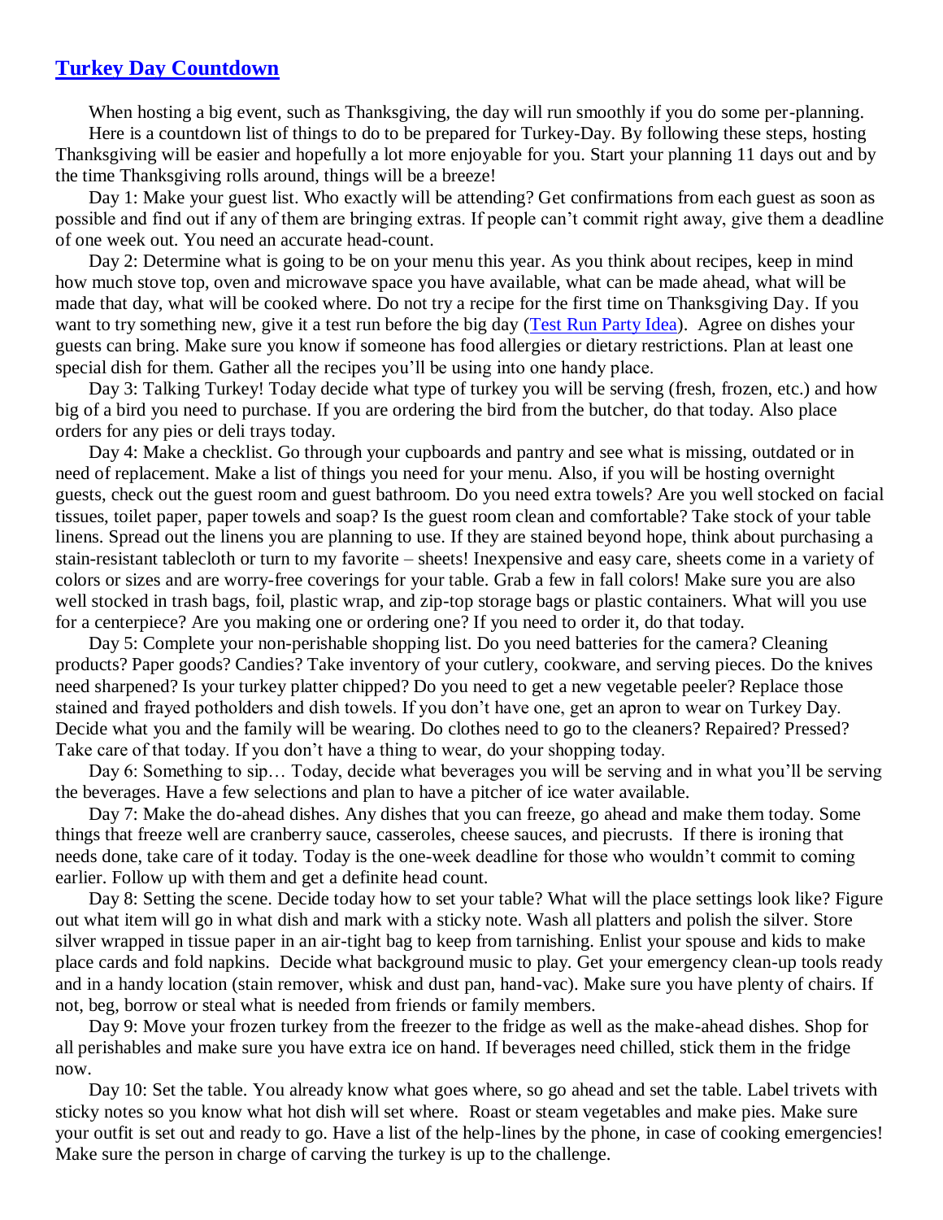## Turkey Day Countdown

When hosting a big event, such as Thanksgiving, the day will run smoothly if you do some per-planning.

Here is a countdown list of things to do to be prepared for Turkey-Day. By following these steps, hosting Thanksgiving will be easier and hopefully a lot more enjoyable for you. Start your planning 11 days out and by the time Thanksgiving rolls around, things will be a breeze!

Day 1: Make your guest list. Who exactly will be attending? Get confirmations from each guest as soon as possible and find out if any of them are bringing extras. If people can't commit right away, give them a deadline of one week out. You need an accurate head-count.

Day 2: Determine what is going to be on your menu this year. As you think about recipes, keep in mind how much stove top, oven and microwave space you have available, what can be made ahead, what will be made that day, what will be cooked where. Do not try a recipe for the first time on Thanksgiving Day. If you want to try something new, give it a test run before the big day (Test Run Party Idea). Agree on dishes your guests can bring. Make sure you know if someone has food allergies or dietary restrictions. Plan at least one special dish for them. Gather all the recipes you'll be using into one handy place.

Day 3: Talking Turkey! Today decide what type of turkey you will be serving (fresh, frozen, etc.) and how big of a bird you need to purchase. If you are ordering the bird from the butcher, do that today. Also place orders for any pies or deli trays today.

Day 4: Make a checklist. Go through your cupboards and pantry and see what is missing, outdated or in need of replacement. Make a list of things you need for your menu. Also, if you will be hosting overnight guests, check out the guest room and guest bathroom. Do you need extra towels? Are you well stocked on facial tissues, toilet paper, paper towels and soap? Is the guest room clean and comfortable? Take stock of your table linens. Spread out the linens you are planning to use. If they are stained beyond hope, think about purchasing a stain-resistant tablecloth or turn to my favorite – sheets! Inexpensive and easy care, sheets come in a variety of colors or sizes and are worry-free coverings for your table. Grab a few in fall colors! Make sure you are also well stocked in trash bags, foil, plastic wrap, and zip-top storage bags or plastic containers. What will you use for a centerpiece? Are you making one or ordering one? If you need to order it, do that today.

Day 5: Complete your non-perishable shopping list. Do you need batteries for the camera? Cleaning products? Paper goods? Candies? Take inventory of your cutlery, cookware, and serving pieces. Do the knives need sharpened? Is your turkey platter chipped? Do you need to get a new vegetable peeler? Replace those stained and frayed potholders and dish towels. If you don't have one, get an apron to wear on Turkey Day. Decide what you and the family will be wearing. Do clothes need to go to the cleaners? Repaired? Pressed? Take care of that today. If you don't have a thing to wear, do your shopping today.

Day 6: Something to sip… Today, decide what beverages you will be serving and in what you'll be serving the beverages. Have a few selections and plan to have a pitcher of ice water available.

Day 7: Make the do-ahead dishes. Any dishes that you can freeze, go ahead and make them today. Some things that freeze well are cranberry sauce, casseroles, cheese sauces, and piecrusts. If there is ironing that needs done, take care of it today. Today is the one-week deadline for those who wouldn't commit to coming earlier. Follow up with them and get a definite head count.

Day 8: Setting the scene. Decide today how to set your table? What will the place settings look like? Figure out what item will go in what dish and mark with a sticky note. Wash all platters and polish the silver. Store silver wrapped in tissue paper in an air-tight bag to keep from tarnishing. Enlist your spouse and kids to make place cards and fold napkins. Decide what background music to play. Get your emergency clean-up tools ready and in a handy location (stain remover, whisk and dust pan, hand-vac). Make sure you have plenty of chairs. If not, beg, borrow or steal what is needed from friends or family members.

Day 9: Move your frozen turkey from the freezer to the fridge as well as the make-ahead dishes. Shop for all perishables and make sure you have extra ice on hand. If beverages need chilled, stick them in the fridge now.

Day 10: Set the table. You already know what goes where, so go ahead and set the table. Label trivets with sticky notes so you know what hot dish will set where. Roast or steam vegetables and make pies. Make sure your outfit is set out and ready to go. Have a list of the help-lines by the phone, in case of cooking emergencies! Make sure the person in charge of carving the turkey is up to the challenge.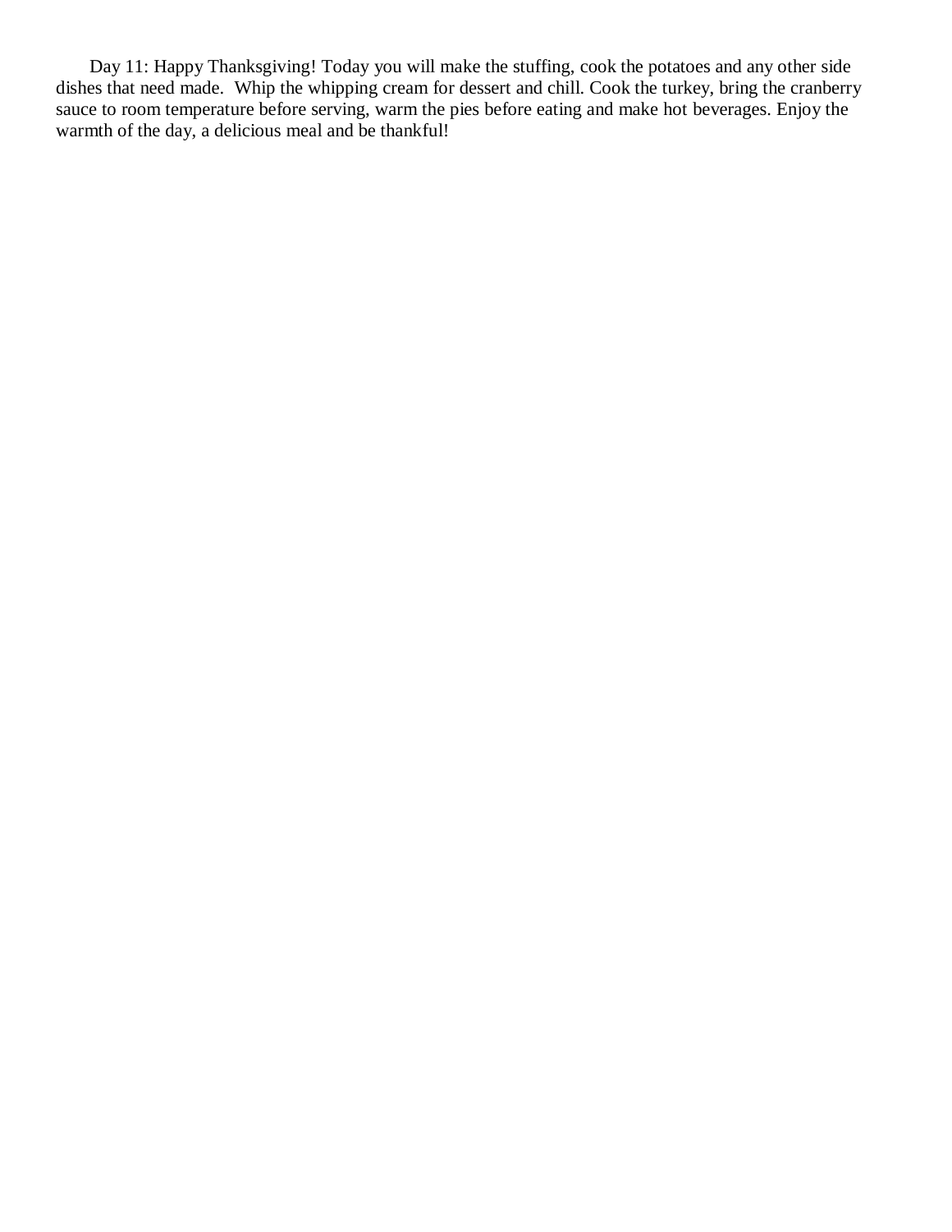Day 11: Happy Thanksgiving! Today you will make the stuffing, cook the potatoes and any other side dishes that need made. Whip the whipping cream for dessert and chill. Cook the turkey, bring the cranberry sauce to room temperature before serving, warm the pies before eating and make hot beverages. Enjoy the warmth of the day, a delicious meal and be thankful!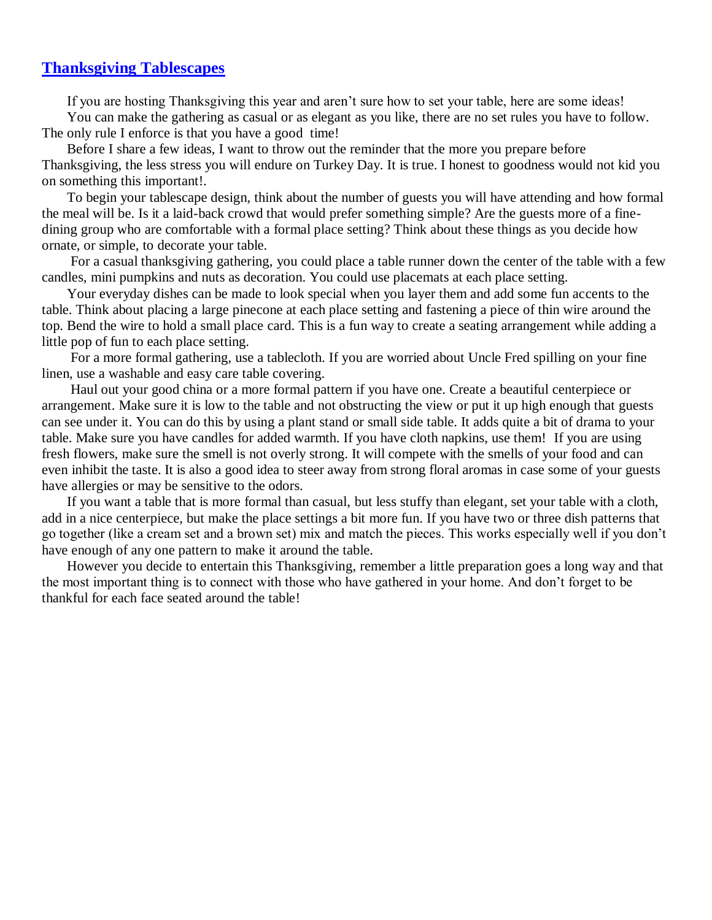## [Thanksgiving Tablescapes]

If you are hosting Thanksgiving this year and aren't sure how to set your table, here are some ideas!

You can make the gathering as casual or as elegant as you like, there are no set rules you have to follow. The only rule I enforce is that you have a good time!

Before I share a few ideas, I want to throw out the reminder that the more you prepare before Thanksgiving, the less stress you will endure on Turkey Day. It is true. I honest to goodness would not kid you on something this important!.

To begin your tablescape design, think about the number of guests you will have attending and how formal the meal will be. Is it a laid-back crowd that would prefer something simple? Are the guests more of a fine-dining group who are comfortable with a formal place setting? Think about these things as you decide how ornate, or simple, to decorate your table.

For a casual thanksgiving gathering, you could place a table runner down the center of the table with a few candles, mini pumpkins and nuts as decoration. You could use placemats at each place setting.

Your everyday dishes can be made to look special when you layer them and add some fun accents to the table. Think about placing a large pinecone at each place setting and fastening a piece of thin wire around the top. Bend the wire to hold a small place card. This is a fun way to create a seating arrangement while adding a little pop of fun to each place setting.

For a more formal gathering, use a tablecloth. If you are worried about Uncle Fred spilling on your fine linen, use a washable and easy care table covering.

Haul out your good china or a more formal pattern if you have one. Create a beautiful centerpiece or arrangement. Make sure it is low to the table and not obstructing the view or put it up high enough that guests can see under it. You can do this by using a plant stand or small side table. It adds quite a bit of drama to your table. Make sure you have candles for added warmth. If you have cloth napkins, use them! If you are using fresh flowers, make sure the smell is not overly strong. It will compete with the smells of your food and can even inhibit the taste. It is also a good idea to steer away from strong floral aromas in case some of your guests have allergies or may be sensitive to the odors.

If you want a table that is more formal than casual, but less stuffy than elegant, set your table with a cloth, add in a nice centerpiece, but make the place settings a bit more fun. If you have two or three dish patterns that go together (like a cream set and a brown set) mix and match the pieces. This works especially well if you don't have enough of any one pattern to make it around the table.

However you decide to entertain this Thanksgiving, remember a little preparation goes a long way and that the most important thing is to connect with those who have gathered in your home. And don't forget to be thankful for each face seated around the table!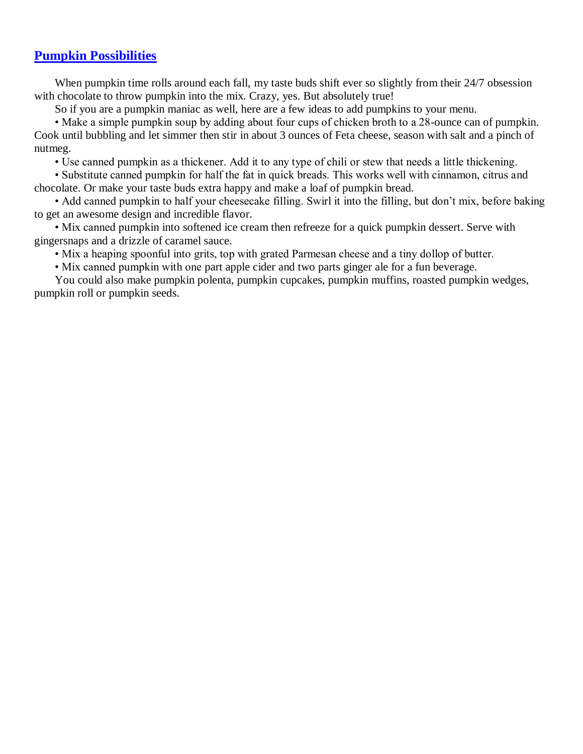## Pumpkin Possibilities

When pumpkin time rolls around each fall, my taste buds shift ever so slightly from their 24/7 obsession with chocolate to throw pumpkin into the mix. Crazy, yes. But absolutely true!

So if you are a pumpkin maniac as well, here are a few ideas to add pumpkins to your menu.

• Make a simple pumpkin soup by adding about four cups of chicken broth to a 28-ounce can of pumpkin. Cook until bubbling and let simmer then stir in about 3 ounces of Feta cheese, season with salt and a pinch of nutmeg.

• Use canned pumpkin as a thickener. Add it to any type of chili or stew that needs a little thickening.

• Substitute canned pumpkin for half the fat in quick breads. This works well with cinnamon, citrus and chocolate. Or make your taste buds extra happy and make a loaf of pumpkin bread.

• Add canned pumpkin to half your cheesecake filling. Swirl it into the filling, but don't mix, before baking to get an awesome design and incredible flavor.

• Mix canned pumpkin into softened ice cream then refreeze for a quick pumpkin dessert. Serve with gingersnaps and a drizzle of caramel sauce.

• Mix a heaping spoonful into grits, top with grated Parmesan cheese and a tiny dollop of butter.

• Mix canned pumpkin with one part apple cider and two parts ginger ale for a fun beverage.

You could also make pumpkin polenta, pumpkin cupcakes, pumpkin muffins, roasted pumpkin wedges, pumpkin roll or pumpkin seeds.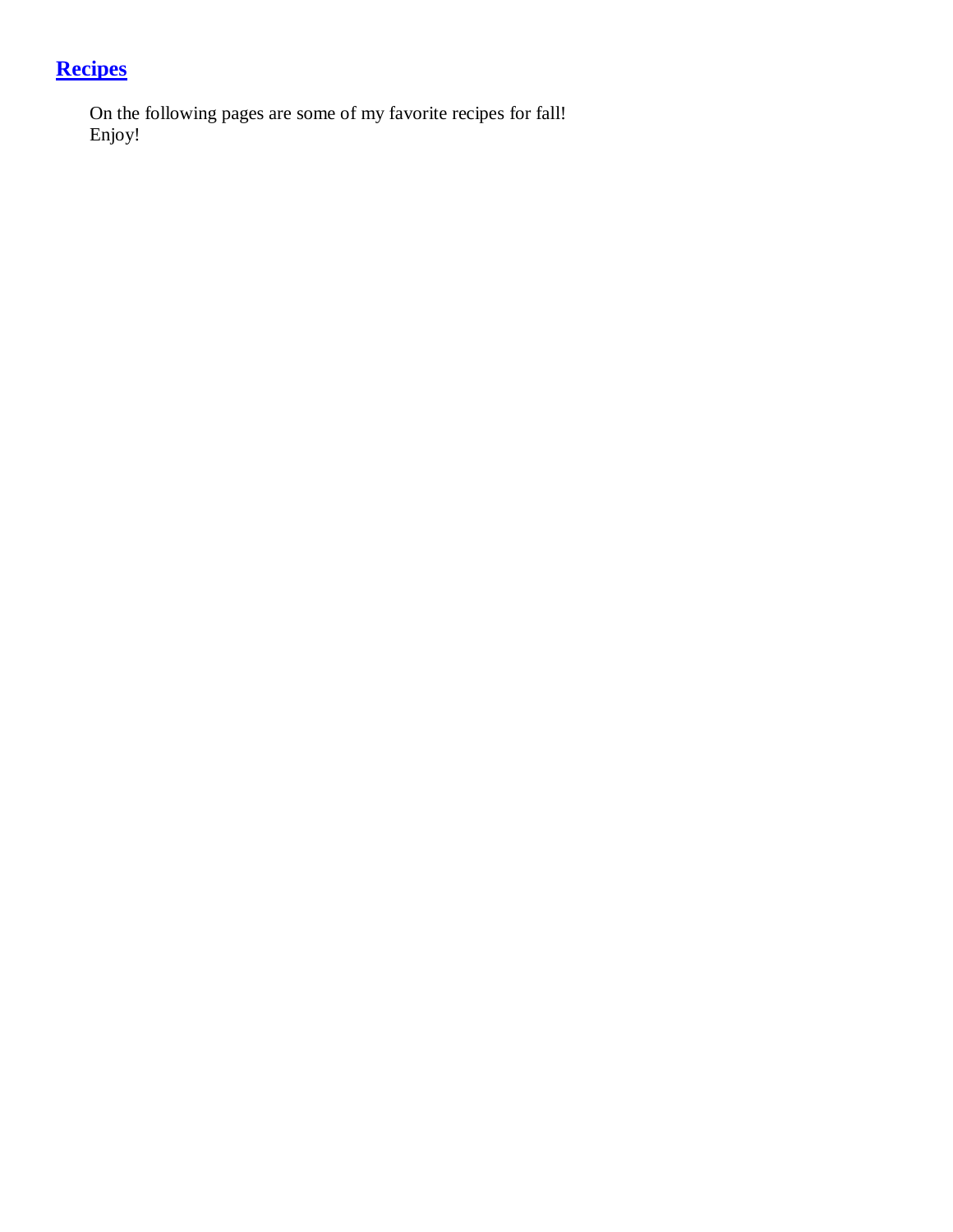## Recipes

On the following pages are some of my favorite recipes for fall!
Enjoy!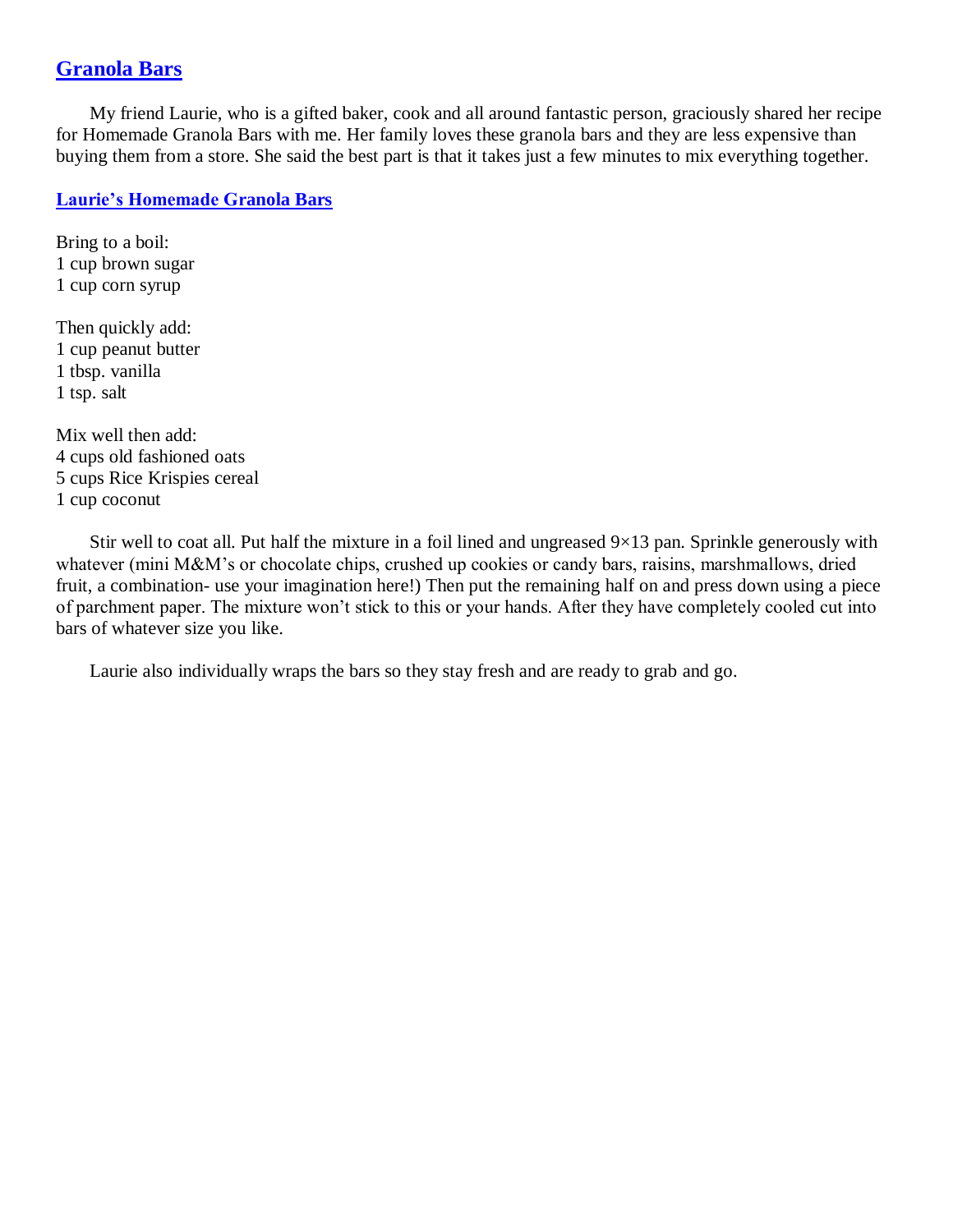## Granola Bars

My friend Laurie, who is a gifted baker, cook and all around fantastic person, graciously shared her recipe for Homemade Granola Bars with me. Her family loves these granola bars and they are less expensive than buying them from a store. She said the best part is that it takes just a few minutes to mix everything together.

### Laurie's Homemade Granola Bars

Bring to a boil:
1 cup brown sugar
1 cup corn syrup

Then quickly add:
1 cup peanut butter
1 tbsp. vanilla
1 tsp. salt

Mix well then add:
4 cups old fashioned oats
5 cups Rice Krispies cereal
1 cup coconut

Stir well to coat all. Put half the mixture in a foil lined and ungreased 9×13 pan. Sprinkle generously with whatever (mini M&M's or chocolate chips, crushed up cookies or candy bars, raisins, marshmallows, dried fruit, a combination- use your imagination here!) Then put the remaining half on and press down using a piece of parchment paper. The mixture won't stick to this or your hands. After they have completely cooled cut into bars of whatever size you like.

Laurie also individually wraps the bars so they stay fresh and are ready to grab and go.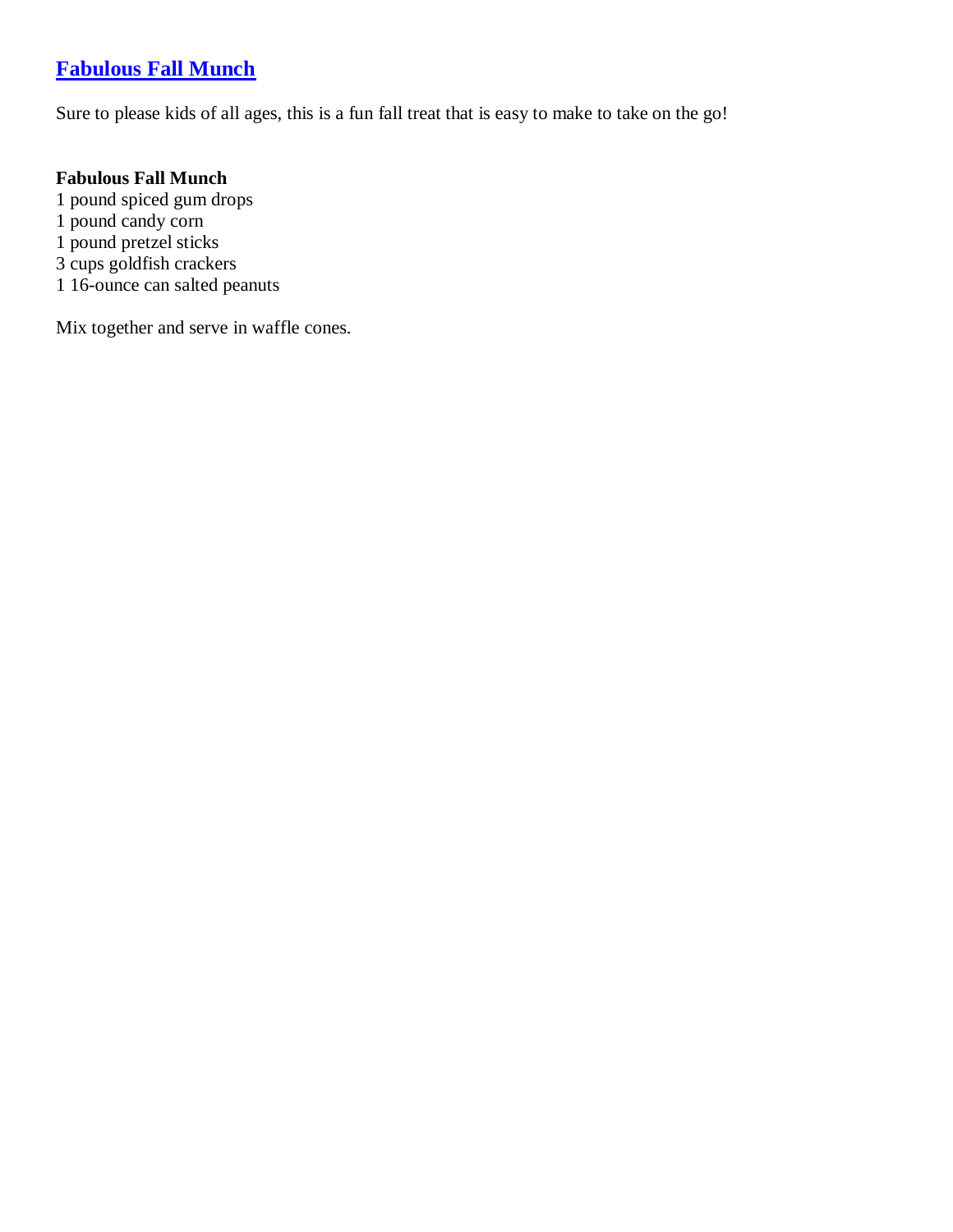## Fabulous Fall Munch

Sure to please kids of all ages, this is a fun fall treat that is easy to make to take on the go!

**Fabulous Fall Munch**

1 pound spiced gum drops
1 pound candy corn
1 pound pretzel sticks
3 cups goldfish crackers
1 16-ounce can salted peanuts

Mix together and serve in waffle cones.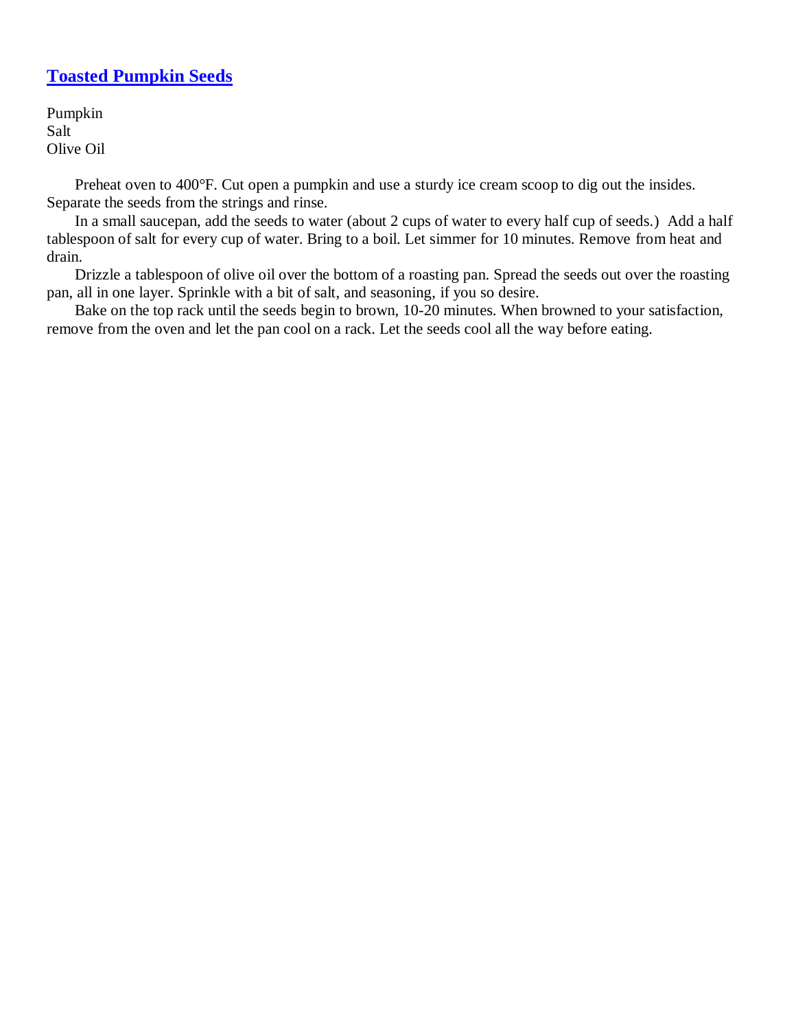## Toasted Pumpkin Seeds

Pumpkin
Salt
Olive Oil

Preheat oven to 400°F. Cut open a pumpkin and use a sturdy ice cream scoop to dig out the insides. Separate the seeds from the strings and rinse.

In a small saucepan, add the seeds to water (about 2 cups of water to every half cup of seeds.) Add a half tablespoon of salt for every cup of water. Bring to a boil. Let simmer for 10 minutes. Remove from heat and drain.

Drizzle a tablespoon of olive oil over the bottom of a roasting pan. Spread the seeds out over the roasting pan, all in one layer. Sprinkle with a bit of salt, and seasoning, if you so desire.

Bake on the top rack until the seeds begin to brown, 10-20 minutes. When browned to your satisfaction, remove from the oven and let the pan cool on a rack. Let the seeds cool all the way before eating.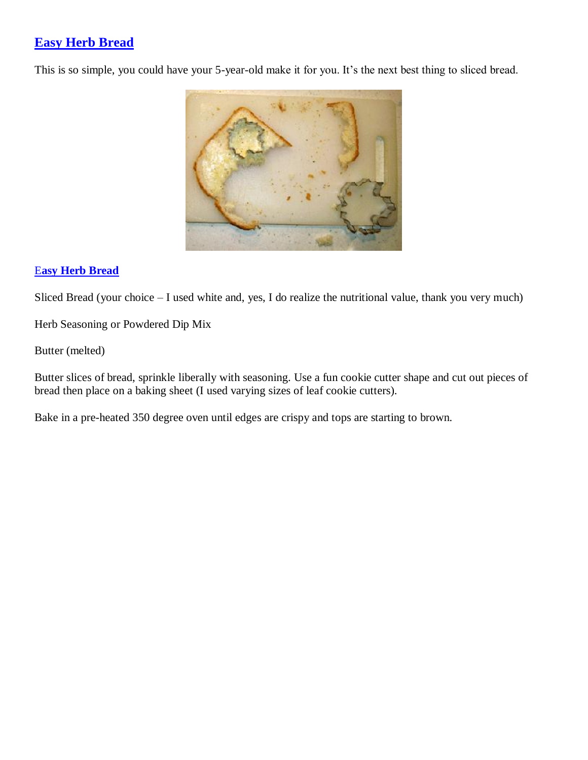## Easy Herb Bread

This is so simple, you could have your 5-year-old make it for you. It's the next best thing to sliced bread.

### Easy Herb Bread

Sliced Bread (your choice – I used white and, yes, I do realize the nutritional value, thank you very much)

Herb Seasoning or Powdered Dip Mix

Butter (melted)

Butter slices of bread, sprinkle liberally with seasoning. Use a fun cookie cutter shape and cut out pieces of bread then place on a baking sheet (I used varying sizes of leaf cookie cutters).

Bake in a pre-heated 350 degree oven until edges are crispy and tops are starting to brown.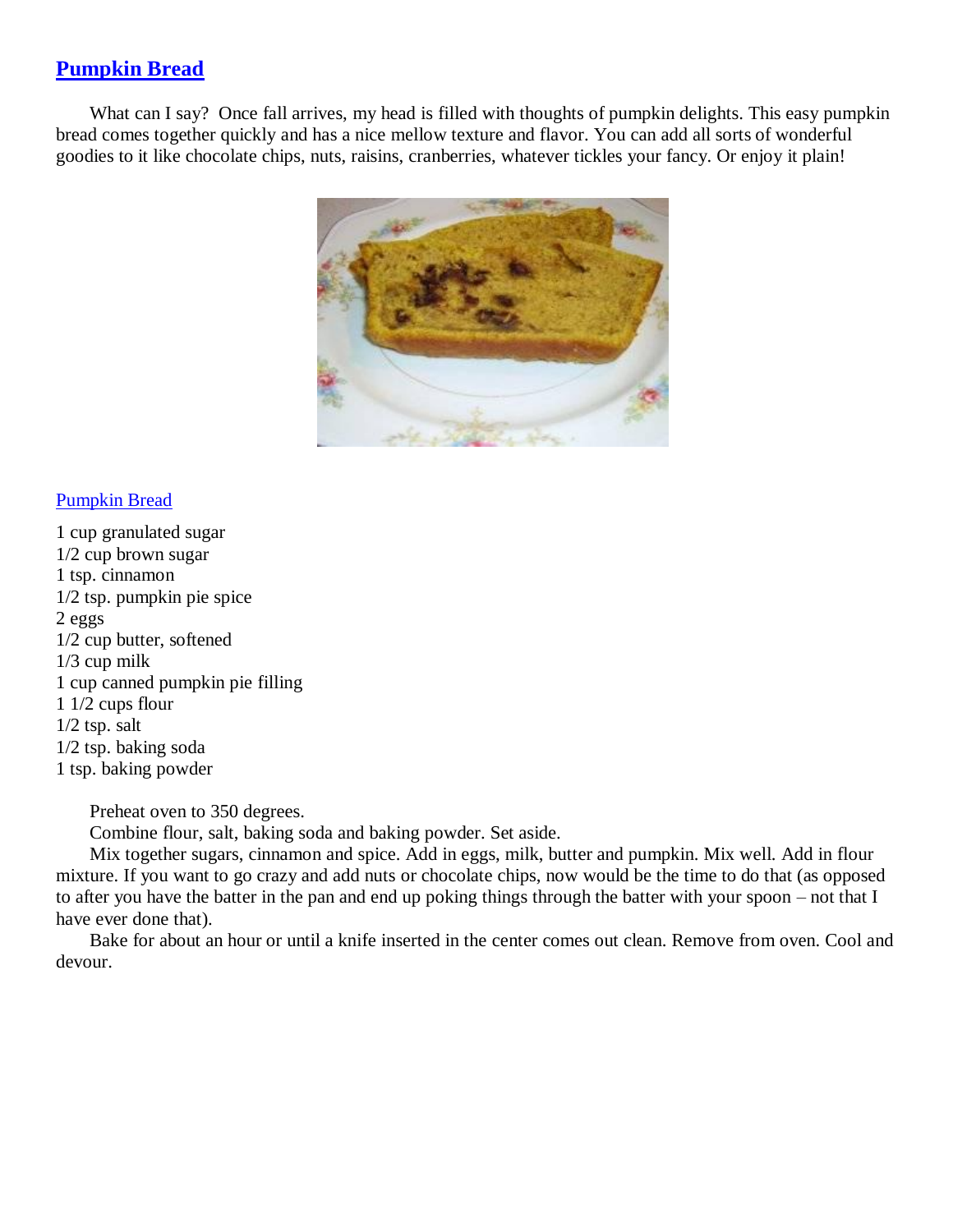## Pumpkin Bread

What can I say? Once fall arrives, my head is filled with thoughts of pumpkin delights. This easy pumpkin bread comes together quickly and has a nice mellow texture and flavor. You can add all sorts of wonderful goodies to it like chocolate chips, nuts, raisins, cranberries, whatever tickles your fancy. Or enjoy it plain!

Pumpkin Bread

1 cup granulated sugar
1/2 cup brown sugar
1 tsp. cinnamon
1/2 tsp. pumpkin pie spice
2 eggs
1/2 cup butter, softened
1/3 cup milk
1 cup canned pumpkin pie filling
1 1/2 cups flour
1/2 tsp. salt
1/2 tsp. baking soda
1 tsp. baking powder

Preheat oven to 350 degrees.

Combine flour, salt, baking soda and baking powder. Set aside.

Mix together sugars, cinnamon and spice. Add in eggs, milk, butter and pumpkin. Mix well. Add in flour mixture. If you want to go crazy and add nuts or chocolate chips, now would be the time to do that (as opposed to after you have the batter in the pan and end up poking things through the batter with your spoon – not that I have ever done that).

Bake for about an hour or until a knife inserted in the center comes out clean. Remove from oven. Cool and devour.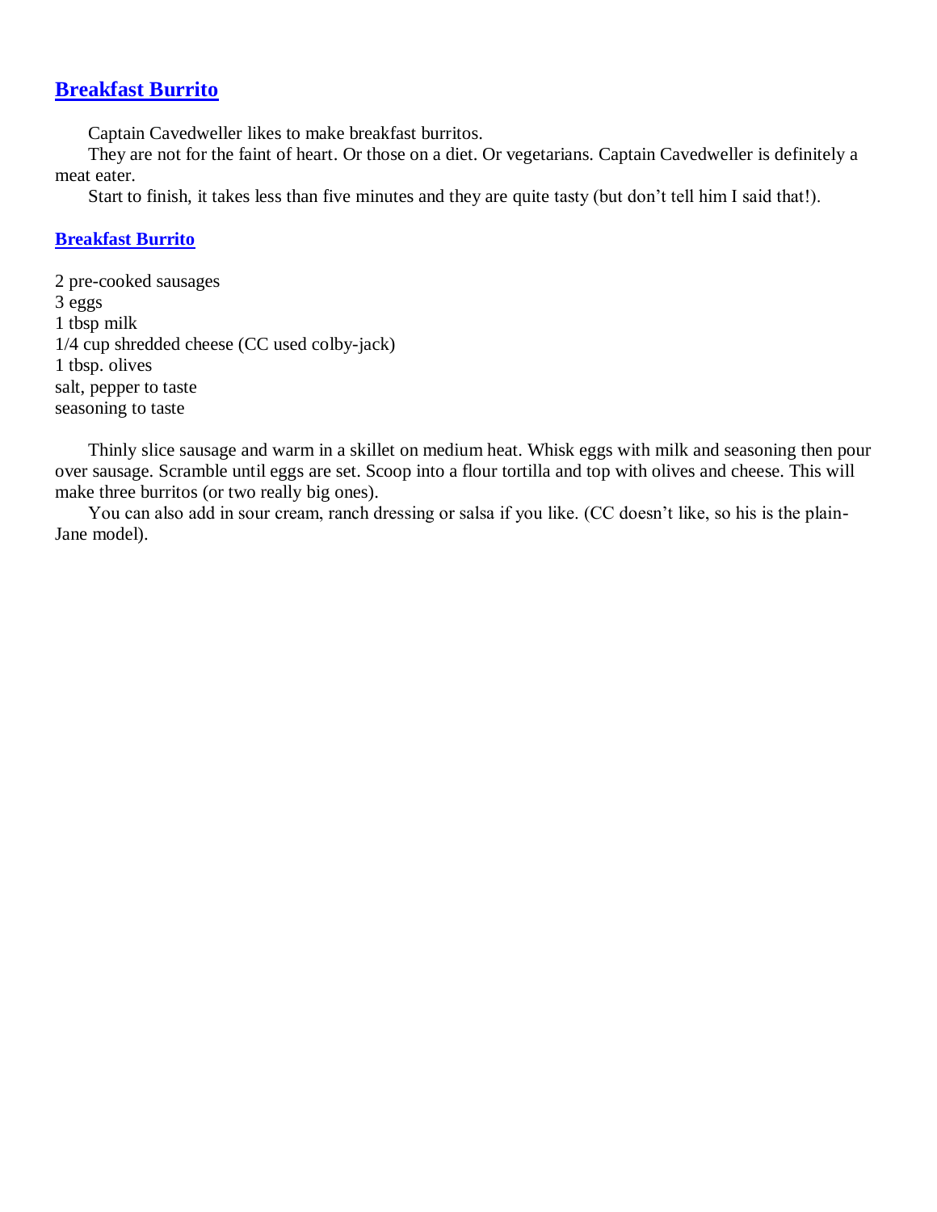## Breakfast Burrito

Captain Cavedweller likes to make breakfast burritos.

They are not for the faint of heart. Or those on a diet. Or vegetarians. Captain Cavedweller is definitely a meat eater.

Start to finish, it takes less than five minutes and they are quite tasty (but don't tell him I said that!).

### Breakfast Burrito

2 pre-cooked sausages
3 eggs
1 tbsp milk
1/4 cup shredded cheese (CC used colby-jack)
1 tbsp. olives
salt, pepper to taste
seasoning to taste

Thinly slice sausage and warm in a skillet on medium heat. Whisk eggs with milk and seasoning then pour over sausage. Scramble until eggs are set. Scoop into a flour tortilla and top with olives and cheese. This will make three burritos (or two really big ones).

You can also add in sour cream, ranch dressing or salsa if you like. (CC doesn't like, so his is the plain-Jane model).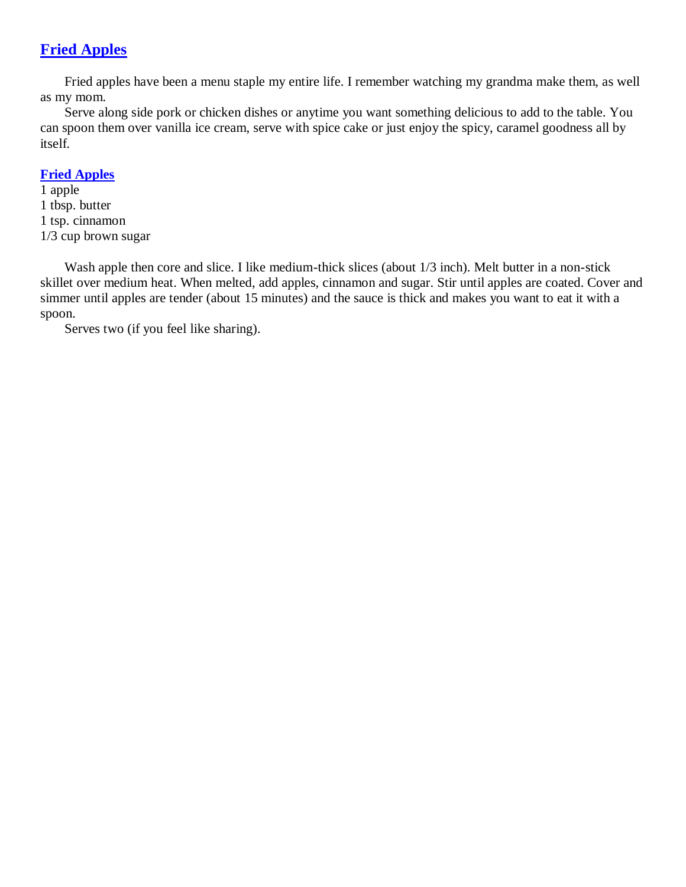## Fried Apples

Fried apples have been a menu staple my entire life. I remember watching my grandma make them, as well as my mom.

Serve along side pork or chicken dishes or anytime you want something delicious to add to the table. You can spoon them over vanilla ice cream, serve with spice cake or just enjoy the spicy, caramel goodness all by itself.

### Fried Apples

1 apple
1 tbsp. butter
1 tsp. cinnamon
1/3 cup brown sugar

Wash apple then core and slice. I like medium-thick slices (about 1/3 inch). Melt butter in a non-stick skillet over medium heat. When melted, add apples, cinnamon and sugar. Stir until apples are coated. Cover and simmer until apples are tender (about 15 minutes) and the sauce is thick and makes you want to eat it with a spoon.

Serves two (if you feel like sharing).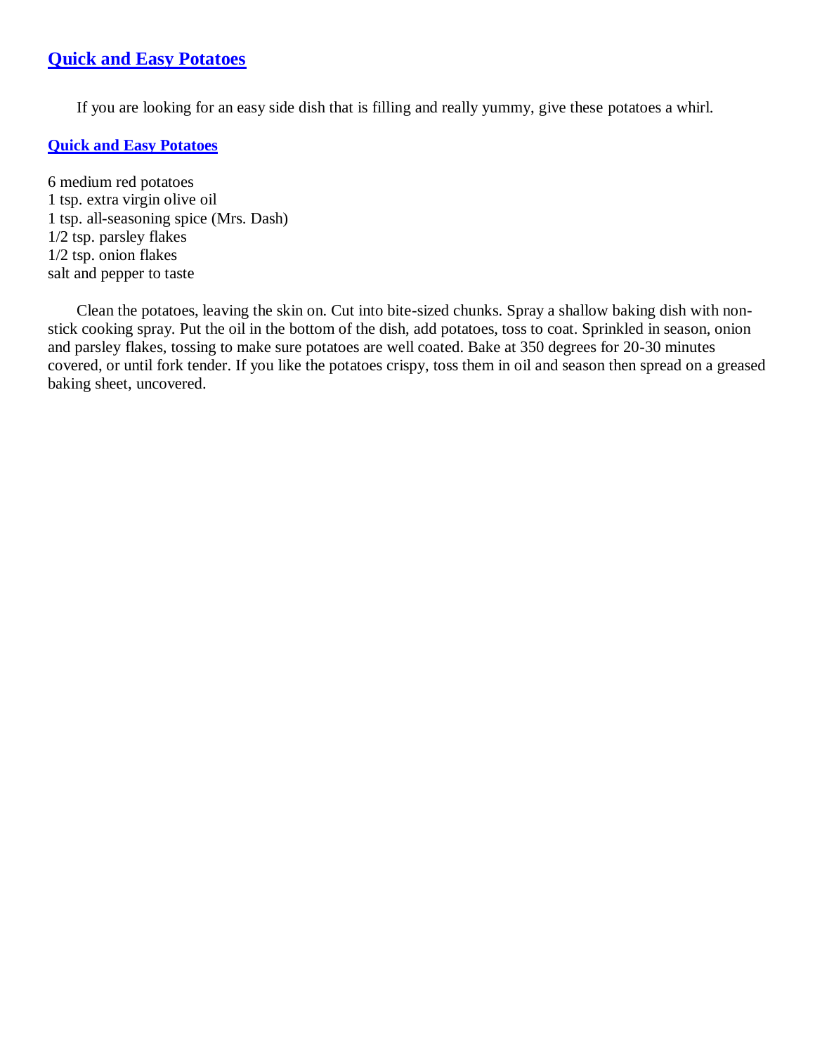## Quick and Easy Potatoes

If you are looking for an easy side dish that is filling and really yummy, give these potatoes a whirl.

### Quick and Easy Potatoes

6 medium red potatoes
1 tsp. extra virgin olive oil
1 tsp. all-seasoning spice (Mrs. Dash)
1/2 tsp. parsley flakes
1/2 tsp. onion flakes
salt and pepper to taste

Clean the potatoes, leaving the skin on. Cut into bite-sized chunks. Spray a shallow baking dish with non-stick cooking spray. Put the oil in the bottom of the dish, add potatoes, toss to coat. Sprinkled in season, onion and parsley flakes, tossing to make sure potatoes are well coated. Bake at 350 degrees for 20-30 minutes covered, or until fork tender. If you like the potatoes crispy, toss them in oil and season then spread on a greased baking sheet, uncovered.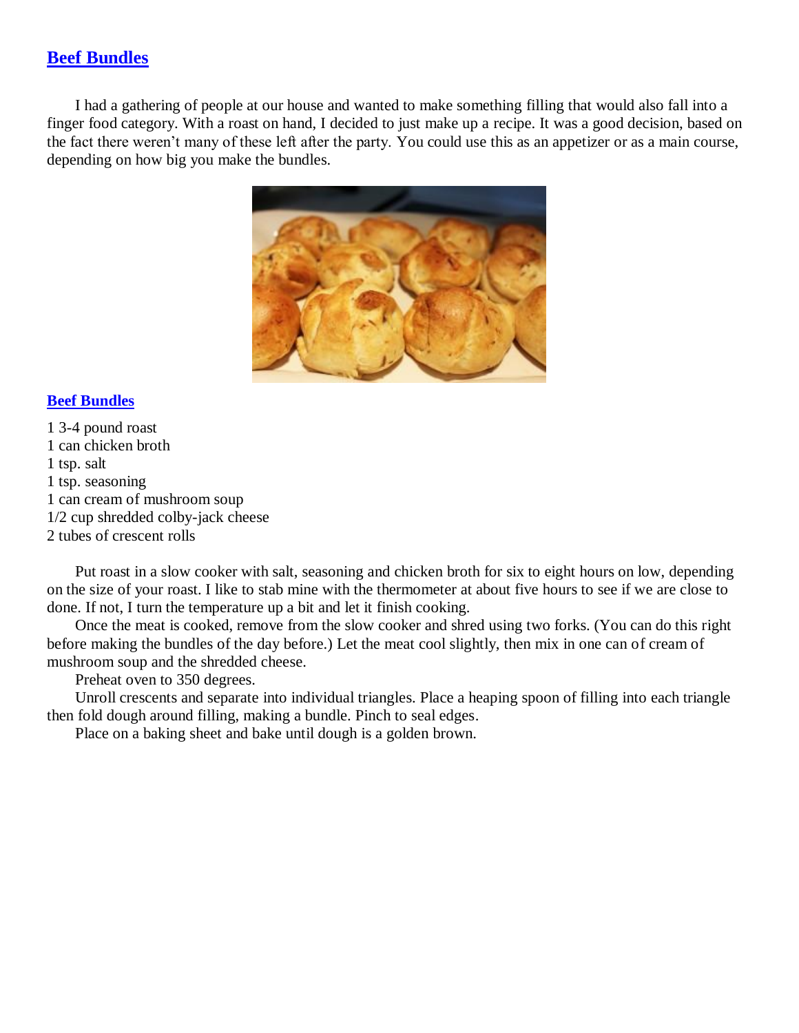## [Beef Bundles]()

I had a gathering of people at our house and wanted to make something filling that would also fall into a finger food category. With a roast on hand, I decided to just make up a recipe. It was a good decision, based on the fact there weren't many of these left after the party. You could use this as an appetizer or as a main course, depending on how big you make the bundles.

### [Beef Bundles]()

1 3-4 pound roast
1 can chicken broth
1 tsp. salt
1 tsp. seasoning
1 can cream of mushroom soup
1/2 cup shredded colby-jack cheese
2 tubes of crescent rolls

Put roast in a slow cooker with salt, seasoning and chicken broth for six to eight hours on low, depending on the size of your roast. I like to stab mine with the thermometer at about five hours to see if we are close to done. If not, I turn the temperature up a bit and let it finish cooking.

Once the meat is cooked, remove from the slow cooker and shred using two forks. (You can do this right before making the bundles of the day before.) Let the meat cool slightly, then mix in one can of cream of mushroom soup and the shredded cheese.

Preheat oven to 350 degrees.

Unroll crescents and separate into individual triangles. Place a heaping spoon of filling into each triangle then fold dough around filling, making a bundle. Pinch to seal edges.

Place on a baking sheet and bake until dough is a golden brown.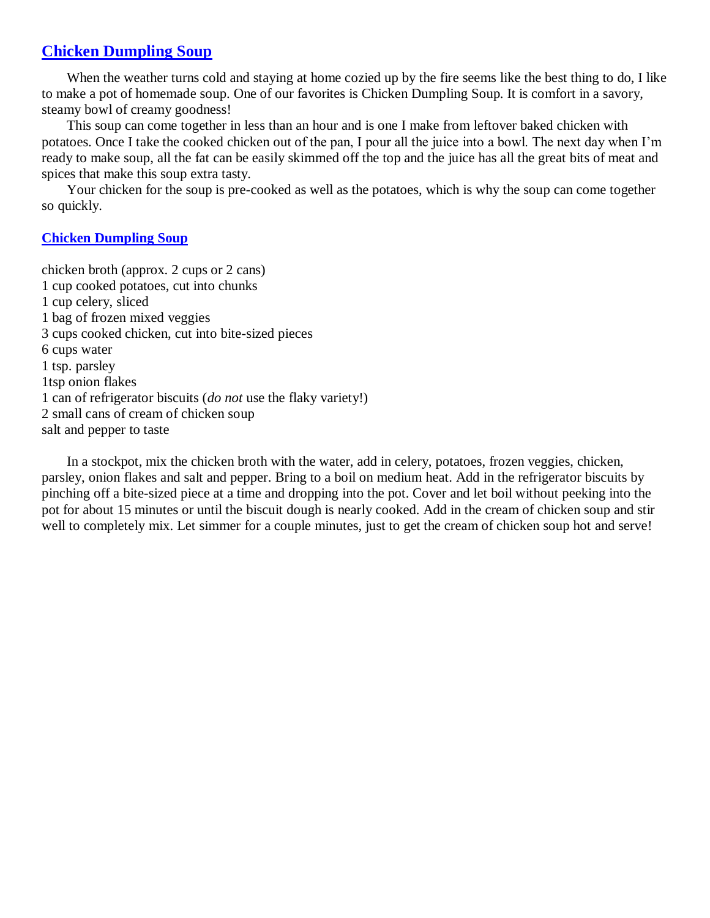## Chicken Dumpling Soup

When the weather turns cold and staying at home cozied up by the fire seems like the best thing to do, I like to make a pot of homemade soup. One of our favorites is Chicken Dumpling Soup. It is comfort in a savory, steamy bowl of creamy goodness!

This soup can come together in less than an hour and is one I make from leftover baked chicken with potatoes. Once I take the cooked chicken out of the pan, I pour all the juice into a bowl. The next day when I'm ready to make soup, all the fat can be easily skimmed off the top and the juice has all the great bits of meat and spices that make this soup extra tasty.

Your chicken for the soup is pre-cooked as well as the potatoes, which is why the soup can come together so quickly.

### Chicken Dumpling Soup

chicken broth (approx. 2 cups or 2 cans)
1 cup cooked potatoes, cut into chunks
1 cup celery, sliced
1 bag of frozen mixed veggies
3 cups cooked chicken, cut into bite-sized pieces
6 cups water
1 tsp. parsley
1tsp onion flakes
1 can of refrigerator biscuits (*do not* use the flaky variety!)
2 small cans of cream of chicken soup
salt and pepper to taste

In a stockpot, mix the chicken broth with the water, add in celery, potatoes, frozen veggies, chicken, parsley, onion flakes and salt and pepper. Bring to a boil on medium heat. Add in the refrigerator biscuits by pinching off a bite-sized piece at a time and dropping into the pot. Cover and let boil without peeking into the pot for about 15 minutes or until the biscuit dough is nearly cooked. Add in the cream of chicken soup and stir well to completely mix. Let simmer for a couple minutes, just to get the cream of chicken soup hot and serve!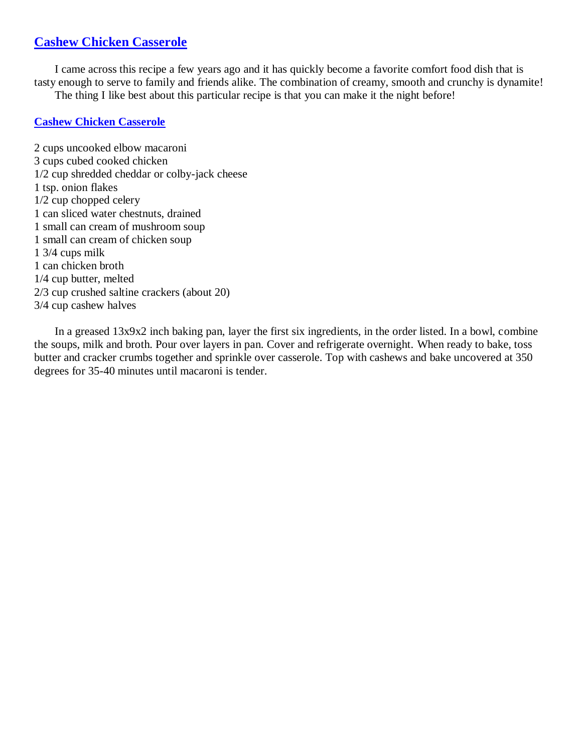## Cashew Chicken Casserole

I came across this recipe a few years ago and it has quickly become a favorite comfort food dish that is tasty enough to serve to family and friends alike. The combination of creamy, smooth and crunchy is dynamite!

The thing I like best about this particular recipe is that you can make it the night before!

### Cashew Chicken Casserole

2 cups uncooked elbow macaroni
3 cups cubed cooked chicken
1/2 cup shredded cheddar or colby-jack cheese
1 tsp. onion flakes
1/2 cup chopped celery
1 can sliced water chestnuts, drained
1 small can cream of mushroom soup
1 small can cream of chicken soup
1 3/4 cups milk
1 can chicken broth
1/4 cup butter, melted
2/3 cup crushed saltine crackers (about 20)
3/4 cup cashew halves

In a greased 13x9x2 inch baking pan, layer the first six ingredients, in the order listed. In a bowl, combine the soups, milk and broth. Pour over layers in pan. Cover and refrigerate overnight. When ready to bake, toss butter and cracker crumbs together and sprinkle over casserole. Top with cashews and bake uncovered at 350 degrees for 35-40 minutes until macaroni is tender.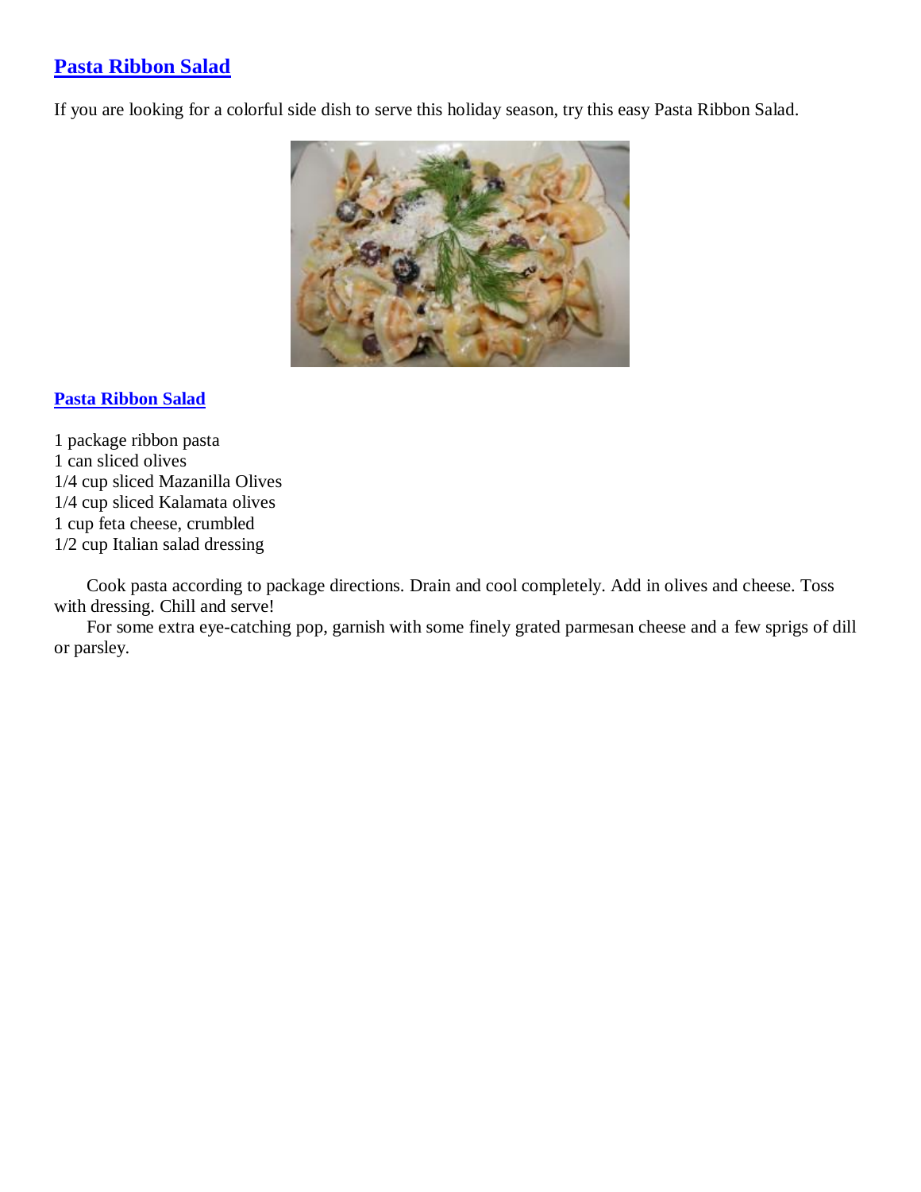## [Pasta Ribbon Salad]

If you are looking for a colorful side dish to serve this holiday season, try this easy Pasta Ribbon Salad.

### [Pasta Ribbon Salad]

1 package ribbon pasta
1 can sliced olives
1/4 cup sliced Mazanilla Olives
1/4 cup sliced Kalamata olives
1 cup feta cheese, crumbled
1/2 cup Italian salad dressing

Cook pasta according to package directions. Drain and cool completely. Add in olives and cheese. Toss with dressing. Chill and serve!

For some extra eye-catching pop, garnish with some finely grated parmesan cheese and a few sprigs of dill or parsley.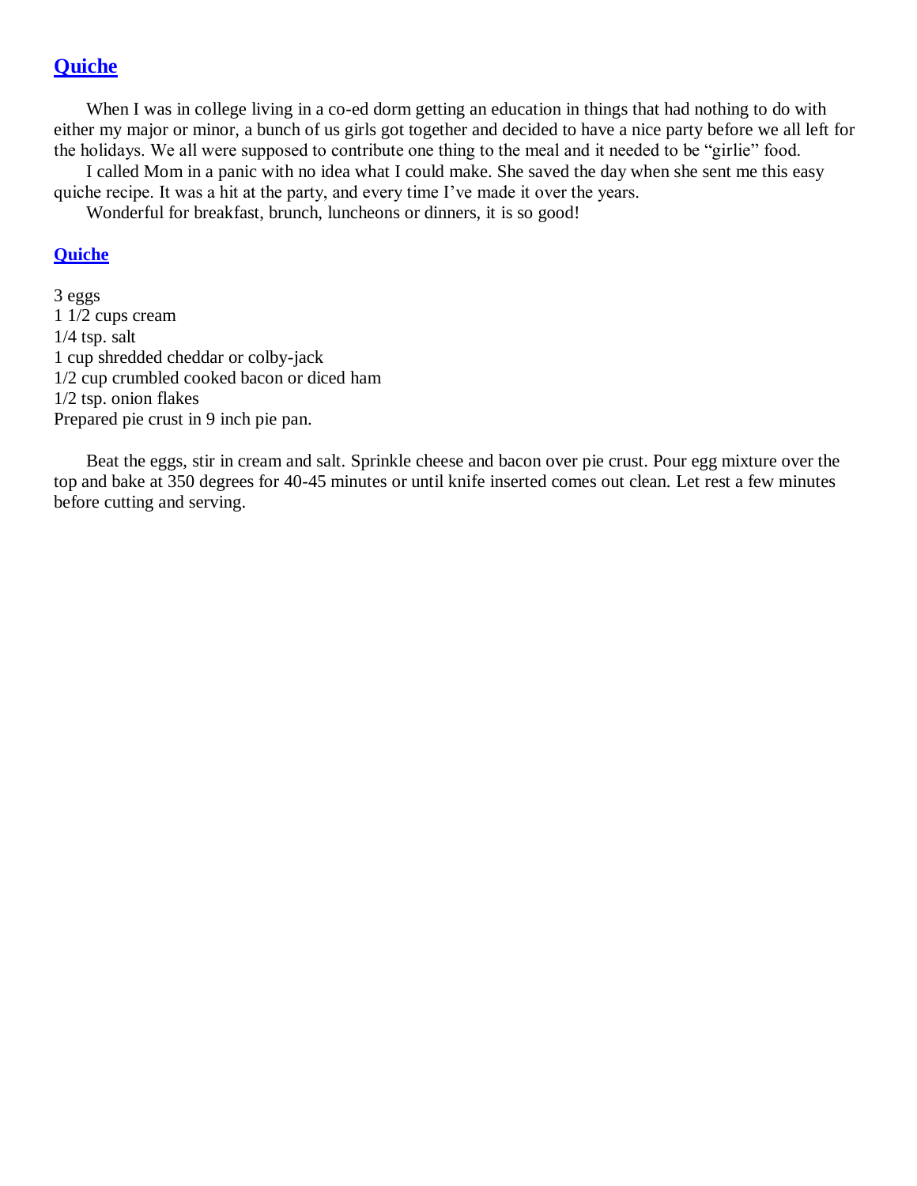## [Quiche]

When I was in college living in a co-ed dorm getting an education in things that had nothing to do with either my major or minor, a bunch of us girls got together and decided to have a nice party before we all left for the holidays. We all were supposed to contribute one thing to the meal and it needed to be "girlie" food.

I called Mom in a panic with no idea what I could make. She saved the day when she sent me this easy quiche recipe. It was a hit at the party, and every time I've made it over the years.

Wonderful for breakfast, brunch, luncheons or dinners, it is so good!

### [Quiche]

3 eggs
1 1/2 cups cream
1/4 tsp. salt
1 cup shredded cheddar or colby-jack
1/2 cup crumbled cooked bacon or diced ham
1/2 tsp. onion flakes
Prepared pie crust in 9 inch pie pan.

Beat the eggs, stir in cream and salt. Sprinkle cheese and bacon over pie crust. Pour egg mixture over the top and bake at 350 degrees for 40-45 minutes or until knife inserted comes out clean. Let rest a few minutes before cutting and serving.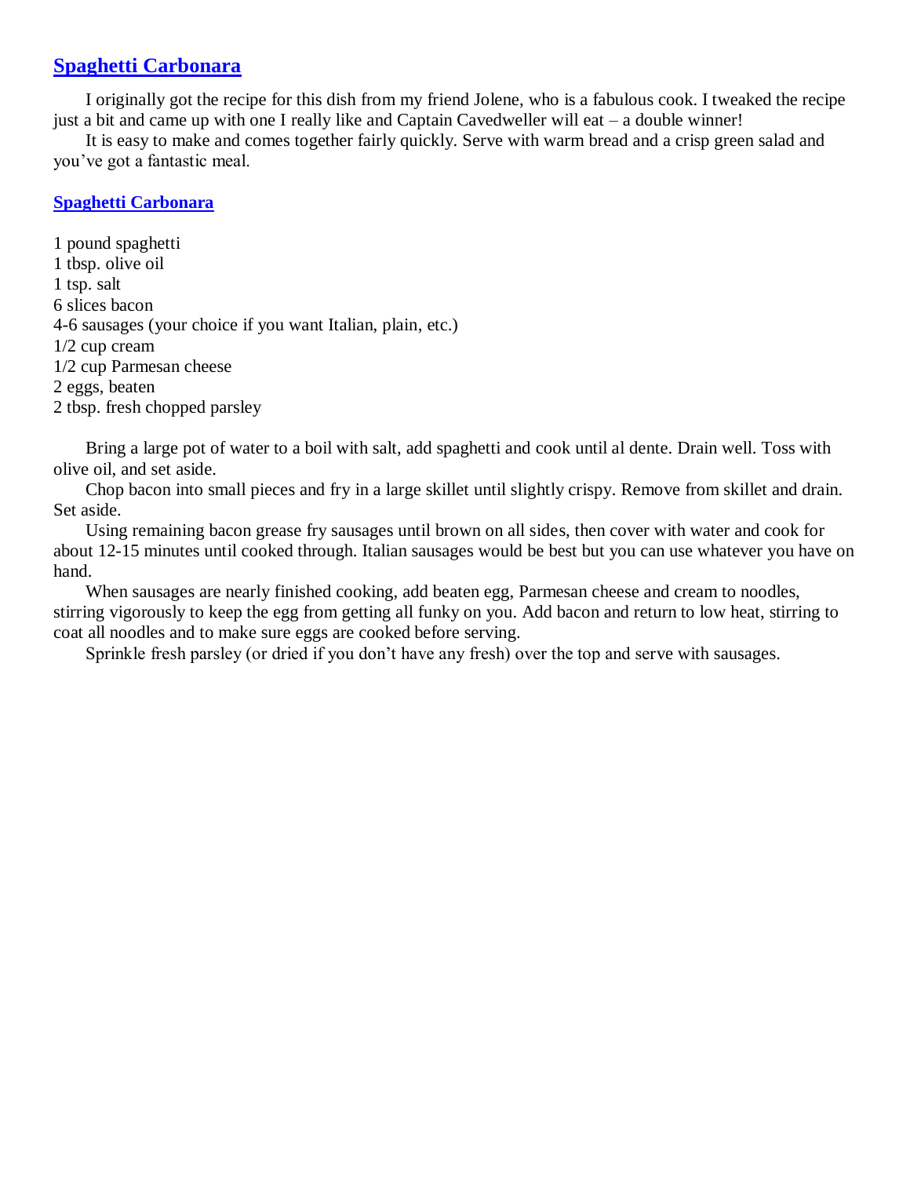## Spaghetti Carbonara

I originally got the recipe for this dish from my friend Jolene, who is a fabulous cook. I tweaked the recipe just a bit and came up with one I really like and Captain Cavedweller will eat – a double winner!

It is easy to make and comes together fairly quickly. Serve with warm bread and a crisp green salad and you've got a fantastic meal.

### Spaghetti Carbonara

1 pound spaghetti
1 tbsp. olive oil
1 tsp. salt
6 slices bacon
4-6 sausages (your choice if you want Italian, plain, etc.)
1/2 cup cream
1/2 cup Parmesan cheese
2 eggs, beaten
2 tbsp. fresh chopped parsley

Bring a large pot of water to a boil with salt, add spaghetti and cook until al dente. Drain well. Toss with olive oil, and set aside.

Chop bacon into small pieces and fry in a large skillet until slightly crispy. Remove from skillet and drain. Set aside.

Using remaining bacon grease fry sausages until brown on all sides, then cover with water and cook for about 12-15 minutes until cooked through. Italian sausages would be best but you can use whatever you have on hand.

When sausages are nearly finished cooking, add beaten egg, Parmesan cheese and cream to noodles, stirring vigorously to keep the egg from getting all funky on you. Add bacon and return to low heat, stirring to coat all noodles and to make sure eggs are cooked before serving.

Sprinkle fresh parsley (or dried if you don't have any fresh) over the top and serve with sausages.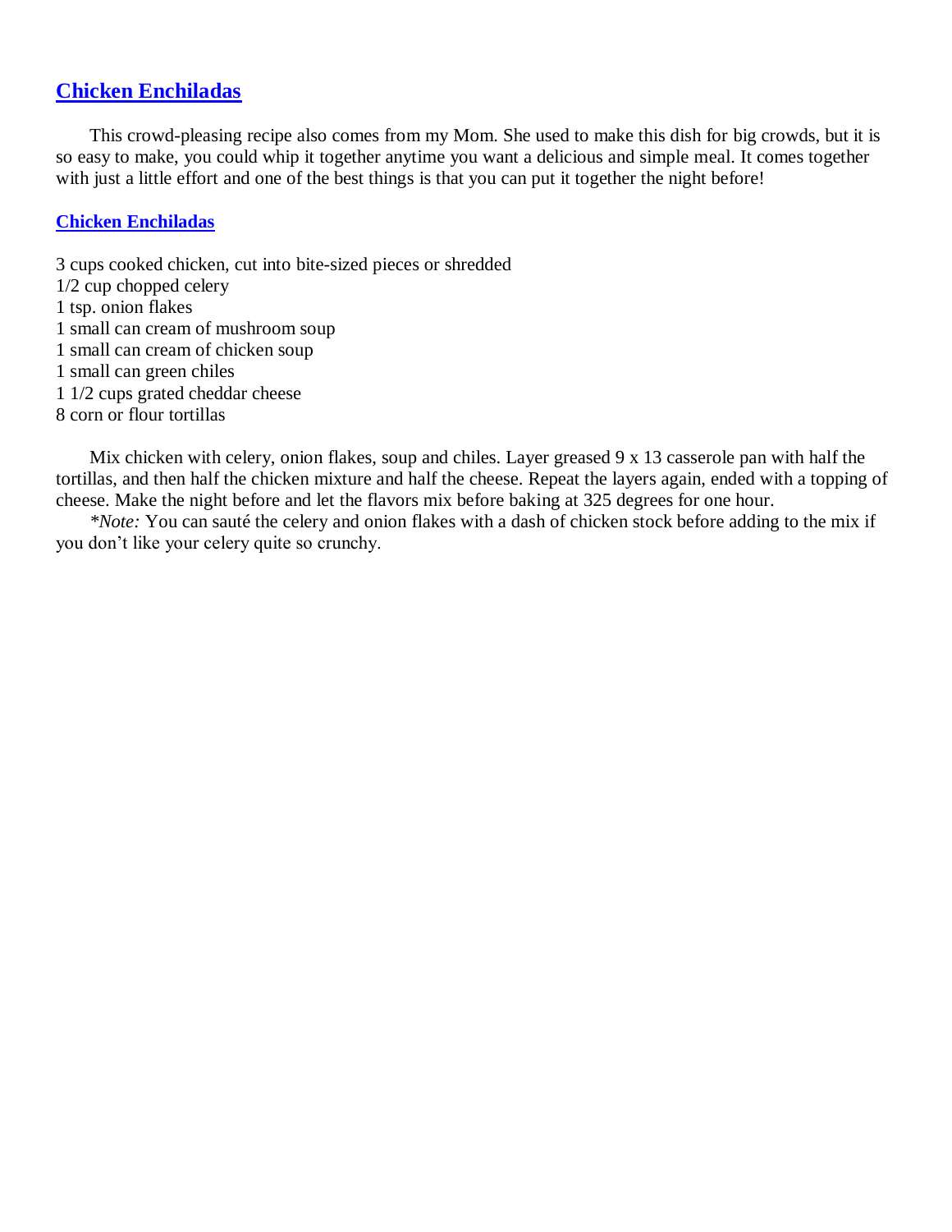## Chicken Enchiladas

This crowd-pleasing recipe also comes from my Mom. She used to make this dish for big crowds, but it is so easy to make, you could whip it together anytime you want a delicious and simple meal. It comes together with just a little effort and one of the best things is that you can put it together the night before!

### Chicken Enchiladas

3 cups cooked chicken, cut into bite-sized pieces or shredded
1/2 cup chopped celery
1 tsp. onion flakes
1 small can cream of mushroom soup
1 small can cream of chicken soup
1 small can green chiles
1 1/2 cups grated cheddar cheese
8 corn or flour tortillas

Mix chicken with celery, onion flakes, soup and chiles. Layer greased 9 x 13 casserole pan with half the tortillas, and then half the chicken mixture and half the cheese. Repeat the layers again, ended with a topping of cheese. Make the night before and let the flavors mix before baking at 325 degrees for one hour.

**Note:* You can sauté the celery and onion flakes with a dash of chicken stock before adding to the mix if you don't like your celery quite so crunchy.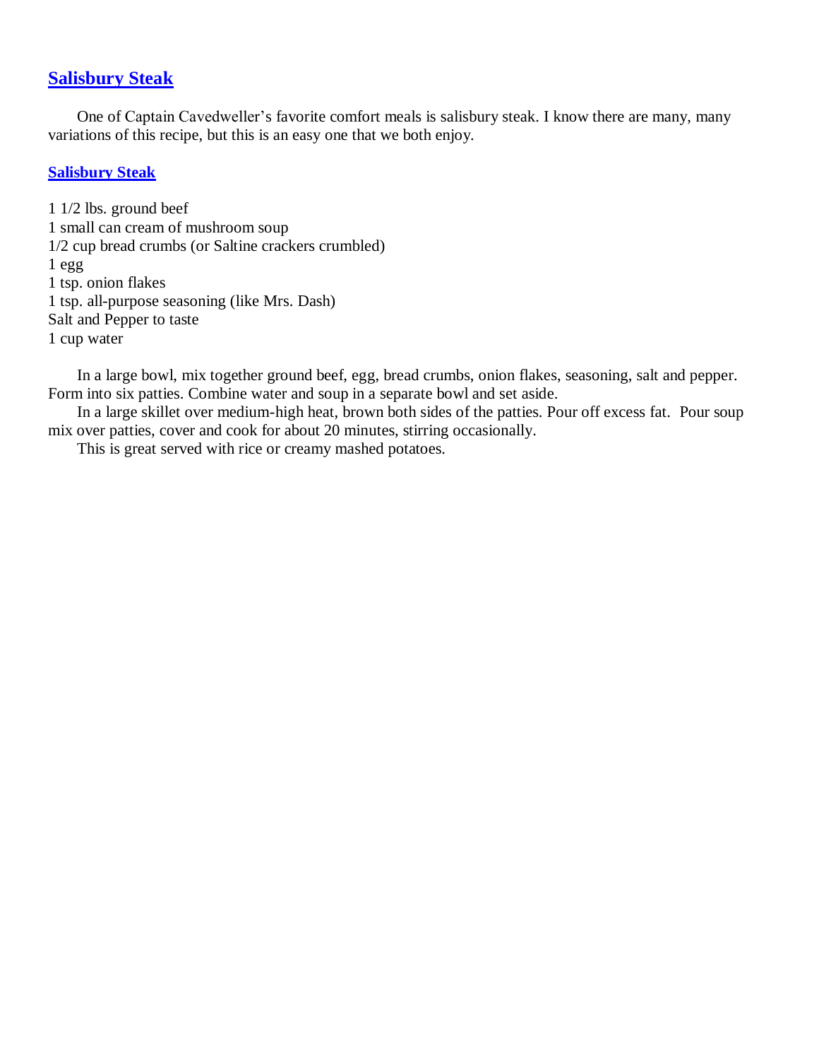## Salisbury Steak

One of Captain Cavedweller's favorite comfort meals is salisbury steak. I know there are many, many variations of this recipe, but this is an easy one that we both enjoy.

### Salisbury Steak

1 1/2 lbs. ground beef
1 small can cream of mushroom soup
1/2 cup bread crumbs (or Saltine crackers crumbled)
1 egg
1 tsp. onion flakes
1 tsp. all-purpose seasoning (like Mrs. Dash)
Salt and Pepper to taste
1 cup water

In a large bowl, mix together ground beef, egg, bread crumbs, onion flakes, seasoning, salt and pepper. Form into six patties. Combine water and soup in a separate bowl and set aside.

In a large skillet over medium-high heat, brown both sides of the patties. Pour off excess fat. Pour soup mix over patties, cover and cook for about 20 minutes, stirring occasionally.

This is great served with rice or creamy mashed potatoes.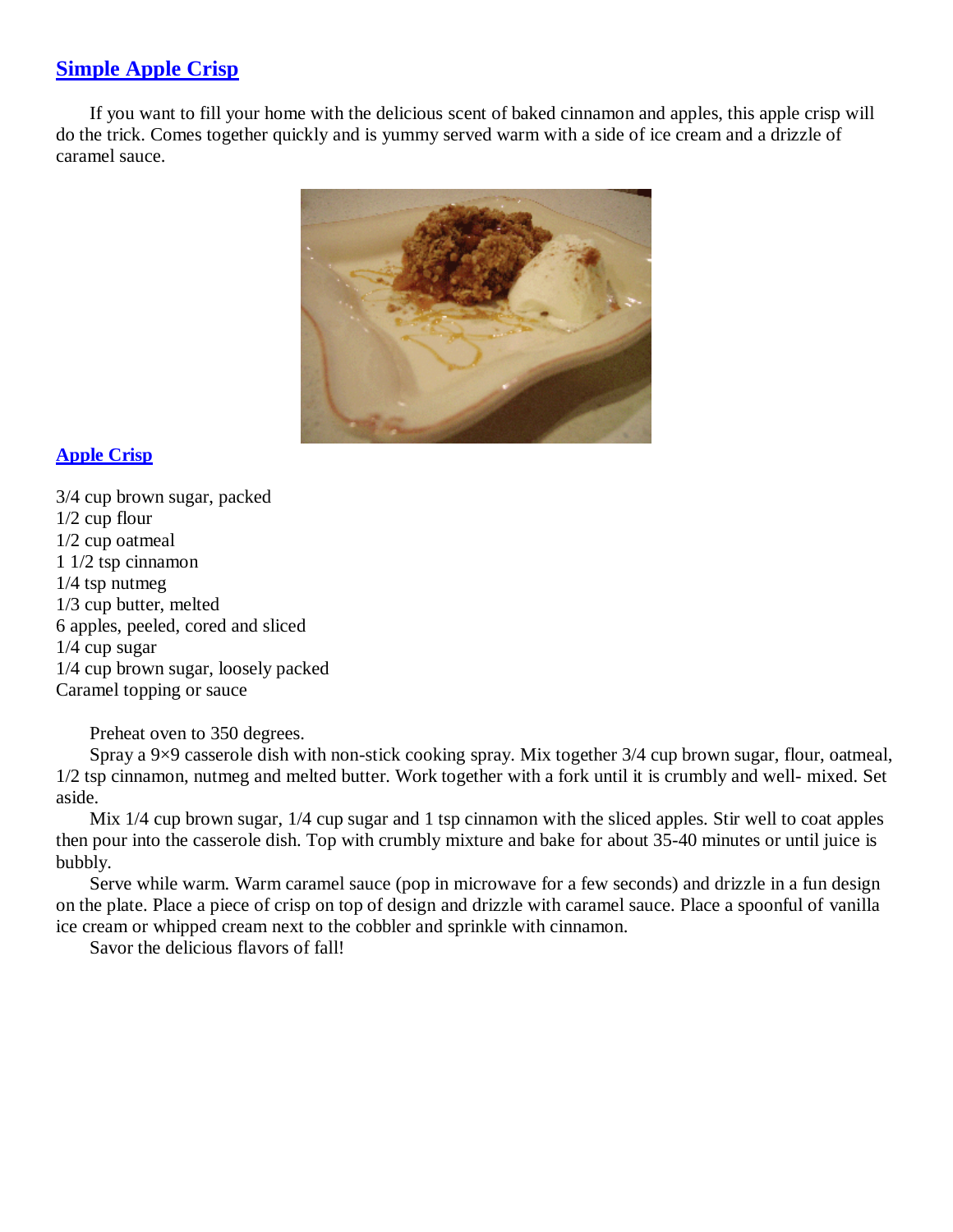## Simple Apple Crisp

If you want to fill your home with the delicious scent of baked cinnamon and apples, this apple crisp will do the trick. Comes together quickly and is yummy served warm with a side of ice cream and a drizzle of caramel sauce.

### Apple Crisp

3/4 cup brown sugar, packed
1/2 cup flour
1/2 cup oatmeal
1 1/2 tsp cinnamon
1/4 tsp nutmeg
1/3 cup butter, melted
6 apples, peeled, cored and sliced
1/4 cup sugar
1/4 cup brown sugar, loosely packed
Caramel topping or sauce

Preheat oven to 350 degrees.

Spray a 9×9 casserole dish with non-stick cooking spray. Mix together 3/4 cup brown sugar, flour, oatmeal, 1/2 tsp cinnamon, nutmeg and melted butter. Work together with a fork until it is crumbly and well- mixed. Set aside.

Mix 1/4 cup brown sugar, 1/4 cup sugar and 1 tsp cinnamon with the sliced apples. Stir well to coat apples then pour into the casserole dish. Top with crumbly mixture and bake for about 35-40 minutes or until juice is bubbly.

Serve while warm. Warm caramel sauce (pop in microwave for a few seconds) and drizzle in a fun design on the plate. Place a piece of crisp on top of design and drizzle with caramel sauce. Place a spoonful of vanilla ice cream or whipped cream next to the cobbler and sprinkle with cinnamon.

Savor the delicious flavors of fall!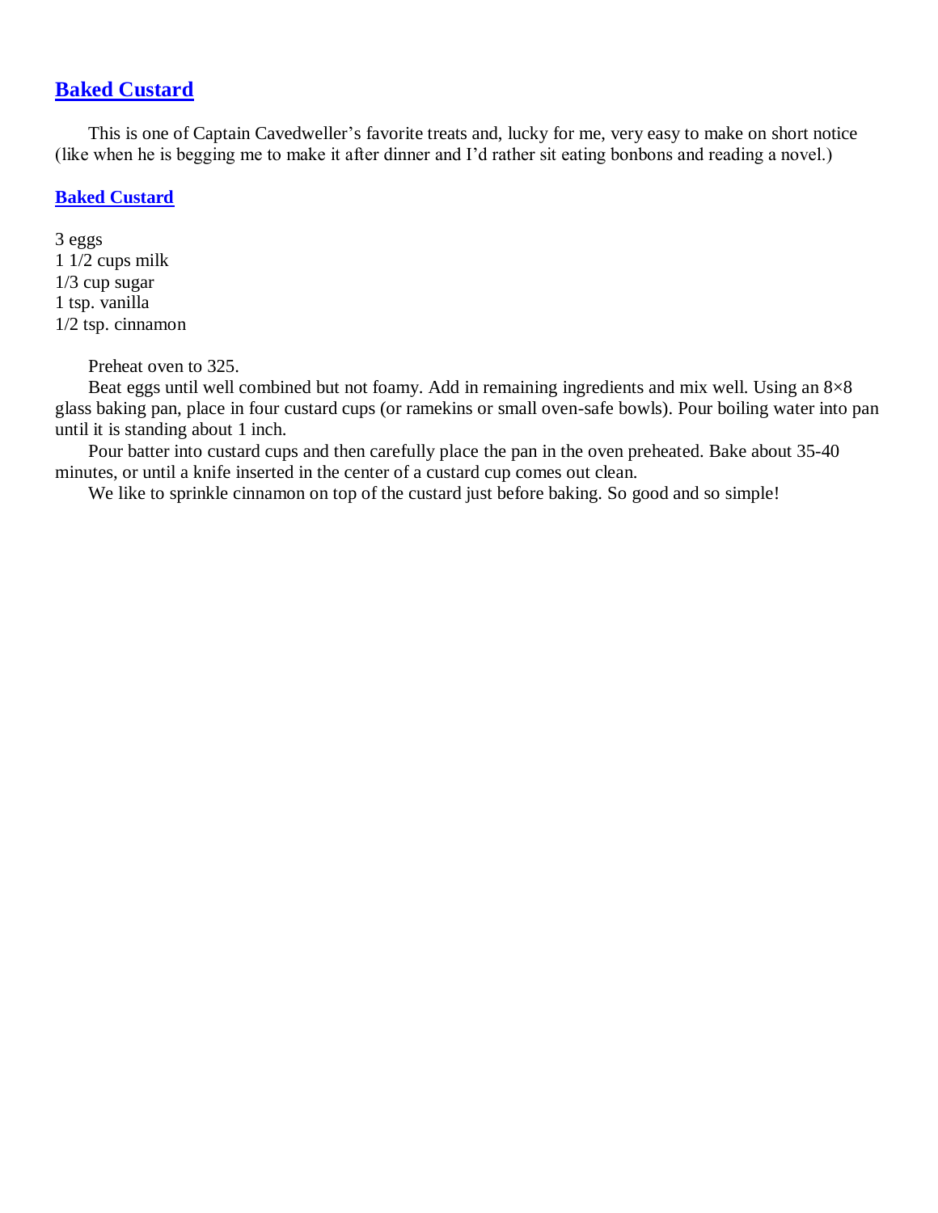## [Baked Custard]()

This is one of Captain Cavedweller's favorite treats and, lucky for me, very easy to make on short notice (like when he is begging me to make it after dinner and I'd rather sit eating bonbons and reading a novel.)

### [Baked Custard]()

3 eggs
1 1/2 cups milk
1/3 cup sugar
1 tsp. vanilla
1/2 tsp. cinnamon

Preheat oven to 325.

Beat eggs until well combined but not foamy. Add in remaining ingredients and mix well. Using an 8×8 glass baking pan, place in four custard cups (or ramekins or small oven-safe bowls). Pour boiling water into pan until it is standing about 1 inch.

Pour batter into custard cups and then carefully place the pan in the oven preheated. Bake about 35-40 minutes, or until a knife inserted in the center of a custard cup comes out clean.

We like to sprinkle cinnamon on top of the custard just before baking. So good and so simple!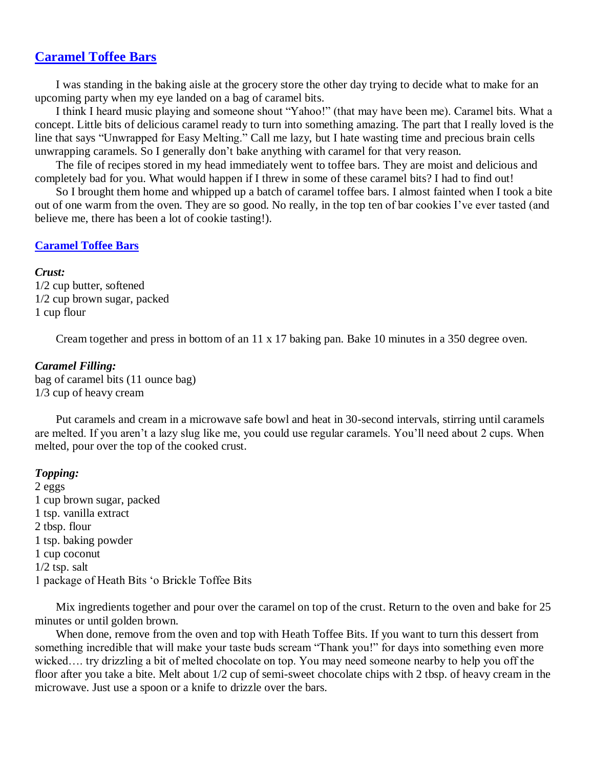## [Caramel Toffee Bars]

I was standing in the baking aisle at the grocery store the other day trying to decide what to make for an upcoming party when my eye landed on a bag of caramel bits.

I think I heard music playing and someone shout "Yahoo!" (that may have been me). Caramel bits. What a concept. Little bits of delicious caramel ready to turn into something amazing. The part that I really loved is the line that says "Unwrapped for Easy Melting." Call me lazy, but I hate wasting time and precious brain cells unwrapping caramels. So I generally don't bake anything with caramel for that very reason.

The file of recipes stored in my head immediately went to toffee bars. They are moist and delicious and completely bad for you. What would happen if I threw in some of these caramel bits? I had to find out!

So I brought them home and whipped up a batch of caramel toffee bars. I almost fainted when I took a bite out of one warm from the oven. They are so good. No really, in the top ten of bar cookies I've ever tasted (and believe me, there has been a lot of cookie tasting!).

### [Caramel Toffee Bars]

***Crust:***

1/2 cup butter, softened
1/2 cup brown sugar, packed
1 cup flour

Cream together and press in bottom of an 11 x 17 baking pan. Bake 10 minutes in a 350 degree oven.

***Caramel Filling:***

bag of caramel bits (11 ounce bag)
1/3 cup of heavy cream

Put caramels and cream in a microwave safe bowl and heat in 30-second intervals, stirring until caramels are melted. If you aren't a lazy slug like me, you could use regular caramels. You'll need about 2 cups. When melted, pour over the top of the cooked crust.

***Topping:***

2 eggs
1 cup brown sugar, packed
1 tsp. vanilla extract
2 tbsp. flour
1 tsp. baking powder
1 cup coconut
1/2 tsp. salt
1 package of Heath Bits 'o Brickle Toffee Bits

Mix ingredients together and pour over the caramel on top of the crust. Return to the oven and bake for 25 minutes or until golden brown.

When done, remove from the oven and top with Heath Toffee Bits. If you want to turn this dessert from something incredible that will make your taste buds scream "Thank you!" for days into something even more wicked…. try drizzling a bit of melted chocolate on top. You may need someone nearby to help you off the floor after you take a bite. Melt about 1/2 cup of semi-sweet chocolate chips with 2 tbsp. of heavy cream in the microwave. Just use a spoon or a knife to drizzle over the bars.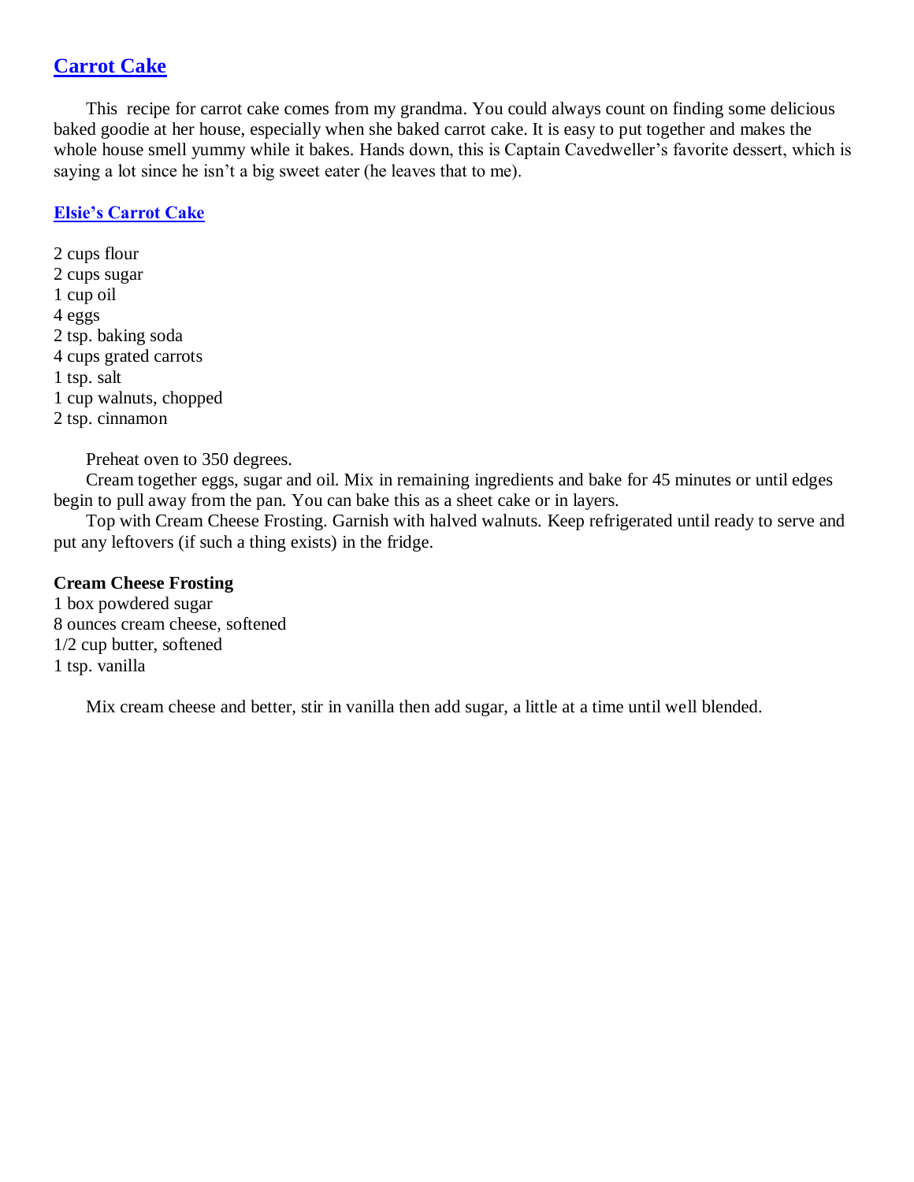## Carrot Cake

This recipe for carrot cake comes from my grandma. You could always count on finding some delicious baked goodie at her house, especially when she baked carrot cake. It is easy to put together and makes the whole house smell yummy while it bakes. Hands down, this is Captain Cavedweller's favorite dessert, which is saying a lot since he isn't a big sweet eater (he leaves that to me).

### Elsie's Carrot Cake

2 cups flour
2 cups sugar
1 cup oil
4 eggs
2 tsp. baking soda
4 cups grated carrots
1 tsp. salt
1 cup walnuts, chopped
2 tsp. cinnamon

Preheat oven to 350 degrees.

Cream together eggs, sugar and oil. Mix in remaining ingredients and bake for 45 minutes or until edges begin to pull away from the pan. You can bake this as a sheet cake or in layers.

Top with Cream Cheese Frosting. Garnish with halved walnuts. Keep refrigerated until ready to serve and put any leftovers (if such a thing exists) in the fridge.

**Cream Cheese Frosting**

1 box powdered sugar
8 ounces cream cheese, softened
1/2 cup butter, softened
1 tsp. vanilla

Mix cream cheese and better, stir in vanilla then add sugar, a little at a time until well blended.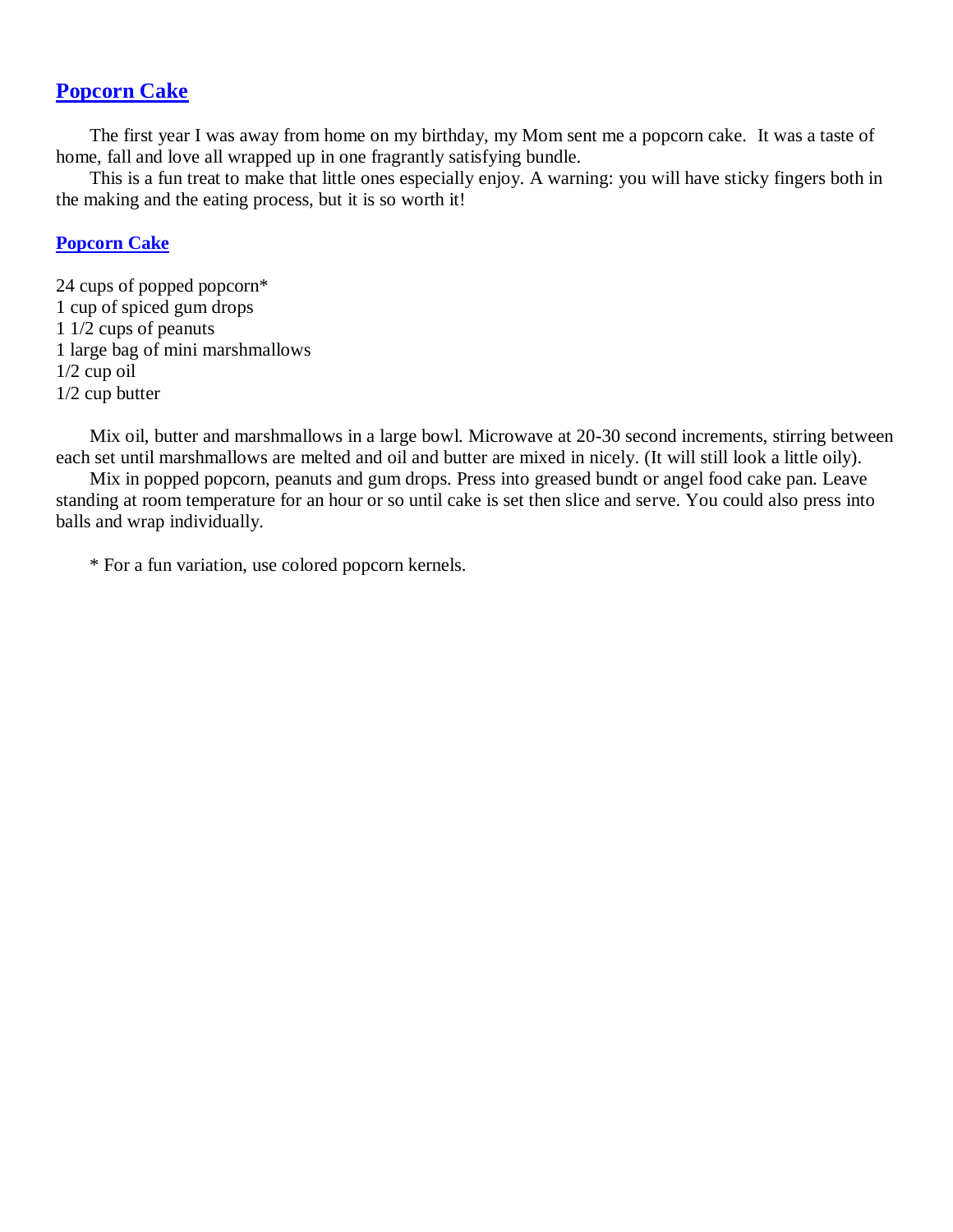## Popcorn Cake

The first year I was away from home on my birthday, my Mom sent me a popcorn cake. It was a taste of home, fall and love all wrapped up in one fragrantly satisfying bundle.

This is a fun treat to make that little ones especially enjoy. A warning: you will have sticky fingers both in the making and the eating process, but it is so worth it!

### Popcorn Cake

24 cups of popped popcorn*
1 cup of spiced gum drops
1 1/2 cups of peanuts
1 large bag of mini marshmallows
1/2 cup oil
1/2 cup butter

Mix oil, butter and marshmallows in a large bowl. Microwave at 20-30 second increments, stirring between each set until marshmallows are melted and oil and butter are mixed in nicely. (It will still look a little oily).

Mix in popped popcorn, peanuts and gum drops. Press into greased bundt or angel food cake pan. Leave standing at room temperature for an hour or so until cake is set then slice and serve. You could also press into balls and wrap individually.

* For a fun variation, use colored popcorn kernels.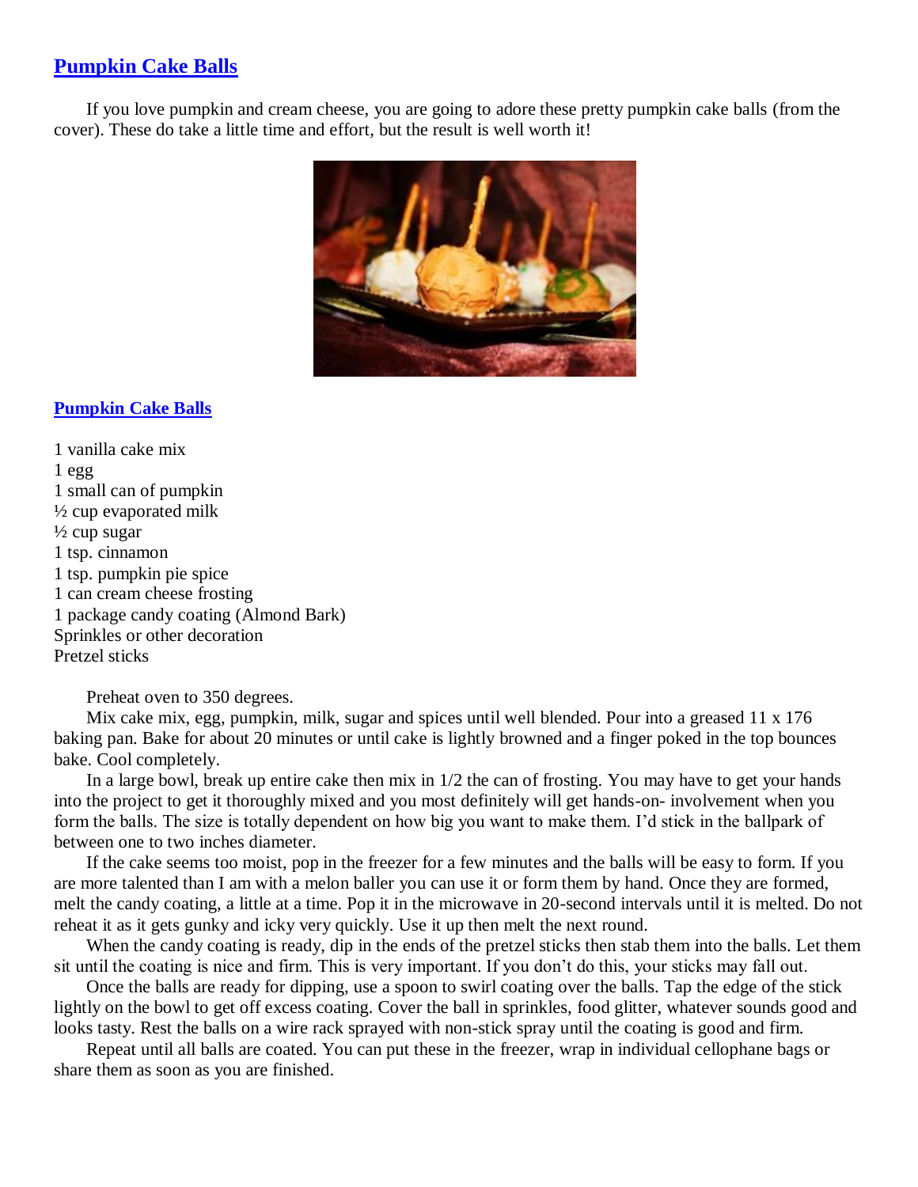## Pumpkin Cake Balls

If you love pumpkin and cream cheese, you are going to adore these pretty pumpkin cake balls (from the cover). These do take a little time and effort, but the result is well worth it!

### Pumpkin Cake Balls

1 vanilla cake mix
1 egg
1 small can of pumpkin
½ cup evaporated milk
½ cup sugar
1 tsp. cinnamon
1 tsp. pumpkin pie spice
1 can cream cheese frosting
1 package candy coating (Almond Bark)
Sprinkles or other decoration
Pretzel sticks

Preheat oven to 350 degrees.

Mix cake mix, egg, pumpkin, milk, sugar and spices until well blended. Pour into a greased 11 x 176 baking pan. Bake for about 20 minutes or until cake is lightly browned and a finger poked in the top bounces bake. Cool completely.

In a large bowl, break up entire cake then mix in 1/2 the can of frosting. You may have to get your hands into the project to get it thoroughly mixed and you most definitely will get hands-on- involvement when you form the balls. The size is totally dependent on how big you want to make them. I'd stick in the ballpark of between one to two inches diameter.

If the cake seems too moist, pop in the freezer for a few minutes and the balls will be easy to form. If you are more talented than I am with a melon baller you can use it or form them by hand. Once they are formed, melt the candy coating, a little at a time. Pop it in the microwave in 20-second intervals until it is melted. Do not reheat it as it gets gunky and icky very quickly. Use it up then melt the next round.

When the candy coating is ready, dip in the ends of the pretzel sticks then stab them into the balls. Let them sit until the coating is nice and firm. This is very important. If you don't do this, your sticks may fall out.

Once the balls are ready for dipping, use a spoon to swirl coating over the balls. Tap the edge of the stick lightly on the bowl to get off excess coating. Cover the ball in sprinkles, food glitter, whatever sounds good and looks tasty. Rest the balls on a wire rack sprayed with non-stick spray until the coating is good and firm.

Repeat until all balls are coated. You can put these in the freezer, wrap in individual cellophane bags or share them as soon as you are finished.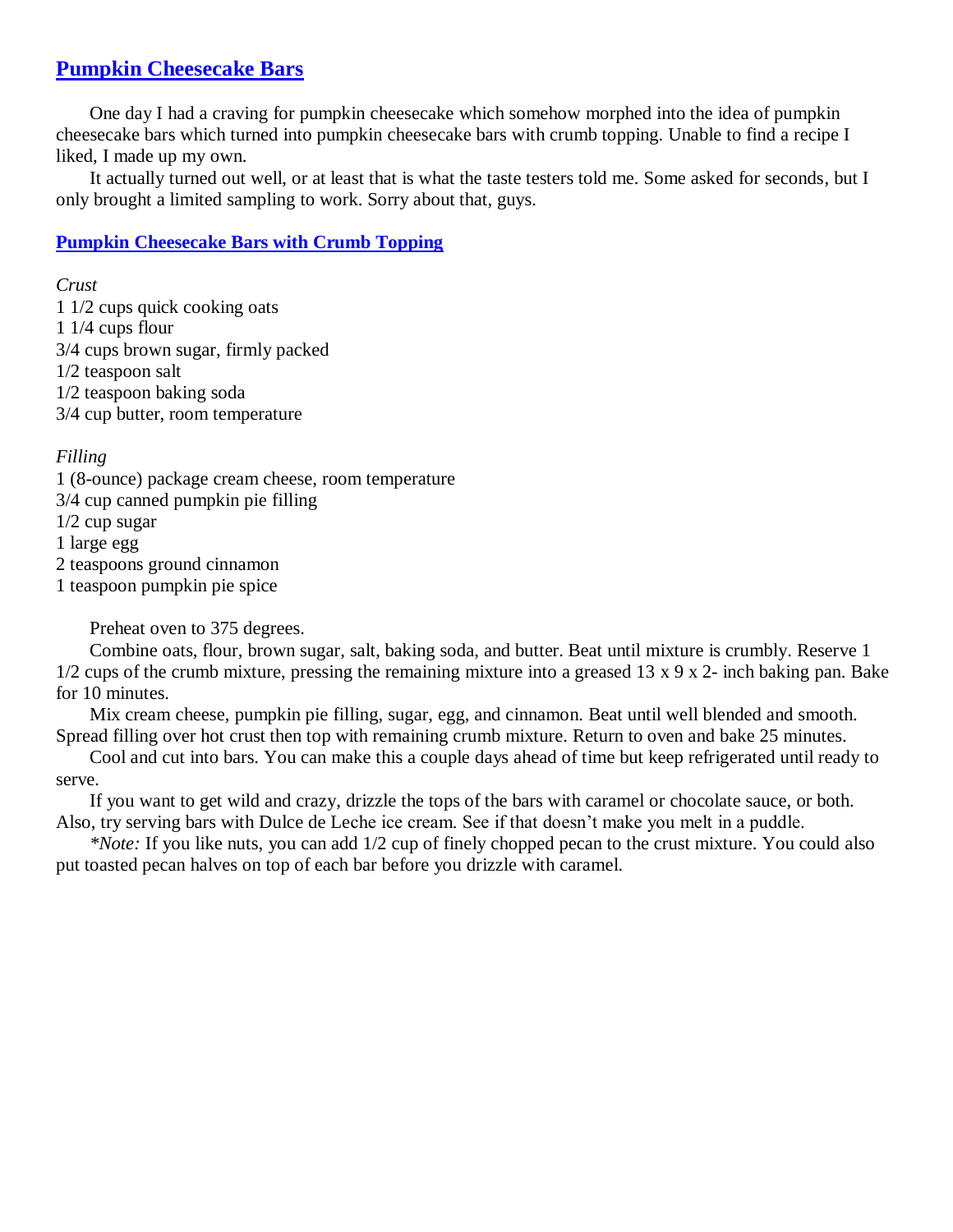## Pumpkin Cheesecake Bars

One day I had a craving for pumpkin cheesecake which somehow morphed into the idea of pumpkin cheesecake bars which turned into pumpkin cheesecake bars with crumb topping. Unable to find a recipe I liked, I made up my own.

It actually turned out well, or at least that is what the taste testers told me. Some asked for seconds, but I only brought a limited sampling to work. Sorry about that, guys.

### Pumpkin Cheesecake Bars with Crumb Topping

*Crust*

1 1/2 cups quick cooking oats
1 1/4 cups flour
3/4 cups brown sugar, firmly packed
1/2 teaspoon salt
1/2 teaspoon baking soda
3/4 cup butter, room temperature

*Filling*

1 (8-ounce) package cream cheese, room temperature
3/4 cup canned pumpkin pie filling
1/2 cup sugar
1 large egg
2 teaspoons ground cinnamon
1 teaspoon pumpkin pie spice

Preheat oven to 375 degrees.

Combine oats, flour, brown sugar, salt, baking soda, and butter. Beat until mixture is crumbly. Reserve 1 1/2 cups of the crumb mixture, pressing the remaining mixture into a greased 13 x 9 x 2- inch baking pan. Bake for 10 minutes.

Mix cream cheese, pumpkin pie filling, sugar, egg, and cinnamon. Beat until well blended and smooth. Spread filling over hot crust then top with remaining crumb mixture. Return to oven and bake 25 minutes.

Cool and cut into bars. You can make this a couple days ahead of time but keep refrigerated until ready to serve.

If you want to get wild and crazy, drizzle the tops of the bars with caramel or chocolate sauce, or both. Also, try serving bars with Dulce de Leche ice cream. See if that doesn't make you melt in a puddle.

*\*Note:* If you like nuts, you can add 1/2 cup of finely chopped pecan to the crust mixture. You could also put toasted pecan halves on top of each bar before you drizzle with caramel.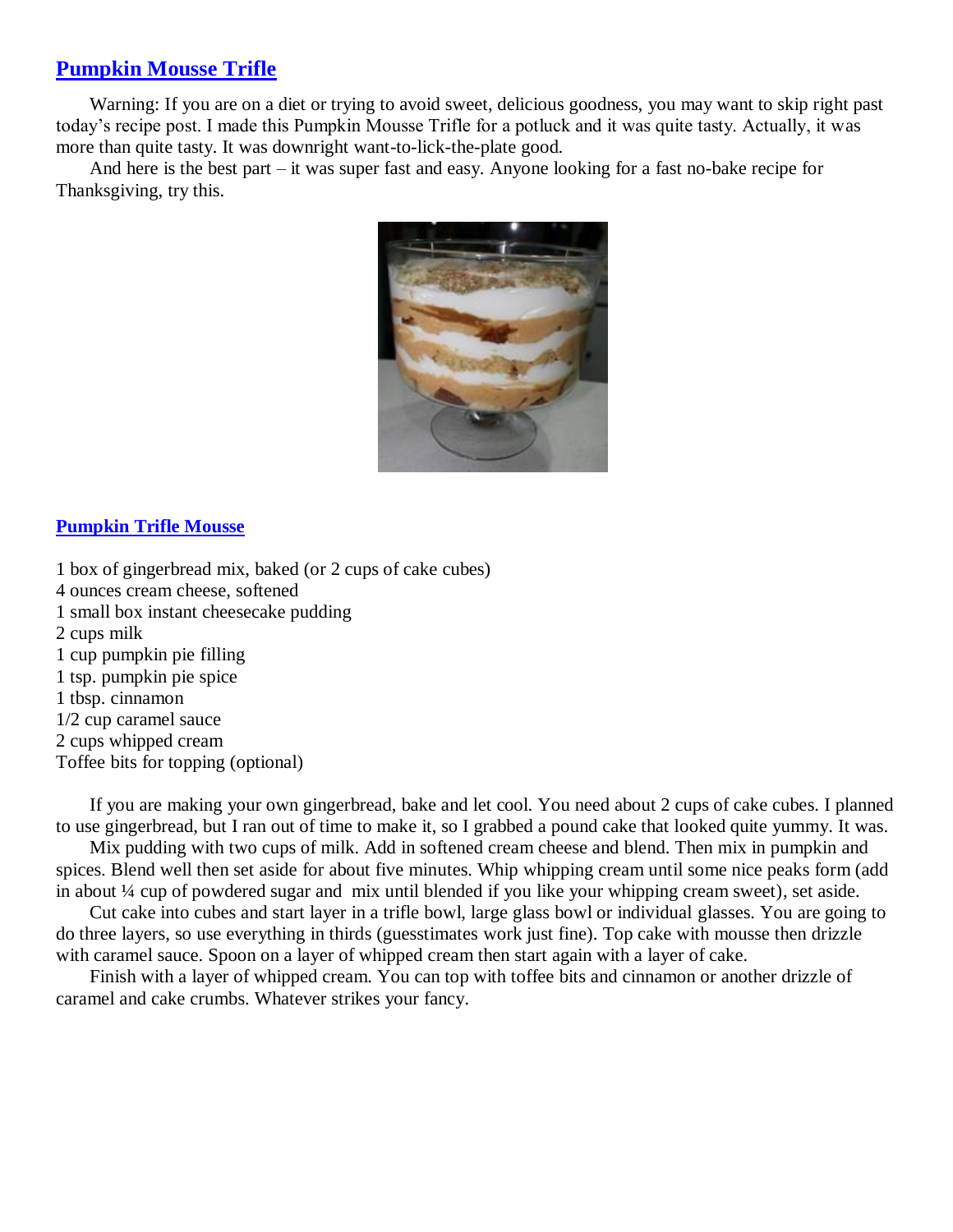## Pumpkin Mousse Trifle

Warning: If you are on a diet or trying to avoid sweet, delicious goodness, you may want to skip right past today's recipe post. I made this Pumpkin Mousse Trifle for a potluck and it was quite tasty. Actually, it was more than quite tasty. It was downright want-to-lick-the-plate good.

And here is the best part – it was super fast and easy. Anyone looking for a fast no-bake recipe for Thanksgiving, try this.

### Pumpkin Trifle Mousse

1 box of gingerbread mix, baked (or 2 cups of cake cubes)
4 ounces cream cheese, softened
1 small box instant cheesecake pudding
2 cups milk
1 cup pumpkin pie filling
1 tsp. pumpkin pie spice
1 tbsp. cinnamon
1/2 cup caramel sauce
2 cups whipped cream
Toffee bits for topping (optional)

If you are making your own gingerbread, bake and let cool. You need about 2 cups of cake cubes. I planned to use gingerbread, but I ran out of time to make it, so I grabbed a pound cake that looked quite yummy. It was.

Mix pudding with two cups of milk. Add in softened cream cheese and blend. Then mix in pumpkin and spices. Blend well then set aside for about five minutes. Whip whipping cream until some nice peaks form (add in about ¼ cup of powdered sugar and mix until blended if you like your whipping cream sweet), set aside.

Cut cake into cubes and start layer in a trifle bowl, large glass bowl or individual glasses. You are going to do three layers, so use everything in thirds (guesstimates work just fine). Top cake with mousse then drizzle with caramel sauce. Spoon on a layer of whipped cream then start again with a layer of cake.

Finish with a layer of whipped cream. You can top with toffee bits and cinnamon or another drizzle of caramel and cake crumbs. Whatever strikes your fancy.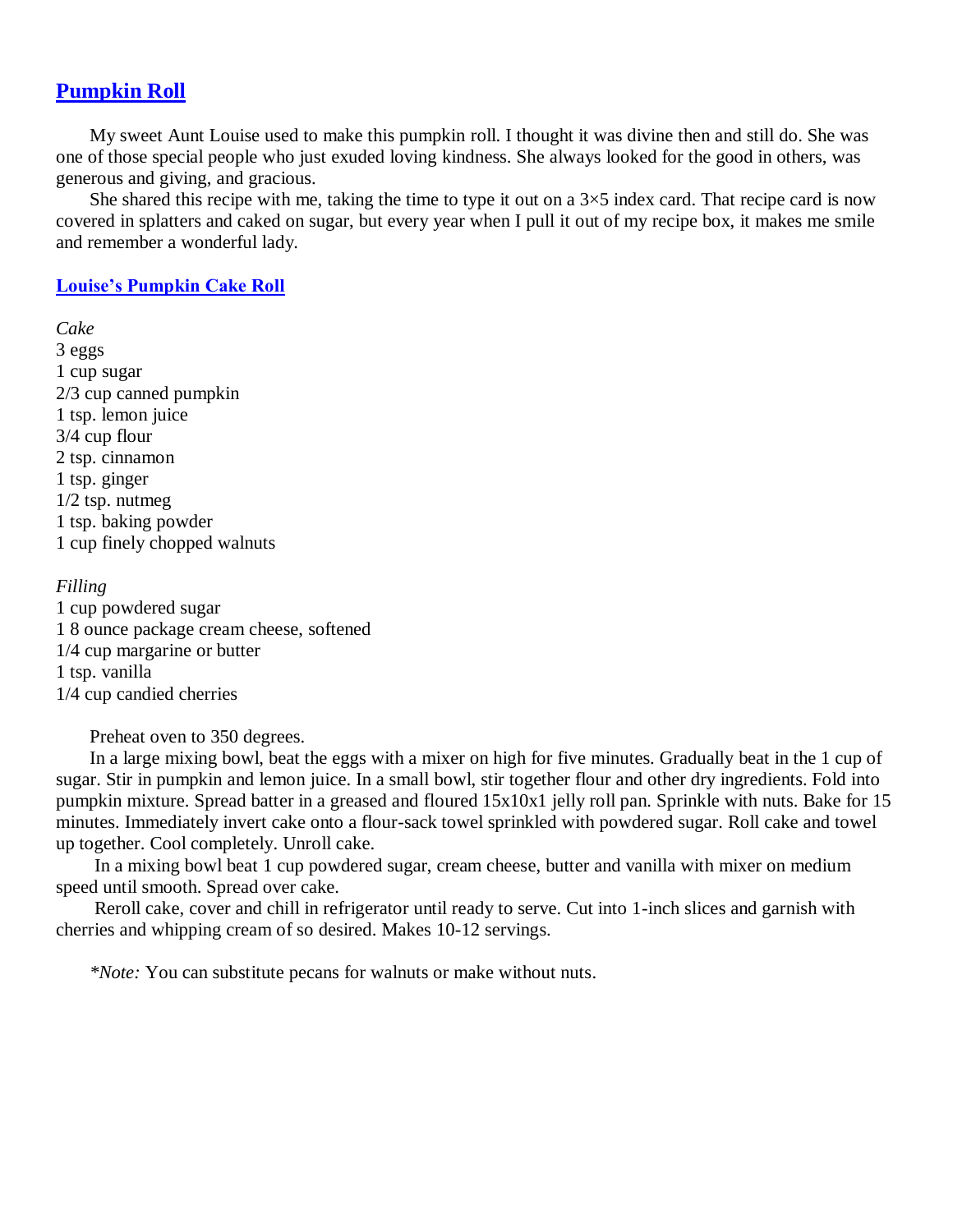## Pumpkin Roll

My sweet Aunt Louise used to make this pumpkin roll. I thought it was divine then and still do. She was one of those special people who just exuded loving kindness. She always looked for the good in others, was generous and giving, and gracious.

She shared this recipe with me, taking the time to type it out on a 3×5 index card. That recipe card is now covered in splatters and caked on sugar, but every year when I pull it out of my recipe box, it makes me smile and remember a wonderful lady.

### Louise's Pumpkin Cake Roll

*Cake*
3 eggs
1 cup sugar
2/3 cup canned pumpkin
1 tsp. lemon juice
3/4 cup flour
2 tsp. cinnamon
1 tsp. ginger
1/2 tsp. nutmeg
1 tsp. baking powder
1 cup finely chopped walnuts

*Filling*
1 cup powdered sugar
1 8 ounce package cream cheese, softened
1/4 cup margarine or butter
1 tsp. vanilla
1/4 cup candied cherries

Preheat oven to 350 degrees.

In a large mixing bowl, beat the eggs with a mixer on high for five minutes. Gradually beat in the 1 cup of sugar. Stir in pumpkin and lemon juice. In a small bowl, stir together flour and other dry ingredients. Fold into pumpkin mixture. Spread batter in a greased and floured 15x10x1 jelly roll pan. Sprinkle with nuts. Bake for 15 minutes. Immediately invert cake onto a flour-sack towel sprinkled with powdered sugar. Roll cake and towel up together. Cool completely. Unroll cake.

In a mixing bowl beat 1 cup powdered sugar, cream cheese, butter and vanilla with mixer on medium speed until smooth. Spread over cake.

Reroll cake, cover and chill in refrigerator until ready to serve. Cut into 1-inch slices and garnish with cherries and whipping cream of so desired. Makes 10-12 servings.

**Note:* You can substitute pecans for walnuts or make without nuts.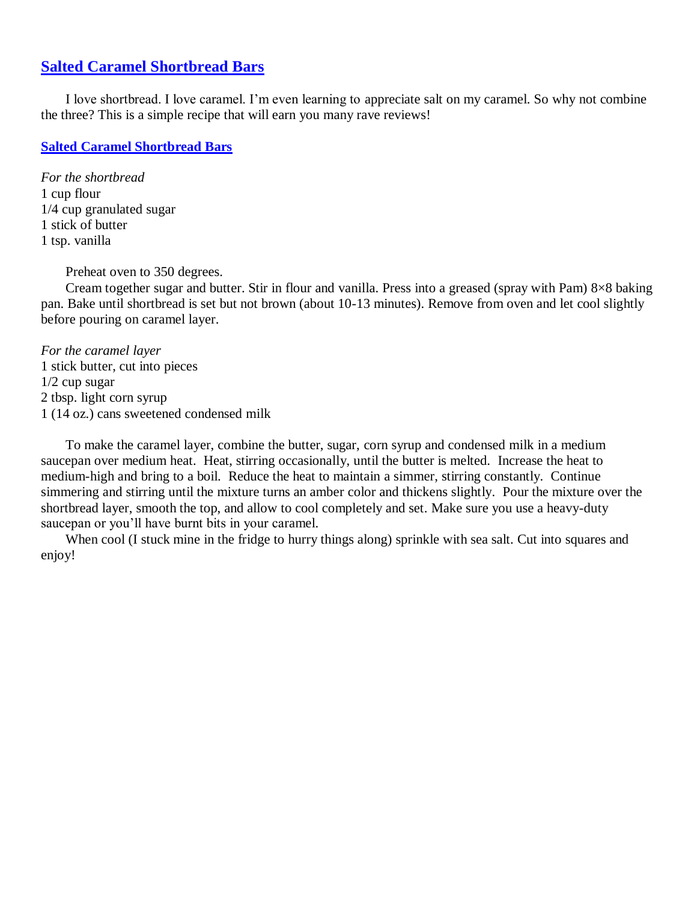## [Salted Caramel Shortbread Bars]

I love shortbread. I love caramel. I'm even learning to appreciate salt on my caramel. So why not combine the three? This is a simple recipe that will earn you many rave reviews!

### [Salted Caramel Shortbread Bars]

*For the shortbread*
1 cup flour
1/4 cup granulated sugar
1 stick of butter
1 tsp. vanilla

Preheat oven to 350 degrees.

Cream together sugar and butter. Stir in flour and vanilla. Press into a greased (spray with Pam) 8×8 baking pan. Bake until shortbread is set but not brown (about 10-13 minutes). Remove from oven and let cool slightly before pouring on caramel layer.

*For the caramel layer*
1 stick butter, cut into pieces
1/2 cup sugar
2 tbsp. light corn syrup
1 (14 oz.) cans sweetened condensed milk

To make the caramel layer, combine the butter, sugar, corn syrup and condensed milk in a medium saucepan over medium heat. Heat, stirring occasionally, until the butter is melted. Increase the heat to medium-high and bring to a boil. Reduce the heat to maintain a simmer, stirring constantly. Continue simmering and stirring until the mixture turns an amber color and thickens slightly. Pour the mixture over the shortbread layer, smooth the top, and allow to cool completely and set. Make sure you use a heavy-duty saucepan or you'll have burnt bits in your caramel.

When cool (I stuck mine in the fridge to hurry things along) sprinkle with sea salt. Cut into squares and enjoy!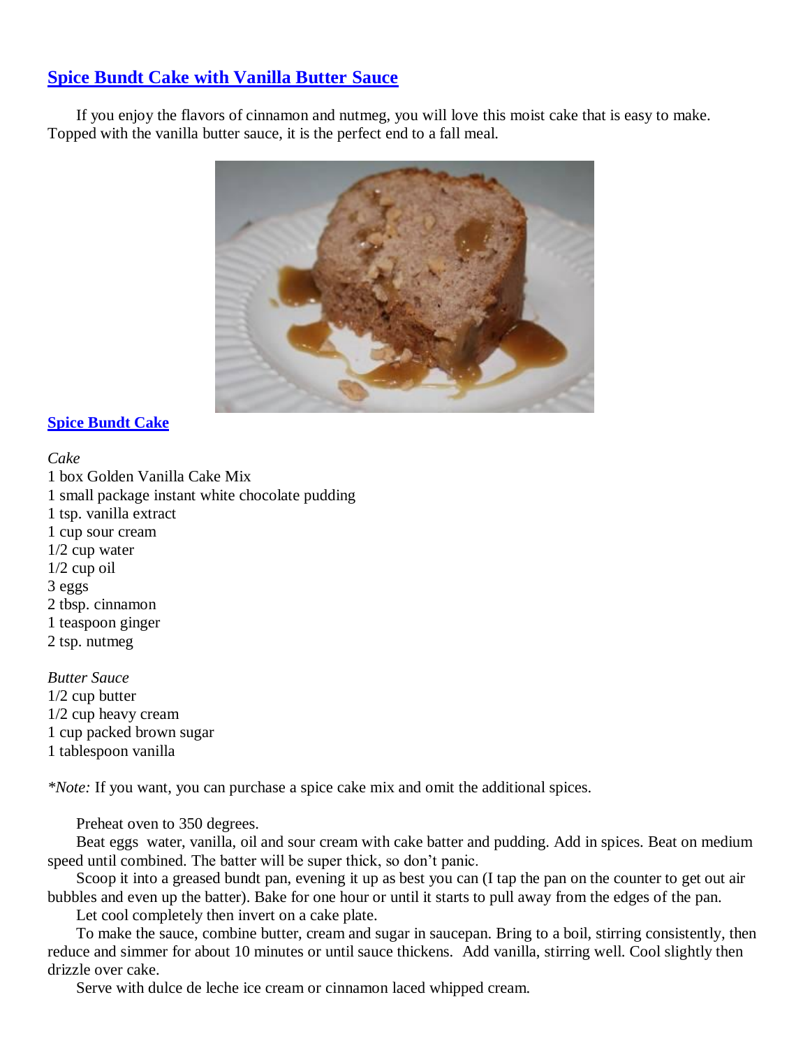## Spice Bundt Cake with Vanilla Butter Sauce

If you enjoy the flavors of cinnamon and nutmeg, you will love this moist cake that is easy to make. Topped with the vanilla butter sauce, it is the perfect end to a fall meal.

### Spice Bundt Cake

*Cake*

1 box Golden Vanilla Cake Mix
1 small package instant white chocolate pudding
1 tsp. vanilla extract
1 cup sour cream
1/2 cup water
1/2 cup oil
3 eggs
2 tbsp. cinnamon
1 teaspoon ginger
2 tsp. nutmeg

*Butter Sauce*

1/2 cup butter
1/2 cup heavy cream
1 cup packed brown sugar
1 tablespoon vanilla

**Note:* If you want, you can purchase a spice cake mix and omit the additional spices.

Preheat oven to 350 degrees.

Beat eggs water, vanilla, oil and sour cream with cake batter and pudding. Add in spices. Beat on medium speed until combined. The batter will be super thick, so don't panic.

Scoop it into a greased bundt pan, evening it up as best you can (I tap the pan on the counter to get out air bubbles and even up the batter). Bake for one hour or until it starts to pull away from the edges of the pan.

Let cool completely then invert on a cake plate.

To make the sauce, combine butter, cream and sugar in saucepan. Bring to a boil, stirring consistently, then reduce and simmer for about 10 minutes or until sauce thickens. Add vanilla, stirring well. Cool slightly then drizzle over cake.

Serve with dulce de leche ice cream or cinnamon laced whipped cream.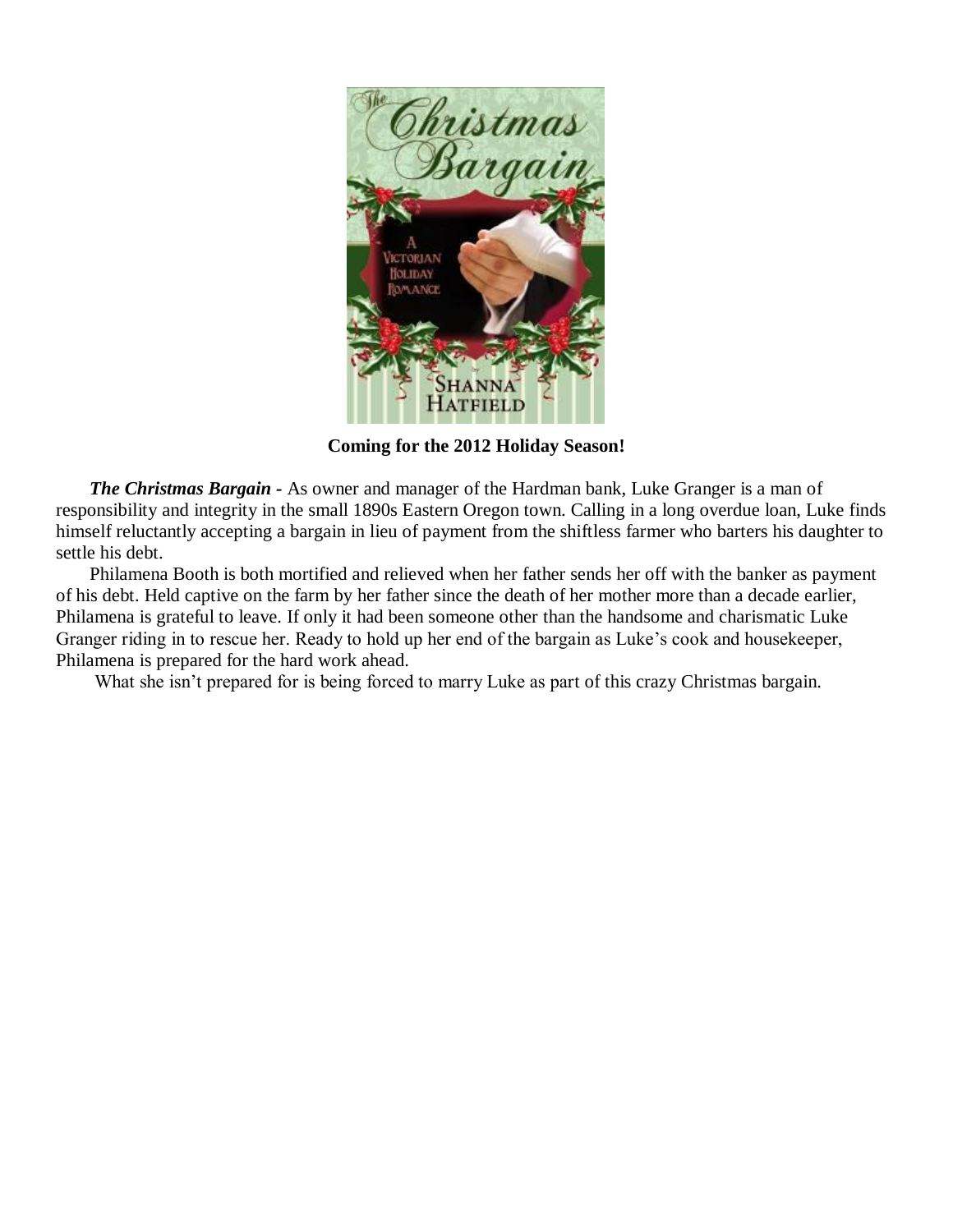**Coming for the 2012 Holiday Season!**

***The Christmas Bargain*** - As owner and manager of the Hardman bank, Luke Granger is a man of responsibility and integrity in the small 1890s Eastern Oregon town. Calling in a long overdue loan, Luke finds himself reluctantly accepting a bargain in lieu of payment from the shiftless farmer who barters his daughter to settle his debt.

Philamena Booth is both mortified and relieved when her father sends her off with the banker as payment of his debt. Held captive on the farm by her father since the death of her mother more than a decade earlier, Philamena is grateful to leave. If only it had been someone other than the handsome and charismatic Luke Granger riding in to rescue her. Ready to hold up her end of the bargain as Luke's cook and housekeeper, Philamena is prepared for the hard work ahead.

What she isn't prepared for is being forced to marry Luke as part of this crazy Christmas bargain.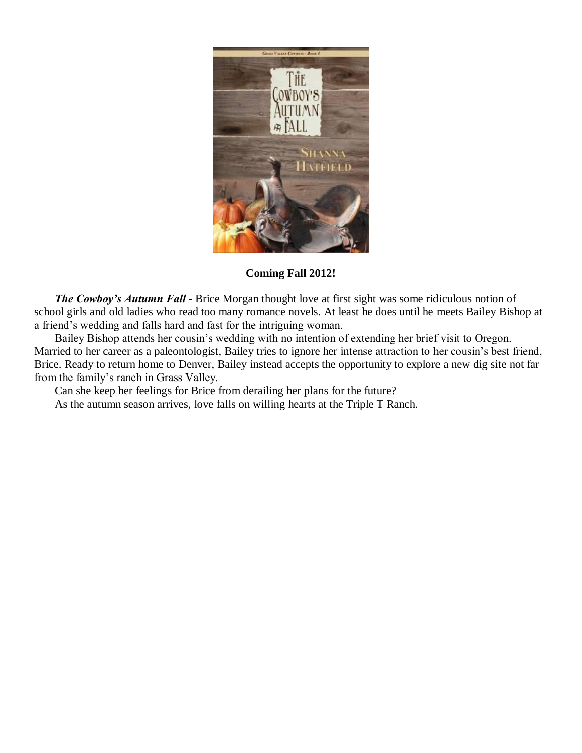**Coming Fall 2012!**

***The Cowboy's Autumn Fall*** - Brice Morgan thought love at first sight was some ridiculous notion of school girls and old ladies who read too many romance novels. At least he does until he meets Bailey Bishop at a friend's wedding and falls hard and fast for the intriguing woman.

Bailey Bishop attends her cousin's wedding with no intention of extending her brief visit to Oregon. Married to her career as a paleontologist, Bailey tries to ignore her intense attraction to her cousin's best friend, Brice. Ready to return home to Denver, Bailey instead accepts the opportunity to explore a new dig site not far from the family's ranch in Grass Valley.

Can she keep her feelings for Brice from derailing her plans for the future?

As the autumn season arrives, love falls on willing hearts at the Triple T Ranch.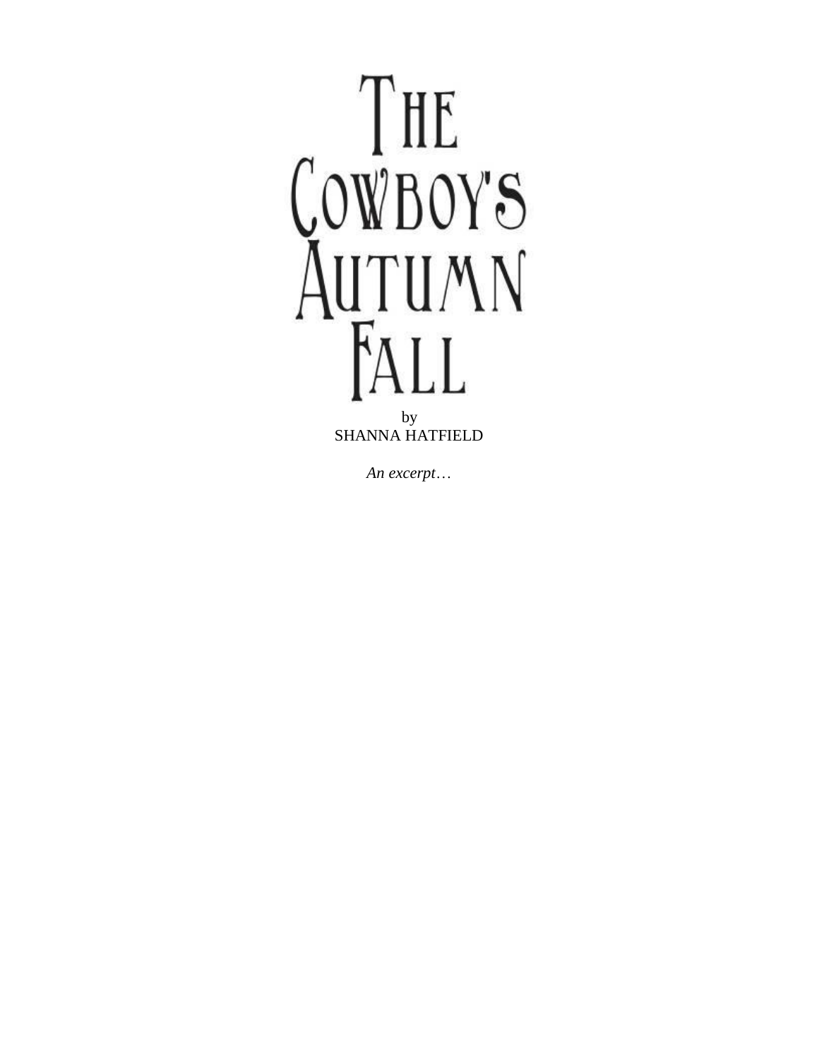# The Cowboy's Autumn Fall

by
SHANNA HATFIELD

*An excerpt…*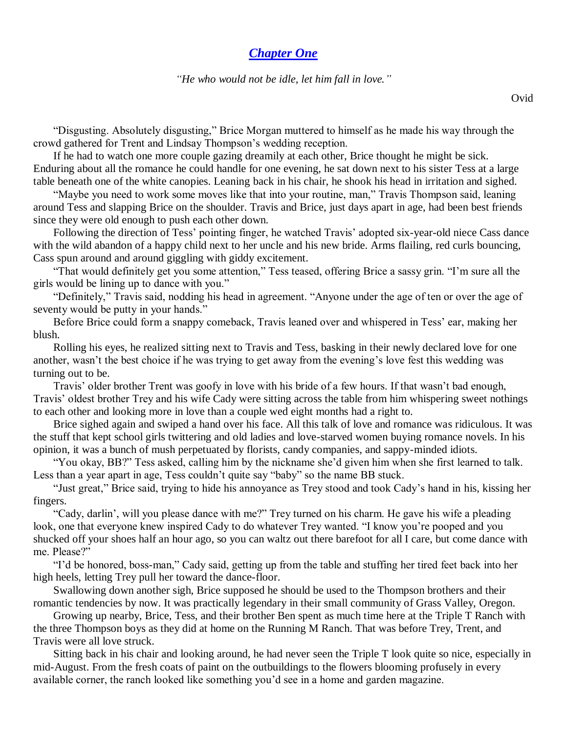## [Chapter One]()

*"He who would not be idle, let him fall in love."*

Ovid

"Disgusting. Absolutely disgusting," Brice Morgan muttered to himself as he made his way through the crowd gathered for Trent and Lindsay Thompson's wedding reception.

If he had to watch one more couple gazing dreamily at each other, Brice thought he might be sick. Enduring about all the romance he could handle for one evening, he sat down next to his sister Tess at a large table beneath one of the white canopies. Leaning back in his chair, he shook his head in irritation and sighed.

"Maybe you need to work some moves like that into your routine, man," Travis Thompson said, leaning around Tess and slapping Brice on the shoulder. Travis and Brice, just days apart in age, had been best friends since they were old enough to push each other down.

Following the direction of Tess' pointing finger, he watched Travis' adopted six-year-old niece Cass dance with the wild abandon of a happy child next to her uncle and his new bride. Arms flailing, red curls bouncing, Cass spun around and around giggling with giddy excitement.

"That would definitely get you some attention," Tess teased, offering Brice a sassy grin. "I'm sure all the girls would be lining up to dance with you."

"Definitely," Travis said, nodding his head in agreement. "Anyone under the age of ten or over the age of seventy would be putty in your hands."

Before Brice could form a snappy comeback, Travis leaned over and whispered in Tess' ear, making her blush.

Rolling his eyes, he realized sitting next to Travis and Tess, basking in their newly declared love for one another, wasn't the best choice if he was trying to get away from the evening's love fest this wedding was turning out to be.

Travis' older brother Trent was goofy in love with his bride of a few hours. If that wasn't bad enough, Travis' oldest brother Trey and his wife Cady were sitting across the table from him whispering sweet nothings to each other and looking more in love than a couple wed eight months had a right to.

Brice sighed again and swiped a hand over his face. All this talk of love and romance was ridiculous. It was the stuff that kept school girls twittering and old ladies and love-starved women buying romance novels. In his opinion, it was a bunch of mush perpetuated by florists, candy companies, and sappy-minded idiots.

"You okay, BB?" Tess asked, calling him by the nickname she'd given him when she first learned to talk. Less than a year apart in age, Tess couldn't quite say "baby" so the name BB stuck.

"Just great," Brice said, trying to hide his annoyance as Trey stood and took Cady's hand in his, kissing her fingers.

"Cady, darlin', will you please dance with me?" Trey turned on his charm. He gave his wife a pleading look, one that everyone knew inspired Cady to do whatever Trey wanted. "I know you're pooped and you shucked off your shoes half an hour ago, so you can waltz out there barefoot for all I care, but come dance with me. Please?"

"I'd be honored, boss-man," Cady said, getting up from the table and stuffing her tired feet back into her high heels, letting Trey pull her toward the dance-floor.

Swallowing down another sigh, Brice supposed he should be used to the Thompson brothers and their romantic tendencies by now. It was practically legendary in their small community of Grass Valley, Oregon.

Growing up nearby, Brice, Tess, and their brother Ben spent as much time here at the Triple T Ranch with the three Thompson boys as they did at home on the Running M Ranch. That was before Trey, Trent, and Travis were all love struck.

Sitting back in his chair and looking around, he had never seen the Triple T look quite so nice, especially in mid-August. From the fresh coats of paint on the outbuildings to the flowers blooming profusely in every available corner, the ranch looked like something you'd see in a home and garden magazine.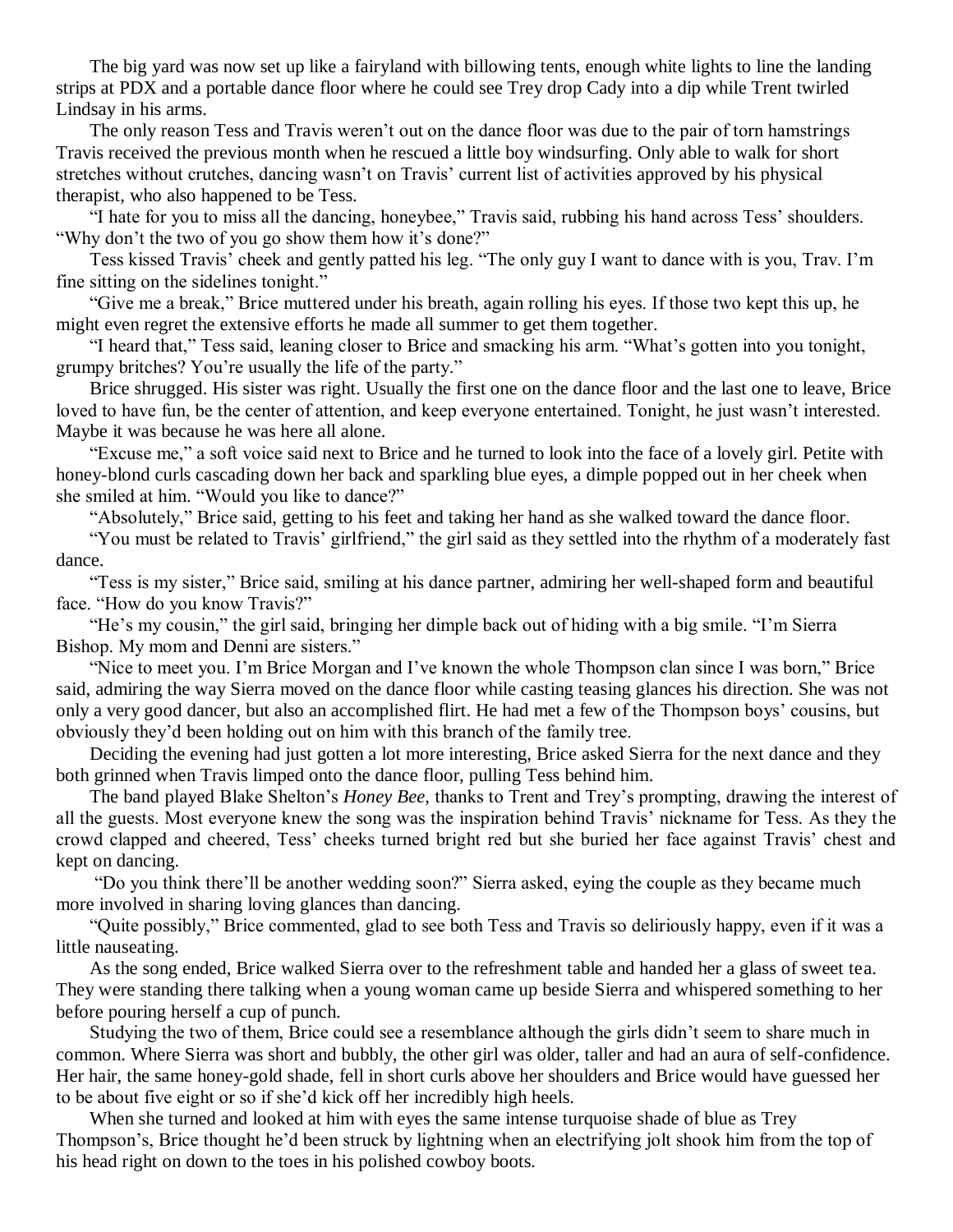The big yard was now set up like a fairyland with billowing tents, enough white lights to line the landing strips at PDX and a portable dance floor where he could see Trey drop Cady into a dip while Trent twirled Lindsay in his arms.

The only reason Tess and Travis weren't out on the dance floor was due to the pair of torn hamstrings Travis received the previous month when he rescued a little boy windsurfing. Only able to walk for short stretches without crutches, dancing wasn't on Travis' current list of activities approved by his physical therapist, who also happened to be Tess.

"I hate for you to miss all the dancing, honeybee," Travis said, rubbing his hand across Tess' shoulders. "Why don't the two of you go show them how it's done?"

Tess kissed Travis' cheek and gently patted his leg. "The only guy I want to dance with is you, Trav. I'm fine sitting on the sidelines tonight."

"Give me a break," Brice muttered under his breath, again rolling his eyes. If those two kept this up, he might even regret the extensive efforts he made all summer to get them together.

"I heard that," Tess said, leaning closer to Brice and smacking his arm. "What's gotten into you tonight, grumpy britches? You're usually the life of the party."

Brice shrugged. His sister was right. Usually the first one on the dance floor and the last one to leave, Brice loved to have fun, be the center of attention, and keep everyone entertained. Tonight, he just wasn't interested. Maybe it was because he was here all alone.

"Excuse me," a soft voice said next to Brice and he turned to look into the face of a lovely girl. Petite with honey-blond curls cascading down her back and sparkling blue eyes, a dimple popped out in her cheek when she smiled at him. "Would you like to dance?"

"Absolutely," Brice said, getting to his feet and taking her hand as she walked toward the dance floor.

"You must be related to Travis' girlfriend," the girl said as they settled into the rhythm of a moderately fast dance.

"Tess is my sister," Brice said, smiling at his dance partner, admiring her well-shaped form and beautiful face. "How do you know Travis?"

"He's my cousin," the girl said, bringing her dimple back out of hiding with a big smile. "I'm Sierra Bishop. My mom and Denni are sisters."

"Nice to meet you. I'm Brice Morgan and I've known the whole Thompson clan since I was born," Brice said, admiring the way Sierra moved on the dance floor while casting teasing glances his direction. She was not only a very good dancer, but also an accomplished flirt. He had met a few of the Thompson boys' cousins, but obviously they'd been holding out on him with this branch of the family tree.

Deciding the evening had just gotten a lot more interesting, Brice asked Sierra for the next dance and they both grinned when Travis limped onto the dance floor, pulling Tess behind him.

The band played Blake Shelton's *Honey Bee*, thanks to Trent and Trey's prompting, drawing the interest of all the guests. Most everyone knew the song was the inspiration behind Travis' nickname for Tess. As they the crowd clapped and cheered, Tess' cheeks turned bright red but she buried her face against Travis' chest and kept on dancing.

"Do you think there'll be another wedding soon?" Sierra asked, eying the couple as they became much more involved in sharing loving glances than dancing.

"Quite possibly," Brice commented, glad to see both Tess and Travis so deliriously happy, even if it was a little nauseating.

As the song ended, Brice walked Sierra over to the refreshment table and handed her a glass of sweet tea. They were standing there talking when a young woman came up beside Sierra and whispered something to her before pouring herself a cup of punch.

Studying the two of them, Brice could see a resemblance although the girls didn't seem to share much in common. Where Sierra was short and bubbly, the other girl was older, taller and had an aura of self-confidence. Her hair, the same honey-gold shade, fell in short curls above her shoulders and Brice would have guessed her to be about five eight or so if she'd kick off her incredibly high heels.

When she turned and looked at him with eyes the same intense turquoise shade of blue as Trey Thompson's, Brice thought he'd been struck by lightning when an electrifying jolt shook him from the top of his head right on down to the toes in his polished cowboy boots.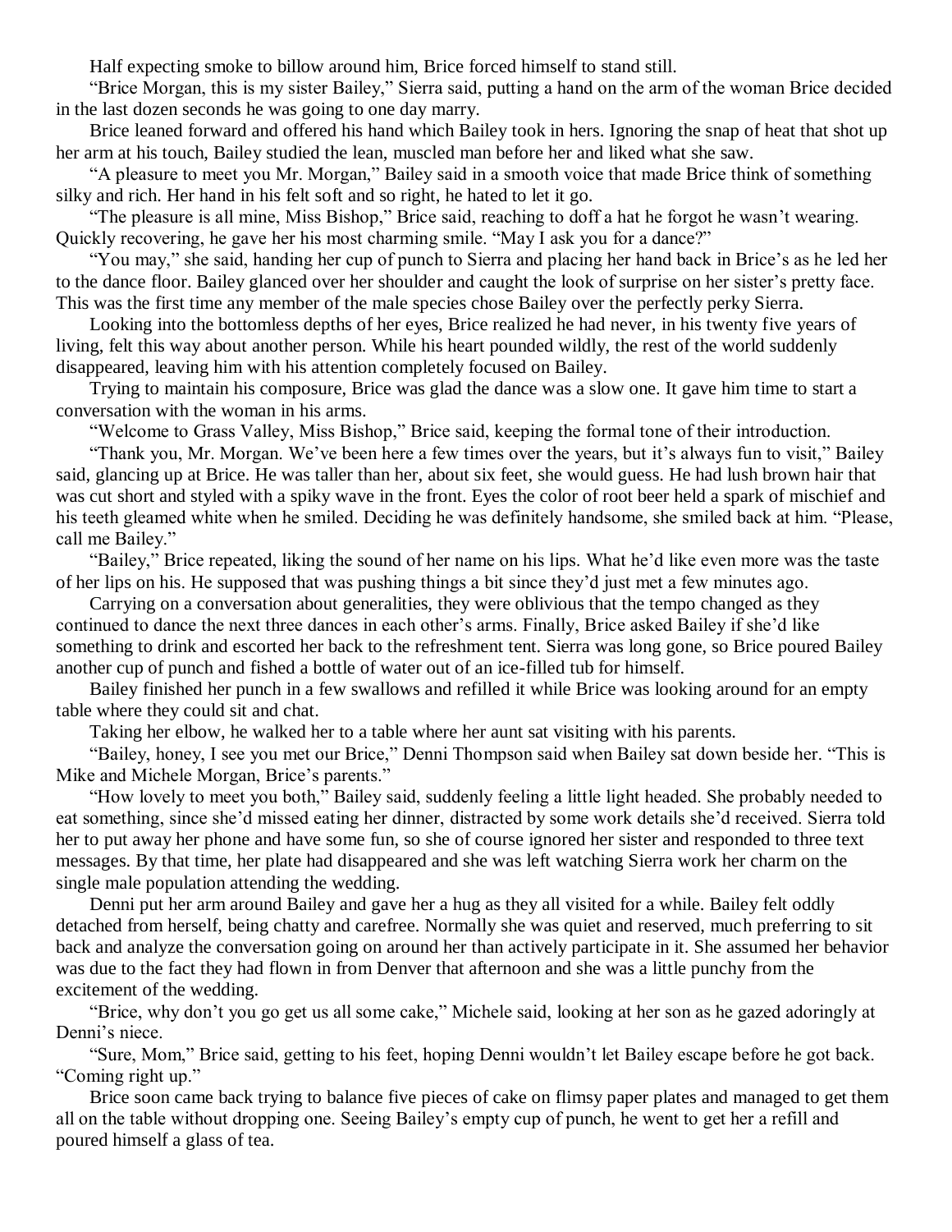Half expecting smoke to billow around him, Brice forced himself to stand still.

"Brice Morgan, this is my sister Bailey," Sierra said, putting a hand on the arm of the woman Brice decided in the last dozen seconds he was going to one day marry.

Brice leaned forward and offered his hand which Bailey took in hers. Ignoring the snap of heat that shot up her arm at his touch, Bailey studied the lean, muscled man before her and liked what she saw.

"A pleasure to meet you Mr. Morgan," Bailey said in a smooth voice that made Brice think of something silky and rich. Her hand in his felt soft and so right, he hated to let it go.

"The pleasure is all mine, Miss Bishop," Brice said, reaching to doff a hat he forgot he wasn't wearing. Quickly recovering, he gave her his most charming smile. "May I ask you for a dance?"

"You may," she said, handing her cup of punch to Sierra and placing her hand back in Brice's as he led her to the dance floor. Bailey glanced over her shoulder and caught the look of surprise on her sister's pretty face. This was the first time any member of the male species chose Bailey over the perfectly perky Sierra.

Looking into the bottomless depths of her eyes, Brice realized he had never, in his twenty five years of living, felt this way about another person. While his heart pounded wildly, the rest of the world suddenly disappeared, leaving him with his attention completely focused on Bailey.

Trying to maintain his composure, Brice was glad the dance was a slow one. It gave him time to start a conversation with the woman in his arms.

"Welcome to Grass Valley, Miss Bishop," Brice said, keeping the formal tone of their introduction.

"Thank you, Mr. Morgan. We've been here a few times over the years, but it's always fun to visit," Bailey said, glancing up at Brice. He was taller than her, about six feet, she would guess. He had lush brown hair that was cut short and styled with a spiky wave in the front. Eyes the color of root beer held a spark of mischief and his teeth gleamed white when he smiled. Deciding he was definitely handsome, she smiled back at him. "Please, call me Bailey."

"Bailey," Brice repeated, liking the sound of her name on his lips. What he'd like even more was the taste of her lips on his. He supposed that was pushing things a bit since they'd just met a few minutes ago.

Carrying on a conversation about generalities, they were oblivious that the tempo changed as they continued to dance the next three dances in each other's arms. Finally, Brice asked Bailey if she'd like something to drink and escorted her back to the refreshment tent. Sierra was long gone, so Brice poured Bailey another cup of punch and fished a bottle of water out of an ice-filled tub for himself.

Bailey finished her punch in a few swallows and refilled it while Brice was looking around for an empty table where they could sit and chat.

Taking her elbow, he walked her to a table where her aunt sat visiting with his parents.

"Bailey, honey, I see you met our Brice," Denni Thompson said when Bailey sat down beside her. "This is Mike and Michele Morgan, Brice's parents."

"How lovely to meet you both," Bailey said, suddenly feeling a little light headed. She probably needed to eat something, since she'd missed eating her dinner, distracted by some work details she'd received. Sierra told her to put away her phone and have some fun, so she of course ignored her sister and responded to three text messages. By that time, her plate had disappeared and she was left watching Sierra work her charm on the single male population attending the wedding.

Denni put her arm around Bailey and gave her a hug as they all visited for a while. Bailey felt oddly detached from herself, being chatty and carefree. Normally she was quiet and reserved, much preferring to sit back and analyze the conversation going on around her than actively participate in it. She assumed her behavior was due to the fact they had flown in from Denver that afternoon and she was a little punchy from the excitement of the wedding.

"Brice, why don't you go get us all some cake," Michele said, looking at her son as he gazed adoringly at Denni's niece.

"Sure, Mom," Brice said, getting to his feet, hoping Denni wouldn't let Bailey escape before he got back. "Coming right up."

Brice soon came back trying to balance five pieces of cake on flimsy paper plates and managed to get them all on the table without dropping one. Seeing Bailey's empty cup of punch, he went to get her a refill and poured himself a glass of tea.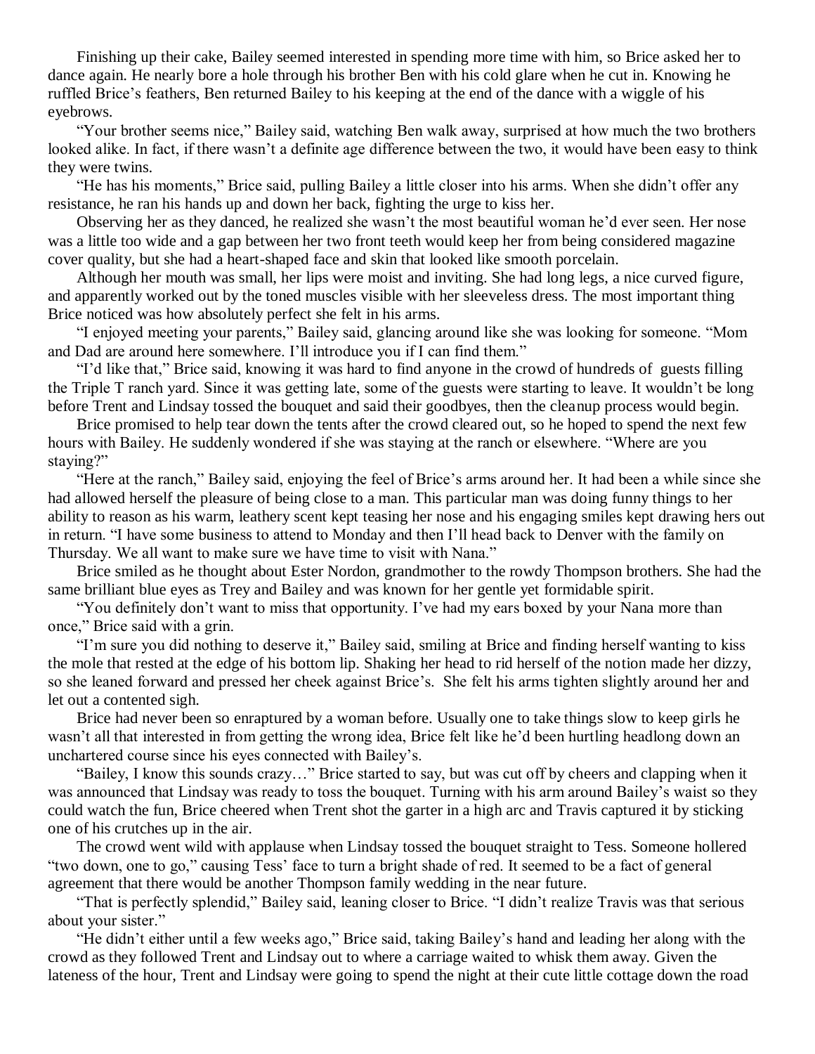Finishing up their cake, Bailey seemed interested in spending more time with him, so Brice asked her to dance again. He nearly bore a hole through his brother Ben with his cold glare when he cut in. Knowing he ruffled Brice's feathers, Ben returned Bailey to his keeping at the end of the dance with a wiggle of his eyebrows.

"Your brother seems nice," Bailey said, watching Ben walk away, surprised at how much the two brothers looked alike. In fact, if there wasn't a definite age difference between the two, it would have been easy to think they were twins.

"He has his moments," Brice said, pulling Bailey a little closer into his arms. When she didn't offer any resistance, he ran his hands up and down her back, fighting the urge to kiss her.

Observing her as they danced, he realized she wasn't the most beautiful woman he'd ever seen. Her nose was a little too wide and a gap between her two front teeth would keep her from being considered magazine cover quality, but she had a heart-shaped face and skin that looked like smooth porcelain.

Although her mouth was small, her lips were moist and inviting. She had long legs, a nice curved figure, and apparently worked out by the toned muscles visible with her sleeveless dress. The most important thing Brice noticed was how absolutely perfect she felt in his arms.

"I enjoyed meeting your parents," Bailey said, glancing around like she was looking for someone. "Mom and Dad are around here somewhere. I'll introduce you if I can find them."

"I'd like that," Brice said, knowing it was hard to find anyone in the crowd of hundreds of guests filling the Triple T ranch yard. Since it was getting late, some of the guests were starting to leave. It wouldn't be long before Trent and Lindsay tossed the bouquet and said their goodbyes, then the cleanup process would begin.

Brice promised to help tear down the tents after the crowd cleared out, so he hoped to spend the next few hours with Bailey. He suddenly wondered if she was staying at the ranch or elsewhere. "Where are you staying?"

"Here at the ranch," Bailey said, enjoying the feel of Brice's arms around her. It had been a while since she had allowed herself the pleasure of being close to a man. This particular man was doing funny things to her ability to reason as his warm, leathery scent kept teasing her nose and his engaging smiles kept drawing hers out in return. "I have some business to attend to Monday and then I'll head back to Denver with the family on Thursday. We all want to make sure we have time to visit with Nana."

Brice smiled as he thought about Ester Nordon, grandmother to the rowdy Thompson brothers. She had the same brilliant blue eyes as Trey and Bailey and was known for her gentle yet formidable spirit.

"You definitely don't want to miss that opportunity. I've had my ears boxed by your Nana more than once," Brice said with a grin.

"I'm sure you did nothing to deserve it," Bailey said, smiling at Brice and finding herself wanting to kiss the mole that rested at the edge of his bottom lip. Shaking her head to rid herself of the notion made her dizzy, so she leaned forward and pressed her cheek against Brice's. She felt his arms tighten slightly around her and let out a contented sigh.

Brice had never been so enraptured by a woman before. Usually one to take things slow to keep girls he wasn't all that interested in from getting the wrong idea, Brice felt like he'd been hurtling headlong down an unchartered course since his eyes connected with Bailey's.

"Bailey, I know this sounds crazy…" Brice started to say, but was cut off by cheers and clapping when it was announced that Lindsay was ready to toss the bouquet. Turning with his arm around Bailey's waist so they could watch the fun, Brice cheered when Trent shot the garter in a high arc and Travis captured it by sticking one of his crutches up in the air.

The crowd went wild with applause when Lindsay tossed the bouquet straight to Tess. Someone hollered "two down, one to go," causing Tess' face to turn a bright shade of red. It seemed to be a fact of general agreement that there would be another Thompson family wedding in the near future.

"That is perfectly splendid," Bailey said, leaning closer to Brice. "I didn't realize Travis was that serious about your sister."

"He didn't either until a few weeks ago," Brice said, taking Bailey's hand and leading her along with the crowd as they followed Trent and Lindsay out to where a carriage waited to whisk them away. Given the lateness of the hour, Trent and Lindsay were going to spend the night at their cute little cottage down the road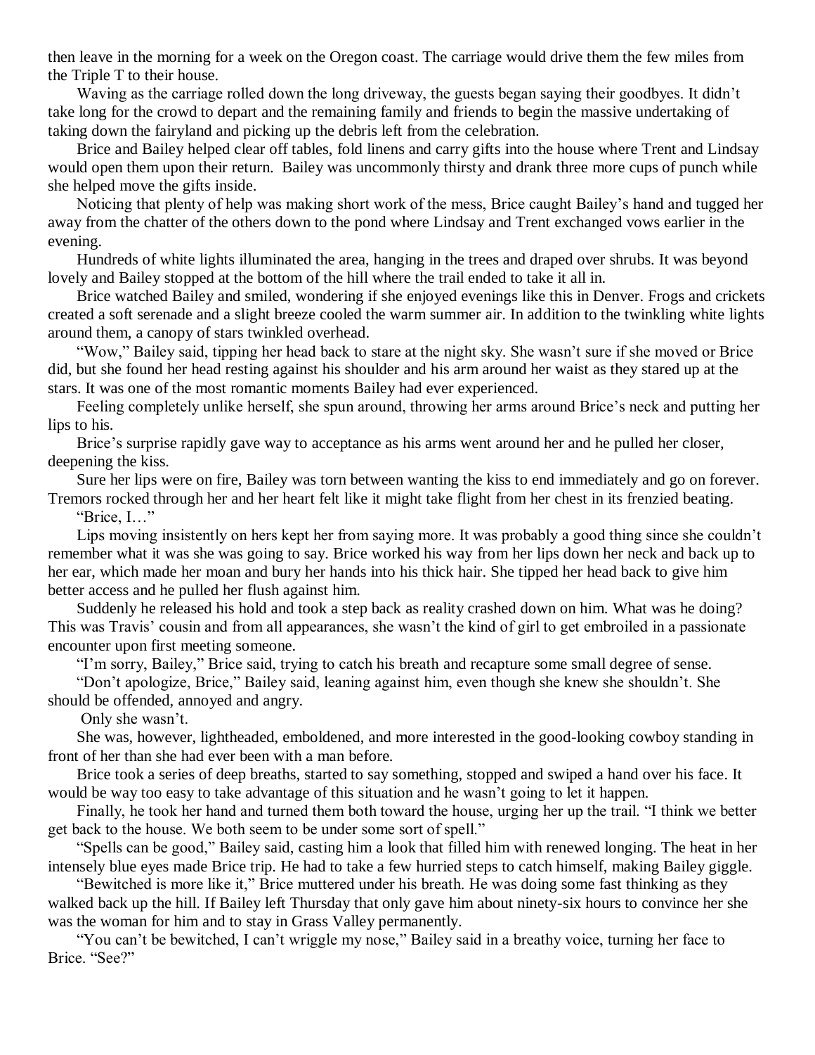then leave in the morning for a week on the Oregon coast. The carriage would drive them the few miles from the Triple T to their house.

Waving as the carriage rolled down the long driveway, the guests began saying their goodbyes. It didn't take long for the crowd to depart and the remaining family and friends to begin the massive undertaking of taking down the fairyland and picking up the debris left from the celebration.

Brice and Bailey helped clear off tables, fold linens and carry gifts into the house where Trent and Lindsay would open them upon their return. Bailey was uncommonly thirsty and drank three more cups of punch while she helped move the gifts inside.

Noticing that plenty of help was making short work of the mess, Brice caught Bailey's hand and tugged her away from the chatter of the others down to the pond where Lindsay and Trent exchanged vows earlier in the evening.

Hundreds of white lights illuminated the area, hanging in the trees and draped over shrubs. It was beyond lovely and Bailey stopped at the bottom of the hill where the trail ended to take it all in.

Brice watched Bailey and smiled, wondering if she enjoyed evenings like this in Denver. Frogs and crickets created a soft serenade and a slight breeze cooled the warm summer air. In addition to the twinkling white lights around them, a canopy of stars twinkled overhead.

"Wow," Bailey said, tipping her head back to stare at the night sky. She wasn't sure if she moved or Brice did, but she found her head resting against his shoulder and his arm around her waist as they stared up at the stars. It was one of the most romantic moments Bailey had ever experienced.

Feeling completely unlike herself, she spun around, throwing her arms around Brice's neck and putting her lips to his.

Brice's surprise rapidly gave way to acceptance as his arms went around her and he pulled her closer, deepening the kiss.

Sure her lips were on fire, Bailey was torn between wanting the kiss to end immediately and go on forever. Tremors rocked through her and her heart felt like it might take flight from her chest in its frenzied beating.

"Brice, I…"

Lips moving insistently on hers kept her from saying more. It was probably a good thing since she couldn't remember what it was she was going to say. Brice worked his way from her lips down her neck and back up to her ear, which made her moan and bury her hands into his thick hair. She tipped her head back to give him better access and he pulled her flush against him.

Suddenly he released his hold and took a step back as reality crashed down on him. What was he doing? This was Travis' cousin and from all appearances, she wasn't the kind of girl to get embroiled in a passionate encounter upon first meeting someone.

"I'm sorry, Bailey," Brice said, trying to catch his breath and recapture some small degree of sense.

"Don't apologize, Brice," Bailey said, leaning against him, even though she knew she shouldn't. She should be offended, annoyed and angry.

Only she wasn't.

She was, however, lightheaded, emboldened, and more interested in the good-looking cowboy standing in front of her than she had ever been with a man before.

Brice took a series of deep breaths, started to say something, stopped and swiped a hand over his face. It would be way too easy to take advantage of this situation and he wasn't going to let it happen.

Finally, he took her hand and turned them both toward the house, urging her up the trail. "I think we better get back to the house. We both seem to be under some sort of spell."

"Spells can be good," Bailey said, casting him a look that filled him with renewed longing. The heat in her intensely blue eyes made Brice trip. He had to take a few hurried steps to catch himself, making Bailey giggle.

"Bewitched is more like it," Brice muttered under his breath. He was doing some fast thinking as they walked back up the hill. If Bailey left Thursday that only gave him about ninety-six hours to convince her she was the woman for him and to stay in Grass Valley permanently.

"You can't be bewitched, I can't wriggle my nose," Bailey said in a breathy voice, turning her face to Brice. "See?"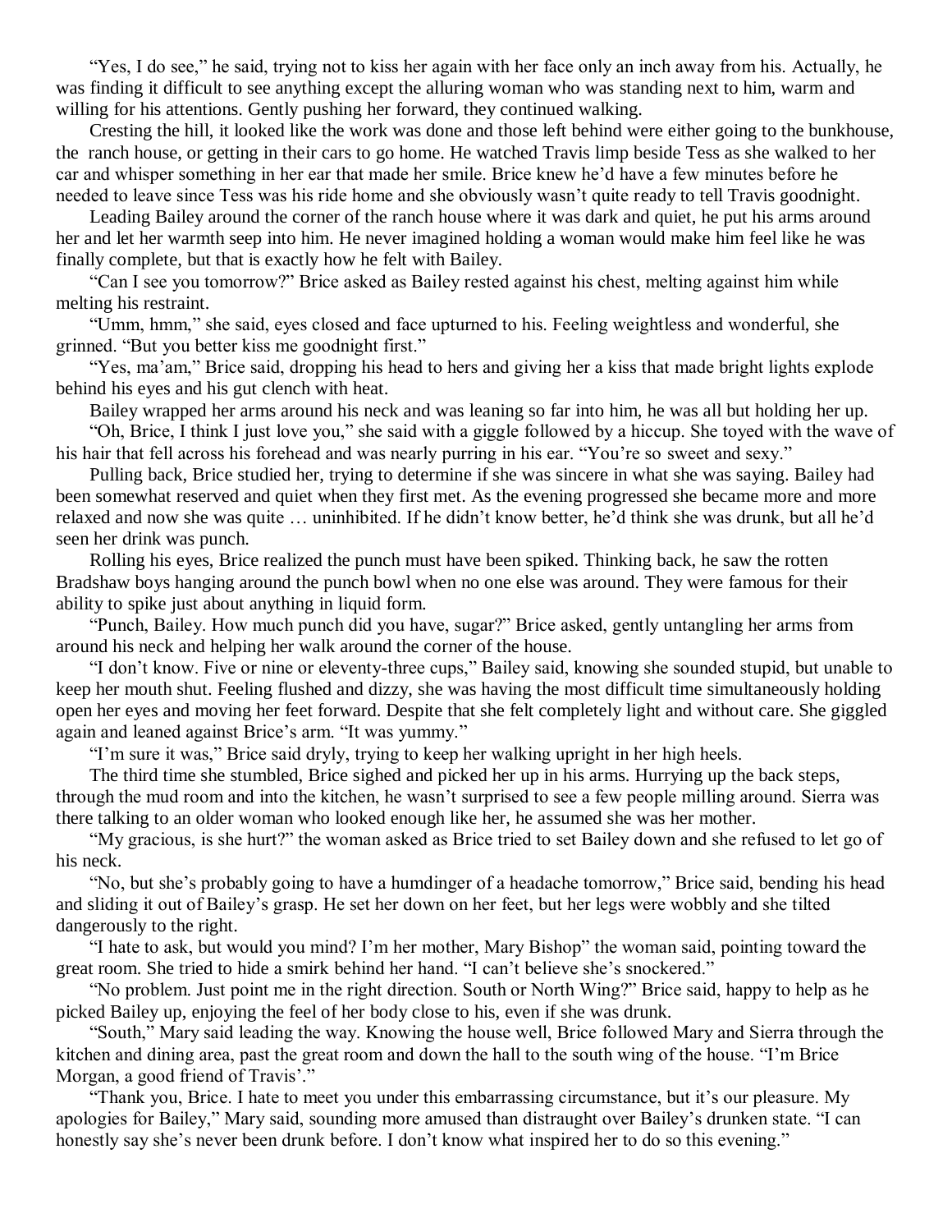"Yes, I do see," he said, trying not to kiss her again with her face only an inch away from his. Actually, he was finding it difficult to see anything except the alluring woman who was standing next to him, warm and willing for his attentions. Gently pushing her forward, they continued walking.

Cresting the hill, it looked like the work was done and those left behind were either going to the bunkhouse, the ranch house, or getting in their cars to go home. He watched Travis limp beside Tess as she walked to her car and whisper something in her ear that made her smile. Brice knew he'd have a few minutes before he needed to leave since Tess was his ride home and she obviously wasn't quite ready to tell Travis goodnight.

Leading Bailey around the corner of the ranch house where it was dark and quiet, he put his arms around her and let her warmth seep into him. He never imagined holding a woman would make him feel like he was finally complete, but that is exactly how he felt with Bailey.

"Can I see you tomorrow?" Brice asked as Bailey rested against his chest, melting against him while melting his restraint.

"Umm, hmm," she said, eyes closed and face upturned to his. Feeling weightless and wonderful, she grinned. "But you better kiss me goodnight first."

"Yes, ma'am," Brice said, dropping his head to hers and giving her a kiss that made bright lights explode behind his eyes and his gut clench with heat.

Bailey wrapped her arms around his neck and was leaning so far into him, he was all but holding her up.

"Oh, Brice, I think I just love you," she said with a giggle followed by a hiccup. She toyed with the wave of his hair that fell across his forehead and was nearly purring in his ear. "You're so sweet and sexy."

Pulling back, Brice studied her, trying to determine if she was sincere in what she was saying. Bailey had been somewhat reserved and quiet when they first met. As the evening progressed she became more and more relaxed and now she was quite … uninhibited. If he didn't know better, he'd think she was drunk, but all he'd seen her drink was punch.

Rolling his eyes, Brice realized the punch must have been spiked. Thinking back, he saw the rotten Bradshaw boys hanging around the punch bowl when no one else was around. They were famous for their ability to spike just about anything in liquid form.

"Punch, Bailey. How much punch did you have, sugar?" Brice asked, gently untangling her arms from around his neck and helping her walk around the corner of the house.

"I don't know. Five or nine or eleventy-three cups," Bailey said, knowing she sounded stupid, but unable to keep her mouth shut. Feeling flushed and dizzy, she was having the most difficult time simultaneously holding open her eyes and moving her feet forward. Despite that she felt completely light and without care. She giggled again and leaned against Brice's arm. "It was yummy."

"I'm sure it was," Brice said dryly, trying to keep her walking upright in her high heels.

The third time she stumbled, Brice sighed and picked her up in his arms. Hurrying up the back steps, through the mud room and into the kitchen, he wasn't surprised to see a few people milling around. Sierra was there talking to an older woman who looked enough like her, he assumed she was her mother.

"My gracious, is she hurt?" the woman asked as Brice tried to set Bailey down and she refused to let go of his neck.

"No, but she's probably going to have a humdinger of a headache tomorrow," Brice said, bending his head and sliding it out of Bailey's grasp. He set her down on her feet, but her legs were wobbly and she tilted dangerously to the right.

"I hate to ask, but would you mind? I'm her mother, Mary Bishop" the woman said, pointing toward the great room. She tried to hide a smirk behind her hand. "I can't believe she's snockered."

"No problem. Just point me in the right direction. South or North Wing?" Brice said, happy to help as he picked Bailey up, enjoying the feel of her body close to his, even if she was drunk.

"South," Mary said leading the way. Knowing the house well, Brice followed Mary and Sierra through the kitchen and dining area, past the great room and down the hall to the south wing of the house. "I'm Brice Morgan, a good friend of Travis'."

"Thank you, Brice. I hate to meet you under this embarrassing circumstance, but it's our pleasure. My apologies for Bailey," Mary said, sounding more amused than distraught over Bailey's drunken state. "I can honestly say she's never been drunk before. I don't know what inspired her to do so this evening."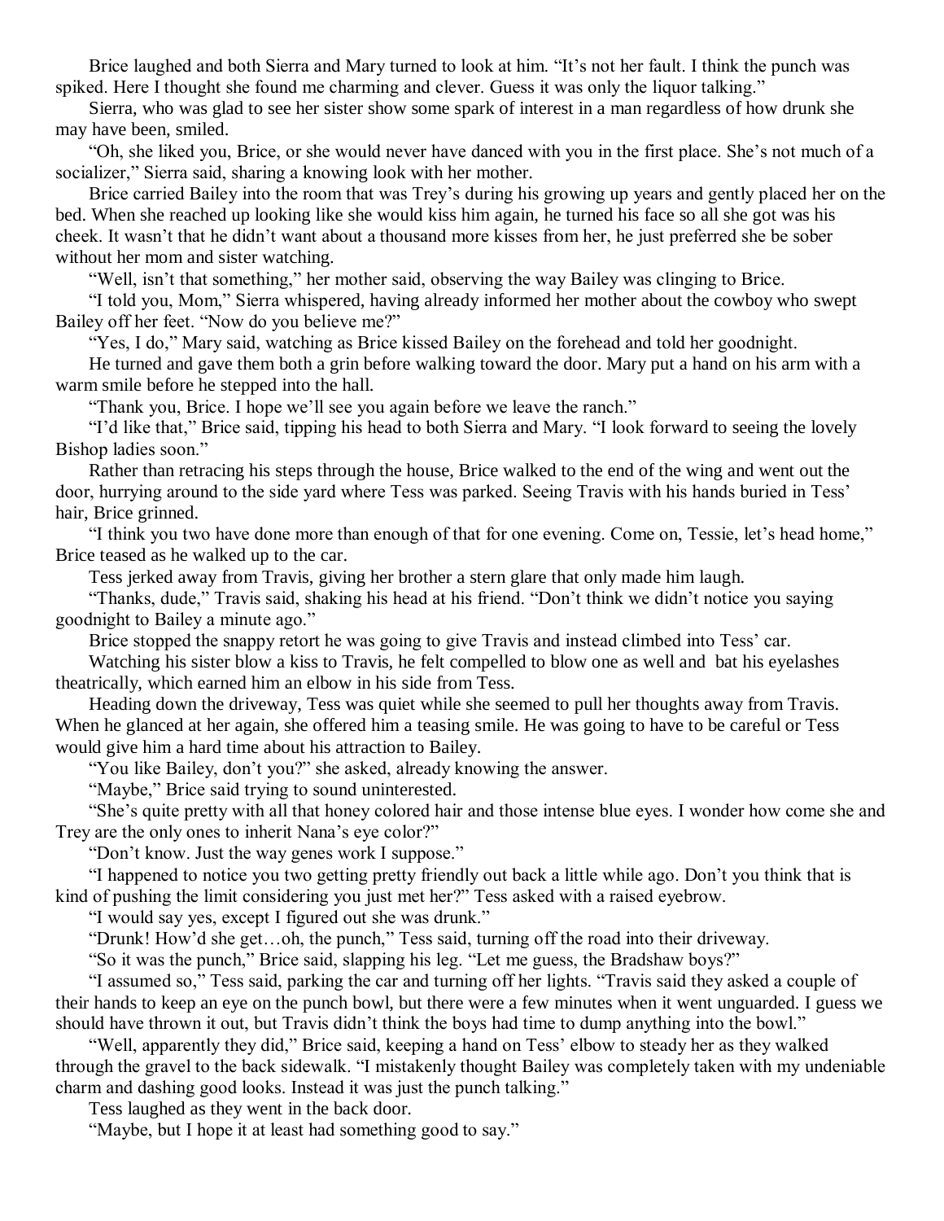Brice laughed and both Sierra and Mary turned to look at him. "It's not her fault. I think the punch was spiked. Here I thought she found me charming and clever. Guess it was only the liquor talking."

Sierra, who was glad to see her sister show some spark of interest in a man regardless of how drunk she may have been, smiled.

"Oh, she liked you, Brice, or she would never have danced with you in the first place. She's not much of a socializer," Sierra said, sharing a knowing look with her mother.

Brice carried Bailey into the room that was Trey's during his growing up years and gently placed her on the bed. When she reached up looking like she would kiss him again, he turned his face so all she got was his cheek. It wasn't that he didn't want about a thousand more kisses from her, he just preferred she be sober without her mom and sister watching.

"Well, isn't that something," her mother said, observing the way Bailey was clinging to Brice.

"I told you, Mom," Sierra whispered, having already informed her mother about the cowboy who swept Bailey off her feet. "Now do you believe me?"

"Yes, I do," Mary said, watching as Brice kissed Bailey on the forehead and told her goodnight.

He turned and gave them both a grin before walking toward the door. Mary put a hand on his arm with a warm smile before he stepped into the hall.

"Thank you, Brice. I hope we'll see you again before we leave the ranch."

"I'd like that," Brice said, tipping his head to both Sierra and Mary. "I look forward to seeing the lovely Bishop ladies soon."

Rather than retracing his steps through the house, Brice walked to the end of the wing and went out the door, hurrying around to the side yard where Tess was parked. Seeing Travis with his hands buried in Tess' hair, Brice grinned.

"I think you two have done more than enough of that for one evening. Come on, Tessie, let's head home," Brice teased as he walked up to the car.

Tess jerked away from Travis, giving her brother a stern glare that only made him laugh.

"Thanks, dude," Travis said, shaking his head at his friend. "Don't think we didn't notice you saying goodnight to Bailey a minute ago."

Brice stopped the snappy retort he was going to give Travis and instead climbed into Tess' car.

Watching his sister blow a kiss to Travis, he felt compelled to blow one as well and bat his eyelashes theatrically, which earned him an elbow in his side from Tess.

Heading down the driveway, Tess was quiet while she seemed to pull her thoughts away from Travis. When he glanced at her again, she offered him a teasing smile. He was going to have to be careful or Tess would give him a hard time about his attraction to Bailey.

"You like Bailey, don't you?" she asked, already knowing the answer.

"Maybe," Brice said trying to sound uninterested.

"She's quite pretty with all that honey colored hair and those intense blue eyes. I wonder how come she and Trey are the only ones to inherit Nana's eye color?"

"Don't know. Just the way genes work I suppose."

"I happened to notice you two getting pretty friendly out back a little while ago. Don't you think that is kind of pushing the limit considering you just met her?" Tess asked with a raised eyebrow.

"I would say yes, except I figured out she was drunk."

"Drunk! How'd she get…oh, the punch," Tess said, turning off the road into their driveway.

"So it was the punch," Brice said, slapping his leg. "Let me guess, the Bradshaw boys?"

"I assumed so," Tess said, parking the car and turning off her lights. "Travis said they asked a couple of their hands to keep an eye on the punch bowl, but there were a few minutes when it went unguarded. I guess we should have thrown it out, but Travis didn't think the boys had time to dump anything into the bowl."

"Well, apparently they did," Brice said, keeping a hand on Tess' elbow to steady her as they walked through the gravel to the back sidewalk. "I mistakenly thought Bailey was completely taken with my undeniable charm and dashing good looks. Instead it was just the punch talking."

Tess laughed as they went in the back door.

"Maybe, but I hope it at least had something good to say."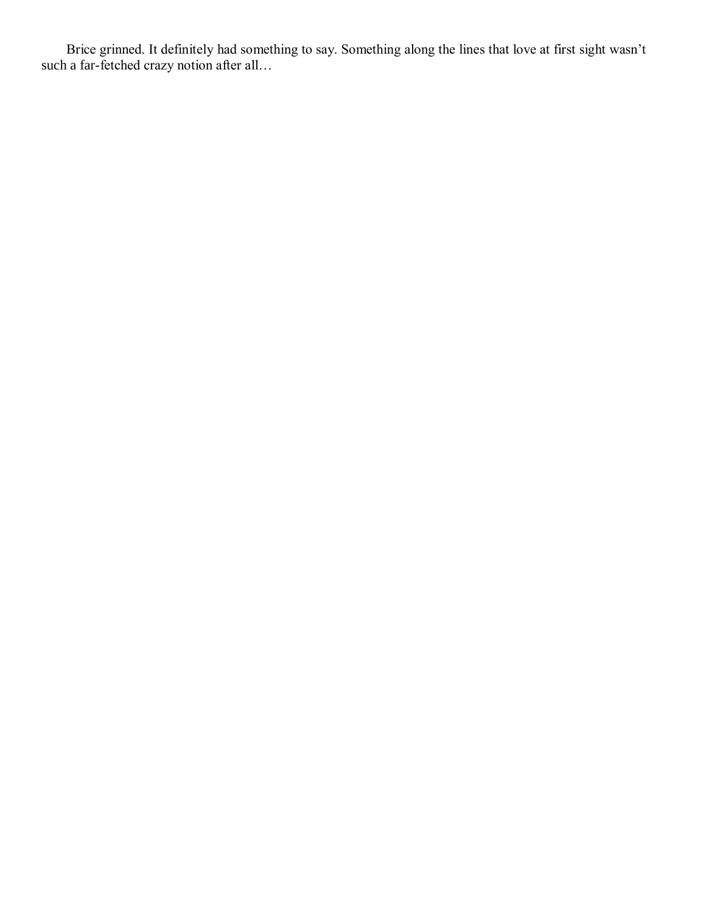Brice grinned. It definitely had something to say. Something along the lines that love at first sight wasn't such a far-fetched crazy notion after all…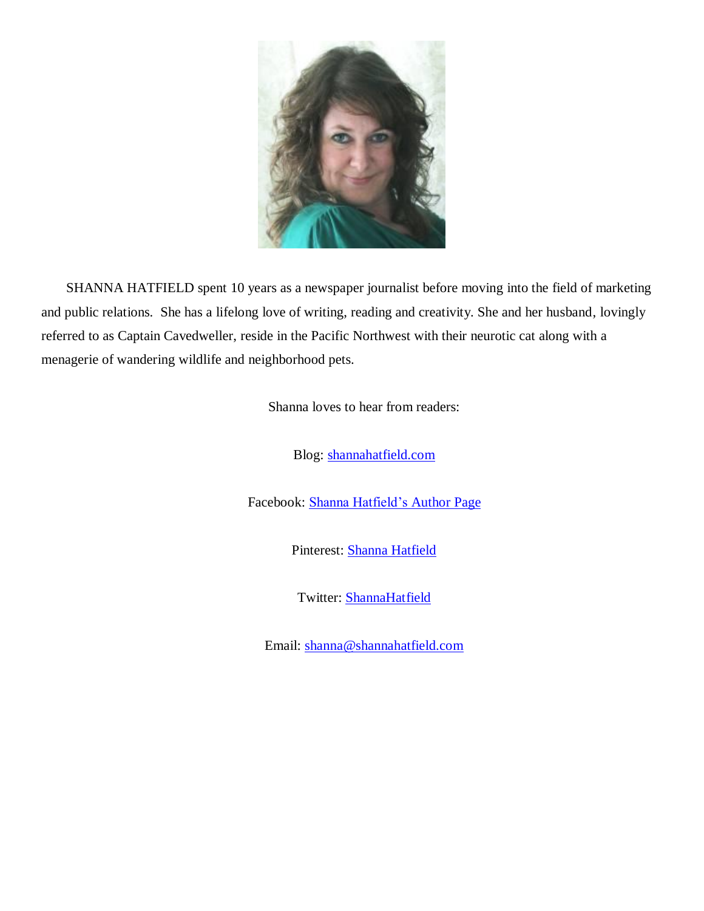SHANNA HATFIELD spent 10 years as a newspaper journalist before moving into the field of marketing and public relations. She has a lifelong love of writing, reading and creativity. She and her husband, lovingly referred to as Captain Cavedweller, reside in the Pacific Northwest with their neurotic cat along with a menagerie of wandering wildlife and neighborhood pets.

Shanna loves to hear from readers:

Blog: shannahatfield.com

Facebook: Shanna Hatfield's Author Page

Pinterest: Shanna Hatfield

Twitter: ShannaHatfield

Email: shanna@shannahatfield.com